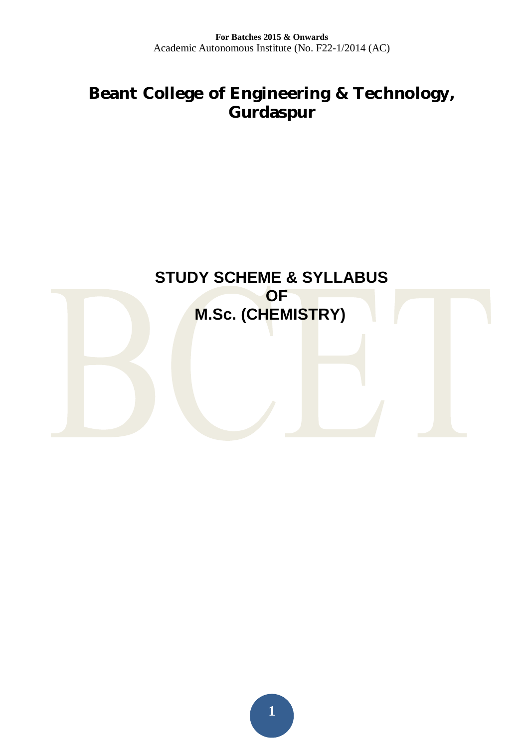**For Batches 2015 & Onwards**

Academic Autonomous Institute (No. F22-1/2014 (AC)

# Beant College of Engineering & Technology, Gurdaspur

## STUDY SCHEME & SYLLABUS OF M.Sc. (CHEMISTRY)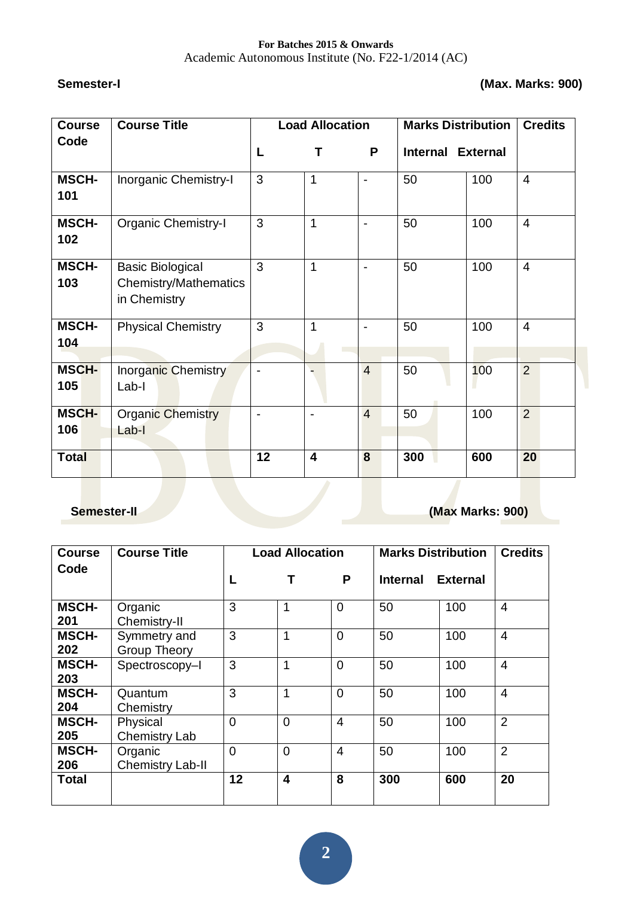**For Batches 2015 & Onwards**
Academic Autonomous Institute (No. F22-1/2014 (AC)

**Semester-I** **(Max. Marks: 900)**

| Course Code | Course Title | Load Allocation | | | Marks Distribution | | Credits |
|---|---|---|---|---|---|---|---|
| | | L | T | P | Internal | External | |
| **MSCH-101** | Inorganic Chemistry-I | 3 | 1 | - | 50 | 100 | 4 |
| **MSCH-102** | Organic Chemistry-I | 3 | 1 | - | 50 | 100 | 4 |
| **MSCH-103** | Basic Biological Chemistry/Mathematics in Chemistry | 3 | 1 | - | 50 | 100 | 4 |
| **MSCH-104** | Physical Chemistry | 3 | 1 | - | 50 | 100 | 4 |
| **MSCH-105** | Inorganic Chemistry Lab-I | - | - | 4 | 50 | 100 | 2 |
| **MSCH-106** | Organic Chemistry Lab-I | - | - | 4 | 50 | 100 | 2 |
| **Total** | | **12** | **4** | **8** | **300** | **600** | **20** |

**Semester-II** **(Max Marks: 900)**

| Course Code | Course Title | Load Allocation | | | Marks Distribution | | Credits |
|---|---|---|---|---|---|---|---|
| | | L | T | P | Internal | External | |
| **MSCH-201** | Organic Chemistry-II | 3 | 1 | 0 | 50 | 100 | 4 |
| **MSCH-202** | Symmetry and Group Theory | 3 | 1 | 0 | 50 | 100 | 4 |
| **MSCH-203** | Spectroscopy–I | 3 | 1 | 0 | 50 | 100 | 4 |
| **MSCH-204** | Quantum Chemistry | 3 | 1 | 0 | 50 | 100 | 4 |
| **MSCH-205** | Physical Chemistry Lab | 0 | 0 | 4 | 50 | 100 | 2 |
| **MSCH-206** | Organic Chemistry Lab-II | 0 | 0 | 4 | 50 | 100 | 2 |
| **Total** | | **12** | **4** | **8** | **300** | **600** | **20** |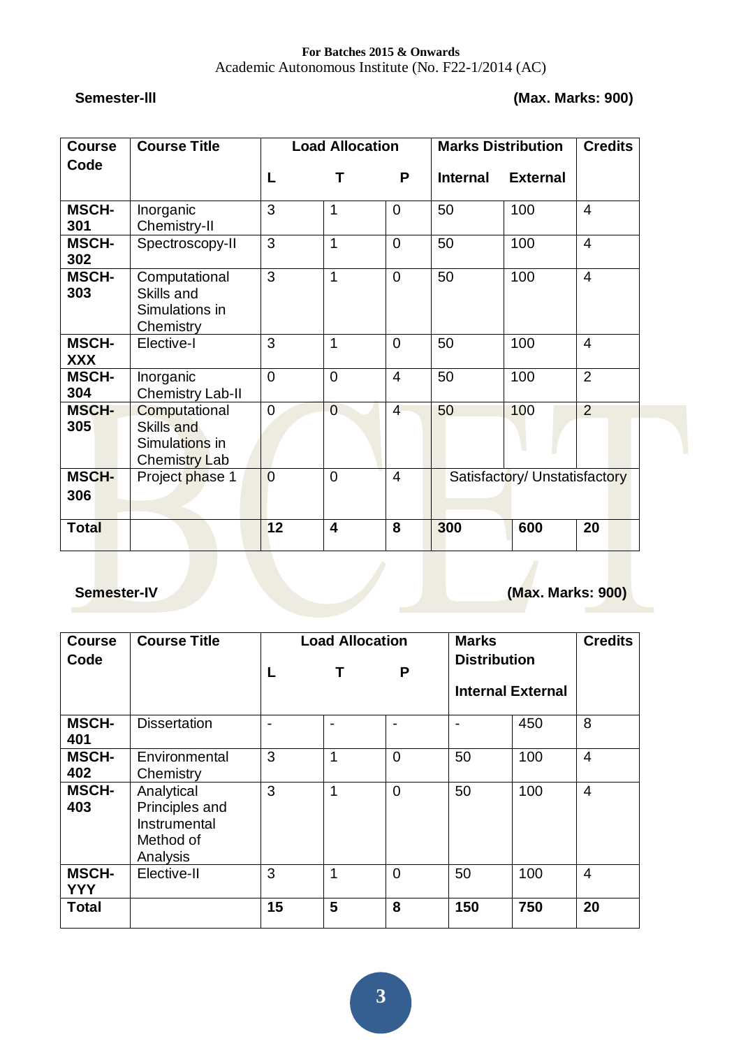**For Batches 2015 & Onwards**
Academic Autonomous Institute (No. F22-1/2014 (AC)

**Semester-III** **(Max. Marks: 900)**

| Course Code | Course Title | Load Allocation | | | Marks Distribution | | Credits |
|---|---|---|---|---|---|---|---|
| | | L | T | P | Internal | External | |
| **MSCH-301** | Inorganic Chemistry-II | 3 | 1 | 0 | 50 | 100 | 4 |
| **MSCH-302** | Spectroscopy-II | 3 | 1 | 0 | 50 | 100 | 4 |
| **MSCH-303** | Computational Skills and Simulations in Chemistry | 3 | 1 | 0 | 50 | 100 | 4 |
| **MSCH-XXX** | Elective-I | 3 | 1 | 0 | 50 | 100 | 4 |
| **MSCH-304** | Inorganic Chemistry Lab-II | 0 | 0 | 4 | 50 | 100 | 2 |
| **MSCH-305** | Computational Skills and Simulations in Chemistry Lab | 0 | 0 | 4 | 50 | 100 | 2 |
| **MSCH-306** | Project phase 1 | 0 | 0 | 4 | Satisfactory/ Unstatisfactory | | |
| **Total** | | **12** | **4** | **8** | **300** | **600** | **20** |

**Semester-IV** **(Max. Marks: 900)**

| Course Code | Course Title | Load Allocation | | | Marks Distribution | | Credits |
|---|---|---|---|---|---|---|---|
| | | L | T | P | Internal | External | |
| **MSCH-401** | Dissertation | - | - | - | - | 450 | 8 |
| **MSCH-402** | Environmental Chemistry | 3 | 1 | 0 | 50 | 100 | 4 |
| **MSCH-403** | Analytical Principles and Instrumental Method of Analysis | 3 | 1 | 0 | 50 | 100 | 4 |
| **MSCH-YYY** | Elective-II | 3 | 1 | 0 | 50 | 100 | 4 |
| **Total** | | **15** | **5** | **8** | **150** | **750** | **20** |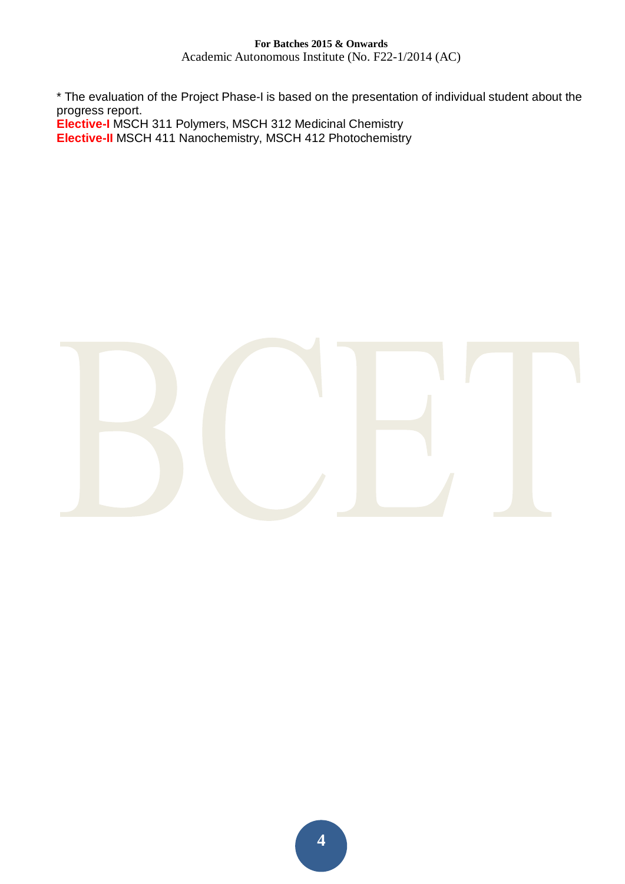* The evaluation of the Project Phase-I is based on the presentation of individual student about the progress report.

**Elective-I** MSCH 311 Polymers, MSCH 312 Medicinal Chemistry

**Elective-II** MSCH 411 Nanochemistry, MSCH 412 Photochemistry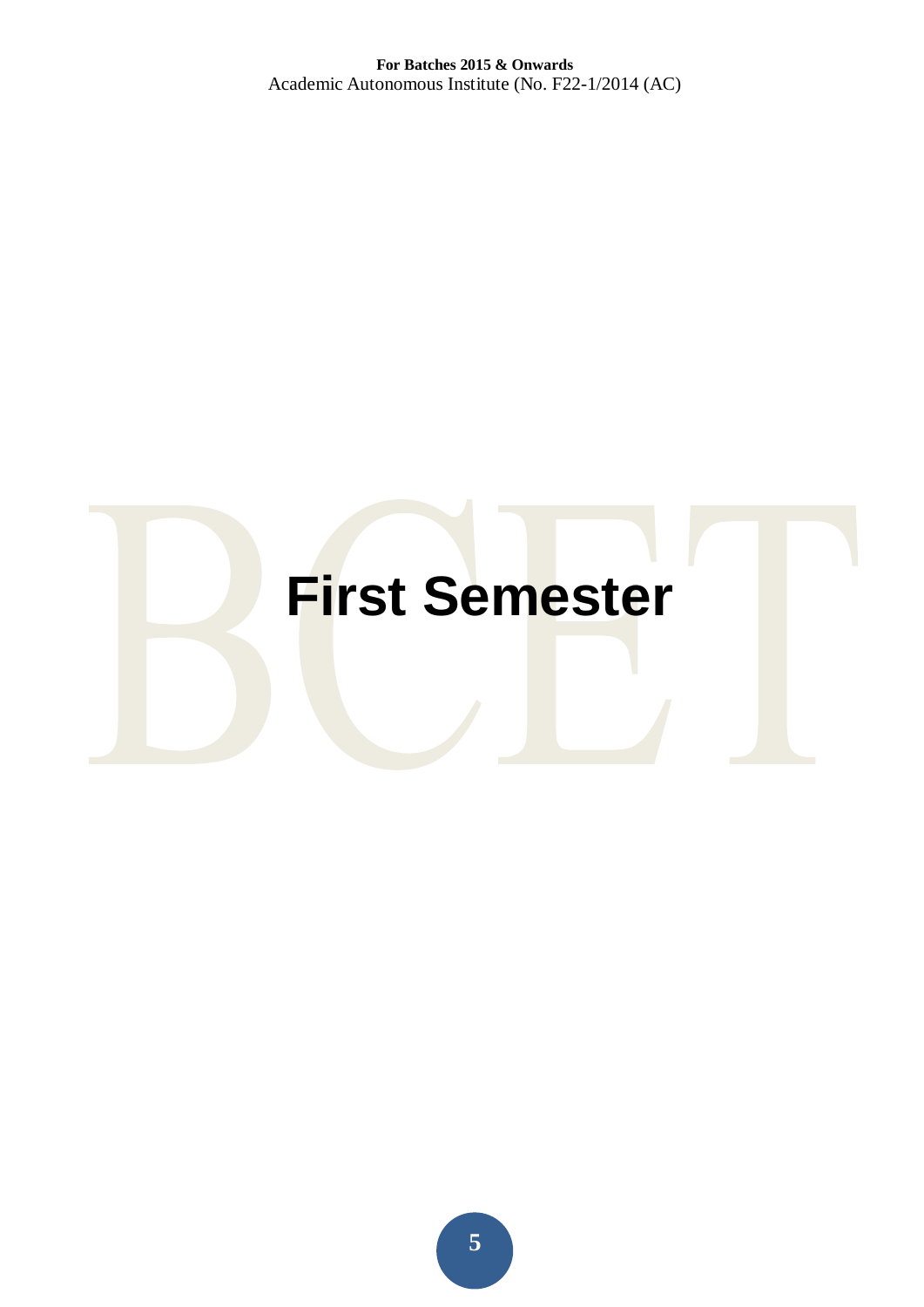# First Semester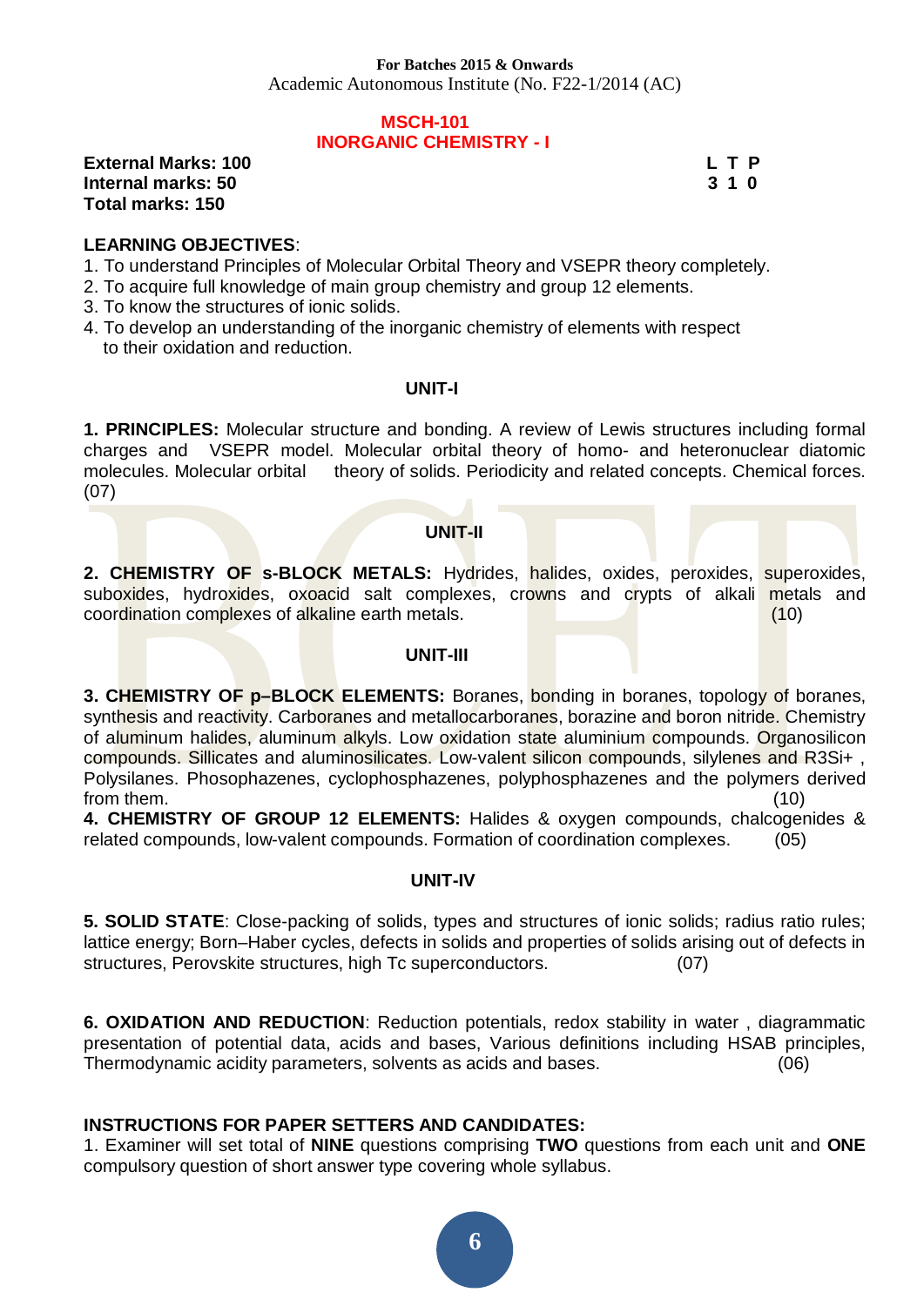**For Batches 2015 & Onwards**
Academic Autonomous Institute (No. F22-1/2014 (AC)

## MSCH-101
## INORGANIC CHEMISTRY - I

**External Marks: 100**
**Internal marks: 50**
**Total marks: 150**

| L | T | P |
|---|---|---|
| 3 | 1 | 0 |

**LEARNING OBJECTIVES**:
1. To understand Principles of Molecular Orbital Theory and VSEPR theory completely.
2. To acquire full knowledge of main group chemistry and group 12 elements.
3. To know the structures of ionic solids.
4. To develop an understanding of the inorganic chemistry of elements with respect to their oxidation and reduction.

### UNIT-I

**1. PRINCIPLES:** Molecular structure and bonding. A review of Lewis structures including formal charges and VSEPR model. Molecular orbital theory of homo- and heteronuclear diatomic molecules. Molecular orbital theory of solids. Periodicity and related concepts. Chemical forces. (07)

### UNIT-II

**2. CHEMISTRY OF s-BLOCK METALS:** Hydrides, halides, oxides, peroxides, superoxides, suboxides, hydroxides, oxoacid salt complexes, crowns and crypts of alkali metals and coordination complexes of alkaline earth metals. (10)

### UNIT-III

**3. CHEMISTRY OF p–BLOCK ELEMENTS:** Boranes, bonding in boranes, topology of boranes, synthesis and reactivity. Carboranes and metallocarboranes, borazine and boron nitride. Chemistry of aluminum halides, aluminum alkyls. Low oxidation state aluminium compounds. Organosilicon compounds. Sillicates and aluminosilicates. Low-valent silicon compounds, silylenes and $R_3Si^+$, Polysilanes. Phosophazenes, cyclophosphazenes, polyphosphazenes and the polymers derived from them. (10)

**4. CHEMISTRY OF GROUP 12 ELEMENTS:** Halides & oxygen compounds, chalcogenides & related compounds, low-valent compounds. Formation of coordination complexes. (05)

### UNIT-IV

**5. SOLID STATE**: Close-packing of solids, types and structures of ionic solids; radius ratio rules; lattice energy; Born–Haber cycles, defects in solids and properties of solids arising out of defects in structures, Perovskite structures, high Tc superconductors. (07)

**6. OXIDATION AND REDUCTION**: Reduction potentials, redox stability in water , diagrammatic presentation of potential data, acids and bases, Various definitions including HSAB principles, Thermodynamic acidity parameters, solvents as acids and bases. (06)

**INSTRUCTIONS FOR PAPER SETTERS AND CANDIDATES:**
1. Examiner will set total of **NINE** questions comprising **TWO** questions from each unit and **ONE** compulsory question of short answer type covering whole syllabus.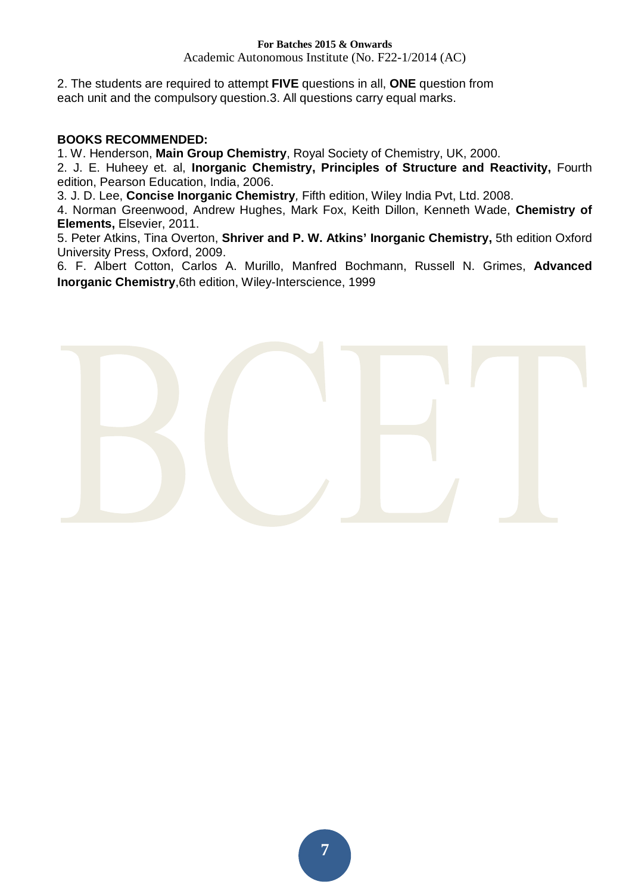2. The students are required to attempt **FIVE** questions in all, **ONE** question from each unit and the compulsory question.3. All questions carry equal marks.

**BOOKS RECOMMENDED:**

1. W. Henderson, **Main Group Chemistry**, Royal Society of Chemistry, UK, 2000.
2. J. E. Huheey et. al, **Inorganic Chemistry, Principles of Structure and Reactivity,** Fourth edition, Pearson Education, India, 2006.
3. J. D. Lee, **Concise Inorganic Chemistry***,* Fifth edition, Wiley India Pvt, Ltd. 2008.
4. Norman Greenwood, Andrew Hughes, Mark Fox, Keith Dillon, Kenneth Wade, **Chemistry of Elements,** Elsevier, 2011.
5. Peter Atkins, Tina Overton, **Shriver and P. W. Atkins' Inorganic Chemistry,** 5th edition Oxford University Press, Oxford, 2009.
6. F. Albert Cotton, Carlos A. Murillo, Manfred Bochmann, Russell N. Grimes, **Advanced Inorganic Chemistry**,6th edition, Wiley-Interscience, 1999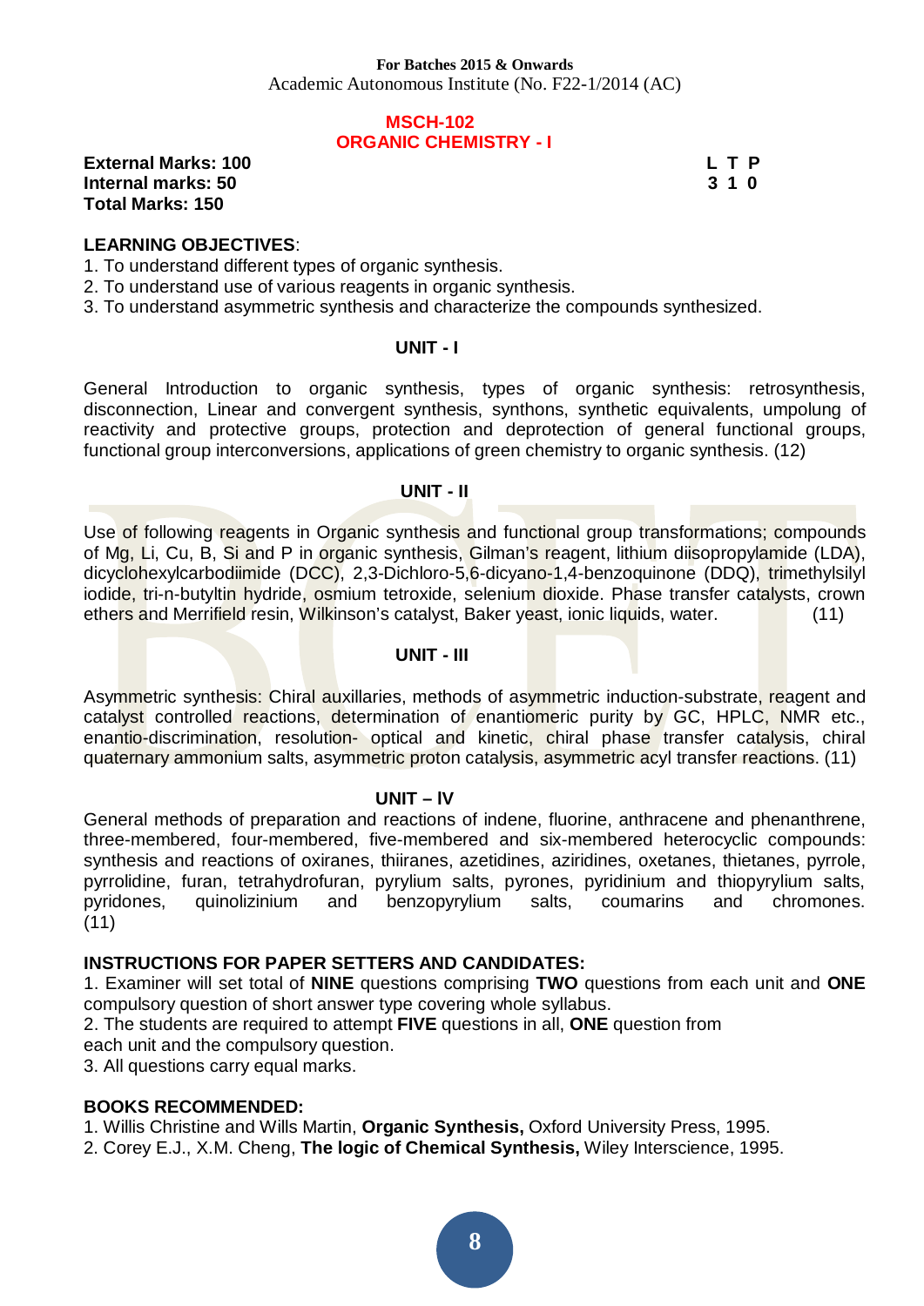**For Batches 2015 & Onwards**
Academic Autonomous Institute (No. F22-1/2014 (AC)

## MSCH-102
## ORGANIC CHEMISTRY - I

**External Marks: 100** | **L T P**
**Internal marks: 50** | **3 1 0**
**Total Marks: 150**

**LEARNING OBJECTIVES**:
1. To understand different types of organic synthesis.
2. To understand use of various reagents in organic synthesis.
3. To understand asymmetric synthesis and characterize the compounds synthesized.

### UNIT - I

General Introduction to organic synthesis, types of organic synthesis: retrosynthesis, disconnection, Linear and convergent synthesis, synthons, synthetic equivalents, umpolung of reactivity and protective groups, protection and deprotection of general functional groups, functional group interconversions, applications of green chemistry to organic synthesis. (12)

### UNIT - II

Use of following reagents in Organic synthesis and functional group transformations; compounds of Mg, Li, Cu, B, Si and P in organic synthesis, Gilman's reagent, lithium diisopropylamide (LDA), dicyclohexylcarbodiimide (DCC), 2,3-Dichloro-5,6-dicyano-1,4-benzoquinone (DDQ), trimethylsilyl iodide, tri-n-butyltin hydride, osmium tetroxide, selenium dioxide. Phase transfer catalysts, crown ethers and Merrifield resin, Wilkinson's catalyst, Baker yeast, ionic liquids, water. (11)

### UNIT - III

Asymmetric synthesis: Chiral auxillaries, methods of asymmetric induction-substrate, reagent and catalyst controlled reactions, determination of enantiomeric purity by GC, HPLC, NMR etc., enantio-discrimination, resolution- optical and kinetic, chiral phase transfer catalysis, chiral quaternary ammonium salts, asymmetric proton catalysis, asymmetric acyl transfer reactions. (11)

### UNIT – IV

General methods of preparation and reactions of indene, fluorine, anthracene and phenanthrene, three-membered, four-membered, five-membered and six-membered heterocyclic compounds: synthesis and reactions of oxiranes, thiiranes, azetidines, aziridines, oxetanes, thietanes, pyrrole, pyrrolidine, furan, tetrahydrofuran, pyrylium salts, pyrones, pyridinium and thiopyrylium salts, pyridones, quinolizinium and benzopyrylium salts, coumarins and chromones. (11)

**INSTRUCTIONS FOR PAPER SETTERS AND CANDIDATES:**
1. Examiner will set total of **NINE** questions comprising **TWO** questions from each unit and **ONE** compulsory question of short answer type covering whole syllabus.
2. The students are required to attempt **FIVE** questions in all, **ONE** question from each unit and the compulsory question.
3. All questions carry equal marks.

**BOOKS RECOMMENDED:**
1. Willis Christine and Wills Martin, **Organic Synthesis,** Oxford University Press, 1995.
2. Corey E.J., X.M. Cheng, **The logic of Chemical Synthesis,** Wiley Interscience, 1995.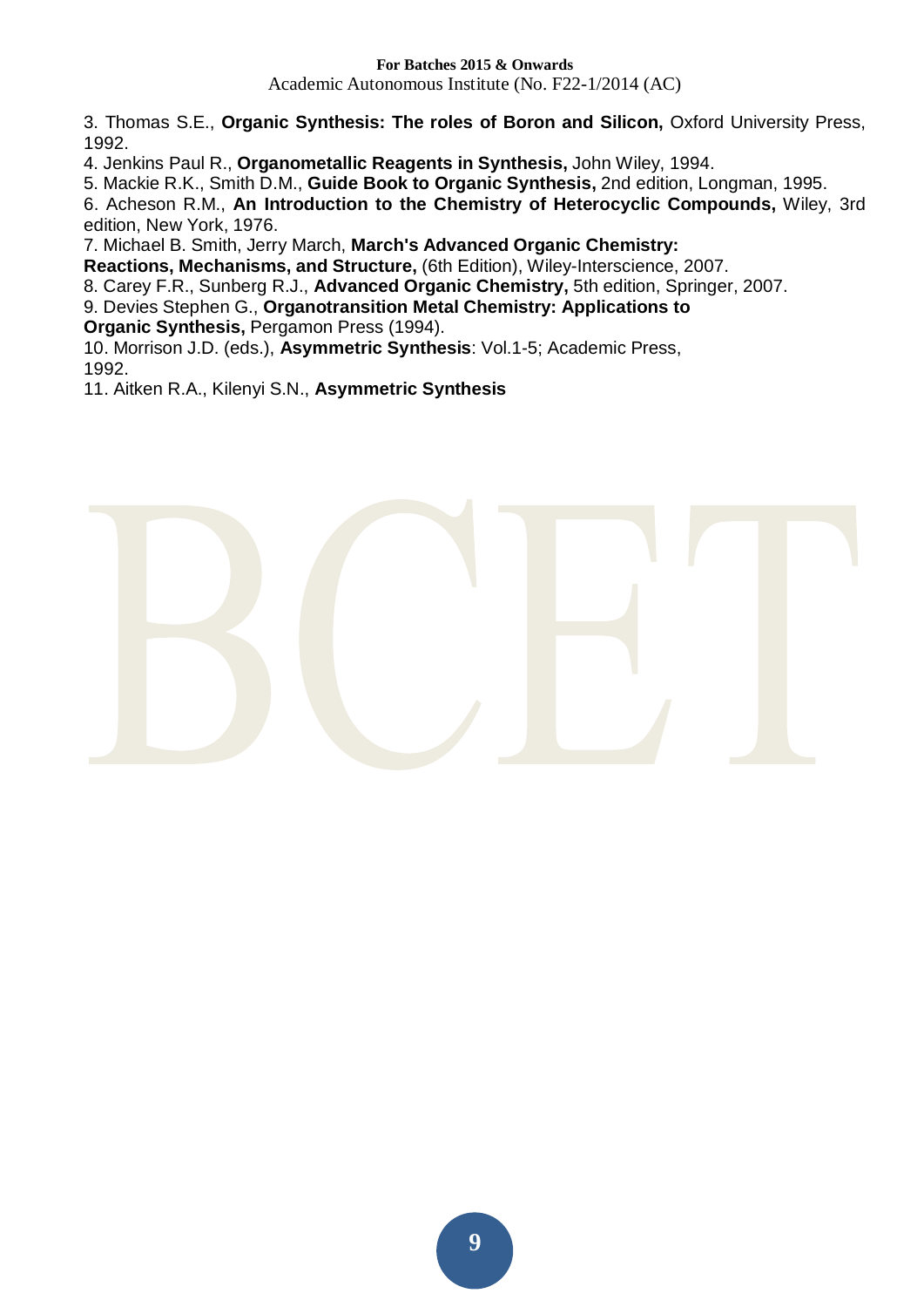3. Thomas S.E., **Organic Synthesis: The roles of Boron and Silicon,** Oxford University Press, 1992.

4. Jenkins Paul R., **Organometallic Reagents in Synthesis,** John Wiley, 1994.

5. Mackie R.K., Smith D.M., **Guide Book to Organic Synthesis,** 2nd edition, Longman, 1995.

6. Acheson R.M., **An Introduction to the Chemistry of Heterocyclic Compounds,** Wiley, 3rd edition, New York, 1976.

7. Michael B. Smith, Jerry March, **March's Advanced Organic Chemistry: Reactions, Mechanisms, and Structure,** (6th Edition), Wiley-Interscience, 2007.

8. Carey F.R., Sunberg R.J., **Advanced Organic Chemistry,** 5th edition, Springer, 2007.

9. Devies Stephen G., **Organotransition Metal Chemistry: Applications to Organic Synthesis,** Pergamon Press (1994).

10. Morrison J.D. (eds.), **Asymmetric Synthesis**: Vol.1-5; Academic Press, 1992.

11. Aitken R.A., Kilenyi S.N., **Asymmetric Synthesis**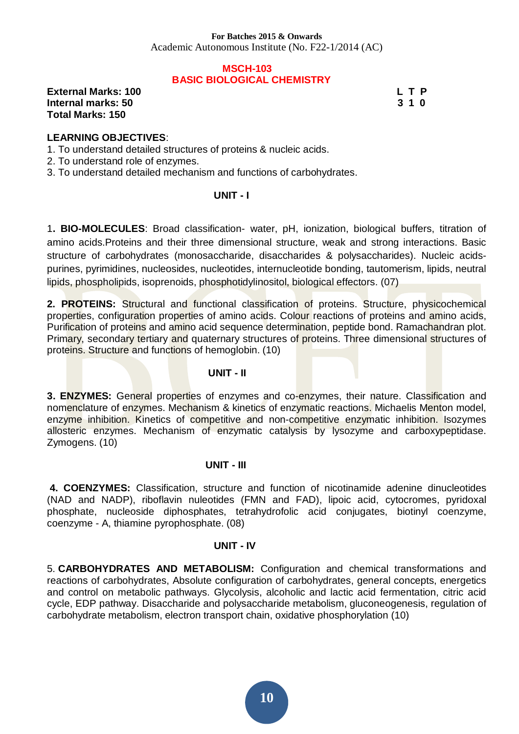**For Batches 2015 & Onwards**
Academic Autonomous Institute (No. F22-1/2014 (AC)

## MSCH-103
## BASIC BIOLOGICAL CHEMISTRY

**External Marks: 100**
**Internal marks: 50**
**Total Marks: 150**

| L | T | P |
|---|---|---|
| 3 | 1 | 0 |

**LEARNING OBJECTIVES**:

1. To understand detailed structures of proteins & nucleic acids.
2. To understand role of enzymes.
3. To understand detailed mechanism and functions of carbohydrates.

### UNIT - I

1**. BIO-MOLECULES**: Broad classification- water, pH, ionization, biological buffers, titration of amino acids.Proteins and their three dimensional structure, weak and strong interactions. Basic structure of carbohydrates (monosaccharide, disaccharides & polysaccharides). Nucleic acids- purines, pyrimidines, nucleosides, nucleotides, internucleotide bonding, tautomerism, lipids, neutral lipids, phospholipids, isoprenoids, phosphotidylinositol, biological effectors. (07)

**2. PROTEINS:** Structural and functional classification of proteins. Structure, physicochemical properties, configuration properties of amino acids. Colour reactions of proteins and amino acids, Purification of proteins and amino acid sequence determination, peptide bond. Ramachandran plot. Primary, secondary tertiary and quaternary structures of proteins. Three dimensional structures of proteins. Structure and functions of hemoglobin. (10)

### UNIT - II

**3. ENZYMES:** General properties of enzymes and co-enzymes, their nature. Classification and nomenclature of enzymes. Mechanism & kinetics of enzymatic reactions. Michaelis Menton model, enzyme inhibition. Kinetics of competitive and non-competitive enzymatic inhibition. Isozymes allosteric enzymes. Mechanism of enzymatic catalysis by lysozyme and carboxypeptidase. Zymogens. (10)

### UNIT - III

**4. COENZYMES:** Classification, structure and function of nicotinamide adenine dinucleotides (NAD and NADP), riboflavin nuleotides (FMN and FAD), lipoic acid, cytocromes, pyridoxal phosphate, nucleoside diphosphates, tetrahydrofolic acid conjugates, biotinyl coenzyme, coenzyme - A, thiamine pyrophosphate. (08)

### UNIT - IV

5. **CARBOHYDRATES AND METABOLISM:** Configuration and chemical transformations and reactions of carbohydrates, Absolute configuration of carbohydrates, general concepts, energetics and control on metabolic pathways. Glycolysis, alcoholic and lactic acid fermentation, citric acid cycle, EDP pathway. Disaccharide and polysaccharide metabolism, gluconeogenesis, regulation of carbohydrate metabolism, electron transport chain, oxidative phosphorylation (10)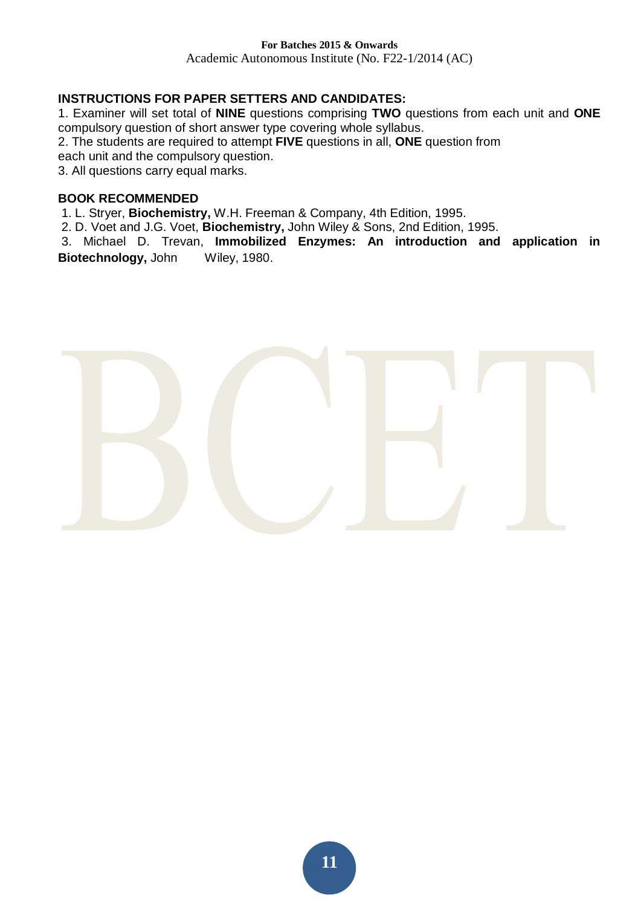**INSTRUCTIONS FOR PAPER SETTERS AND CANDIDATES:**

1. Examiner will set total of **NINE** questions comprising **TWO** questions from each unit and **ONE** compulsory question of short answer type covering whole syllabus.
2. The students are required to attempt **FIVE** questions in all, **ONE** question from each unit and the compulsory question.
3. All questions carry equal marks.

**BOOK RECOMMENDED**

1. L. Stryer, **Biochemistry,** W.H. Freeman & Company, 4th Edition, 1995.
2. D. Voet and J.G. Voet, **Biochemistry,** John Wiley & Sons, 2nd Edition, 1995.
3. Michael D. Trevan, **Immobilized Enzymes: An introduction and application in Biotechnology,** John Wiley, 1980.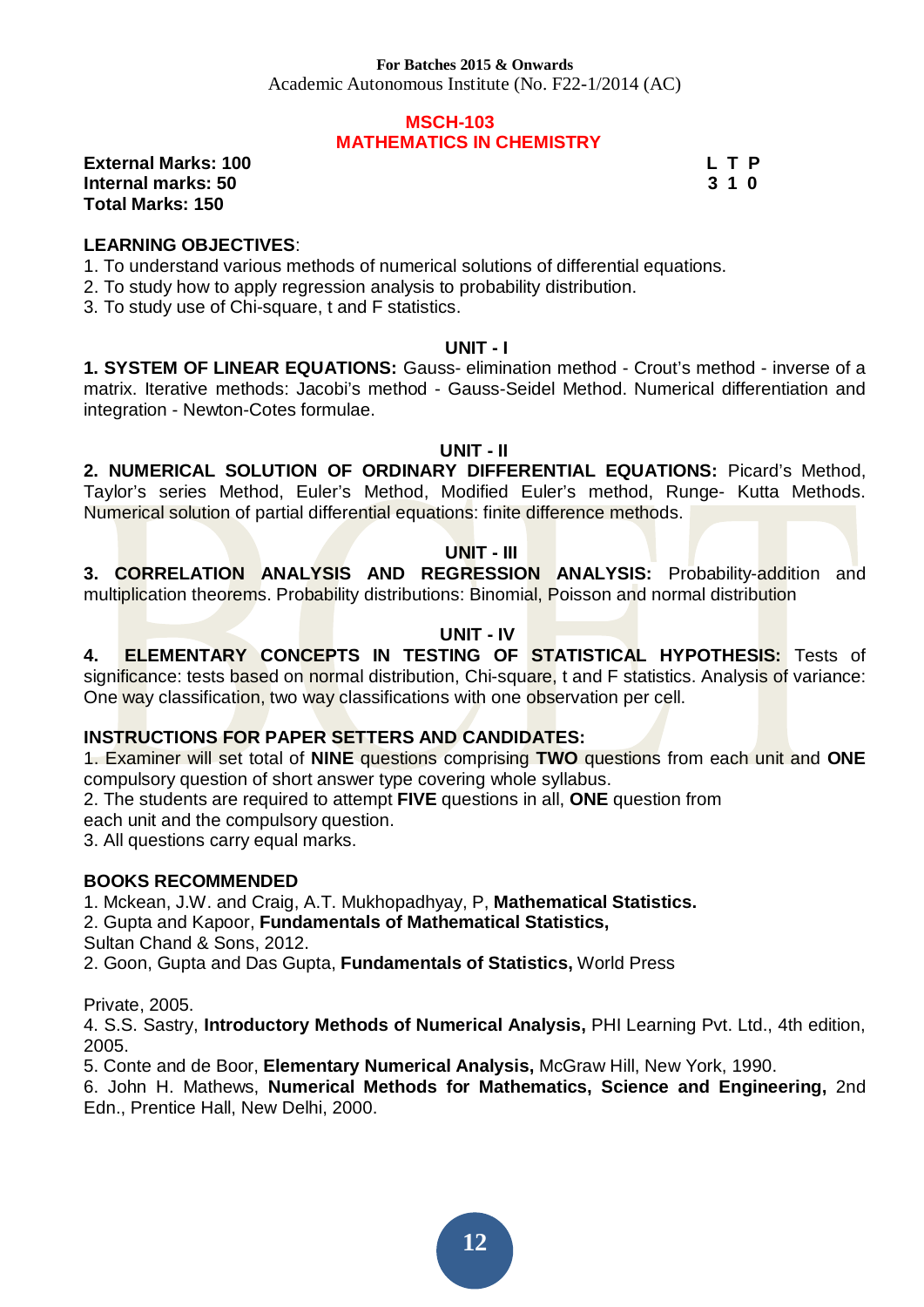For Batches 2015 & Onwards
Academic Autonomous Institute (No. F22-1/2014 (AC)

# MSCH-103
# MATHEMATICS IN CHEMISTRY

**External Marks: 100**
**Internal marks: 50**
**Total Marks: 150**

| L | T | P |
|---|---|---|
| 3 | 1 | 0 |

**LEARNING OBJECTIVES**:

1. To understand various methods of numerical solutions of differential equations.
2. To study how to apply regression analysis to probability distribution.
3. To study use of Chi-square, t and F statistics.

## UNIT - I

**1. SYSTEM OF LINEAR EQUATIONS:** Gauss- elimination method - Crout's method - inverse of a matrix. Iterative methods: Jacobi's method - Gauss-Seidel Method. Numerical differentiation and integration - Newton-Cotes formulae.

## UNIT - II

**2. NUMERICAL SOLUTION OF ORDINARY DIFFERENTIAL EQUATIONS:** Picard's Method, Taylor's series Method, Euler's Method, Modified Euler's method, Runge- Kutta Methods. Numerical solution of partial differential equations: finite difference methods.

## UNIT - III

**3. CORRELATION ANALYSIS AND REGRESSION ANALYSIS:** Probability-addition and multiplication theorems. Probability distributions: Binomial, Poisson and normal distribution

## UNIT - IV

**4. ELEMENTARY CONCEPTS IN TESTING OF STATISTICAL HYPOTHESIS:** Tests of significance: tests based on normal distribution, Chi-square, t and F statistics. Analysis of variance: One way classification, two way classifications with one observation per cell.

**INSTRUCTIONS FOR PAPER SETTERS AND CANDIDATES:**

1. Examiner will set total of **NINE** questions comprising **TWO** questions from each unit and **ONE** compulsory question of short answer type covering whole syllabus.
2. The students are required to attempt **FIVE** questions in all, **ONE** question from each unit and the compulsory question.
3. All questions carry equal marks.

**BOOKS RECOMMENDED**

1. Mckean, J.W. and Craig, A.T. Mukhopadhyay, P, **Mathematical Statistics.**
2. Gupta and Kapoor, **Fundamentals of Mathematical Statistics,** Sultan Chand & Sons, 2012.
2. Goon, Gupta and Das Gupta, **Fundamentals of Statistics,** World Press Private, 2005.
4. S.S. Sastry, **Introductory Methods of Numerical Analysis,** PHI Learning Pvt. Ltd., 4th edition, 2005.
5. Conte and de Boor, **Elementary Numerical Analysis,** McGraw Hill, New York, 1990.
6. John H. Mathews, **Numerical Methods for Mathematics, Science and Engineering,** 2nd Edn., Prentice Hall, New Delhi, 2000.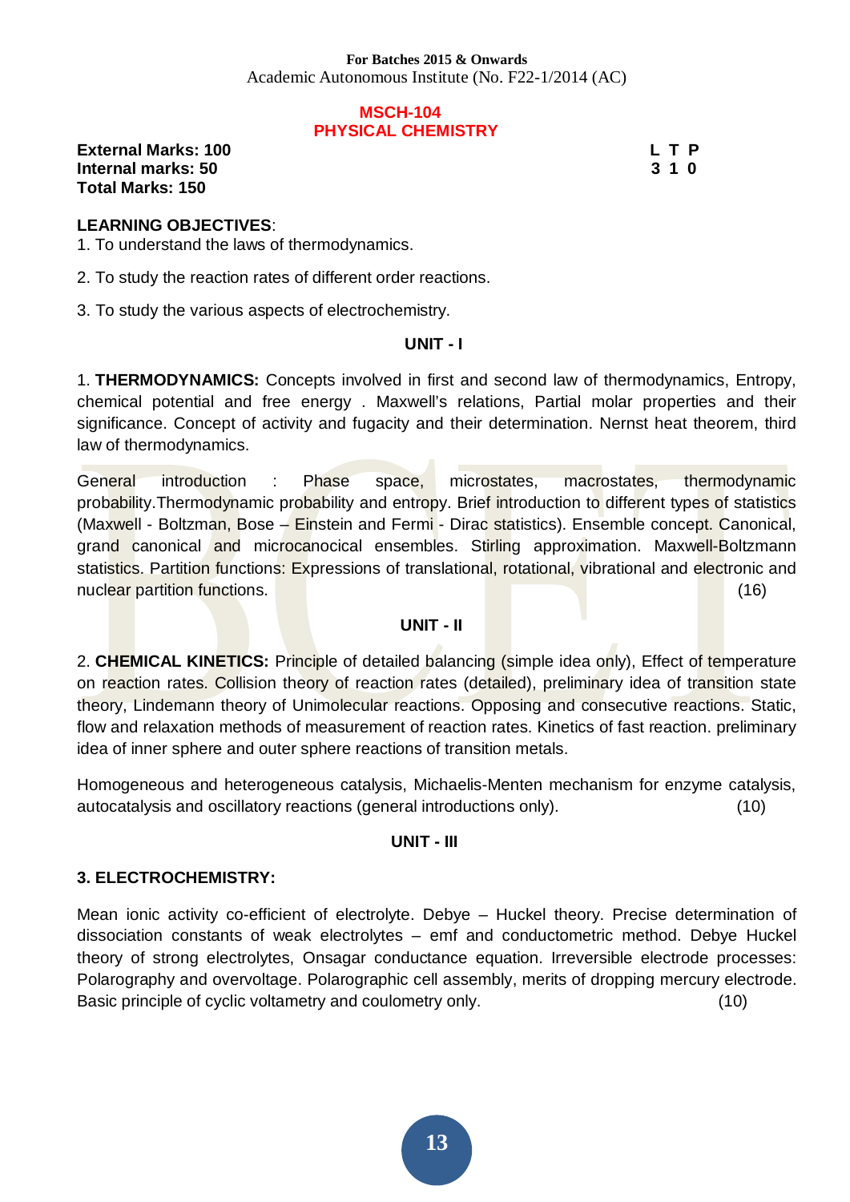**For Batches 2015 & Onwards**
Academic Autonomous Institute (No. F22-1/2014 (AC)

# MSCH-104
# PHYSICAL CHEMISTRY

**External Marks: 100**
**Internal marks: 50**
**Total Marks: 150**

| L | T | P |
|---|---|---|
| 3 | 1 | 0 |

**LEARNING OBJECTIVES**:

1. To understand the laws of thermodynamics.
2. To study the reaction rates of different order reactions.
3. To study the various aspects of electrochemistry.

## UNIT - I

1. **THERMODYNAMICS:** Concepts involved in first and second law of thermodynamics, Entropy, chemical potential and free energy . Maxwell's relations, Partial molar properties and their significance. Concept of activity and fugacity and their determination. Nernst heat theorem, third law of thermodynamics.

General introduction : Phase space, microstates, macrostates, thermodynamic probability.Thermodynamic probability and entropy. Brief introduction to different types of statistics (Maxwell - Boltzman, Bose – Einstein and Fermi - Dirac statistics). Ensemble concept. Canonical, grand canonical and microcanocical ensembles. Stirling approximation. Maxwell-Boltzmann statistics. Partition functions: Expressions of translational, rotational, vibrational and electronic and nuclear partition functions. (16)

## UNIT - II

2. **CHEMICAL KINETICS:** Principle of detailed balancing (simple idea only), Effect of temperature on reaction rates. Collision theory of reaction rates (detailed), preliminary idea of transition state theory, Lindemann theory of Unimolecular reactions. Opposing and consecutive reactions. Static, flow and relaxation methods of measurement of reaction rates. Kinetics of fast reaction. preliminary idea of inner sphere and outer sphere reactions of transition metals.

Homogeneous and heterogeneous catalysis, Michaelis-Menten mechanism for enzyme catalysis, autocatalysis and oscillatory reactions (general introductions only). (10)

## UNIT - III

**3. ELECTROCHEMISTRY:**

Mean ionic activity co-efficient of electrolyte. Debye – Huckel theory. Precise determination of dissociation constants of weak electrolytes – emf and conductometric method. Debye Huckel theory of strong electrolytes, Onsagar conductance equation. Irreversible electrode processes: Polarography and overvoltage. Polarographic cell assembly, merits of dropping mercury electrode. Basic principle of cyclic voltametry and coulometry only. (10)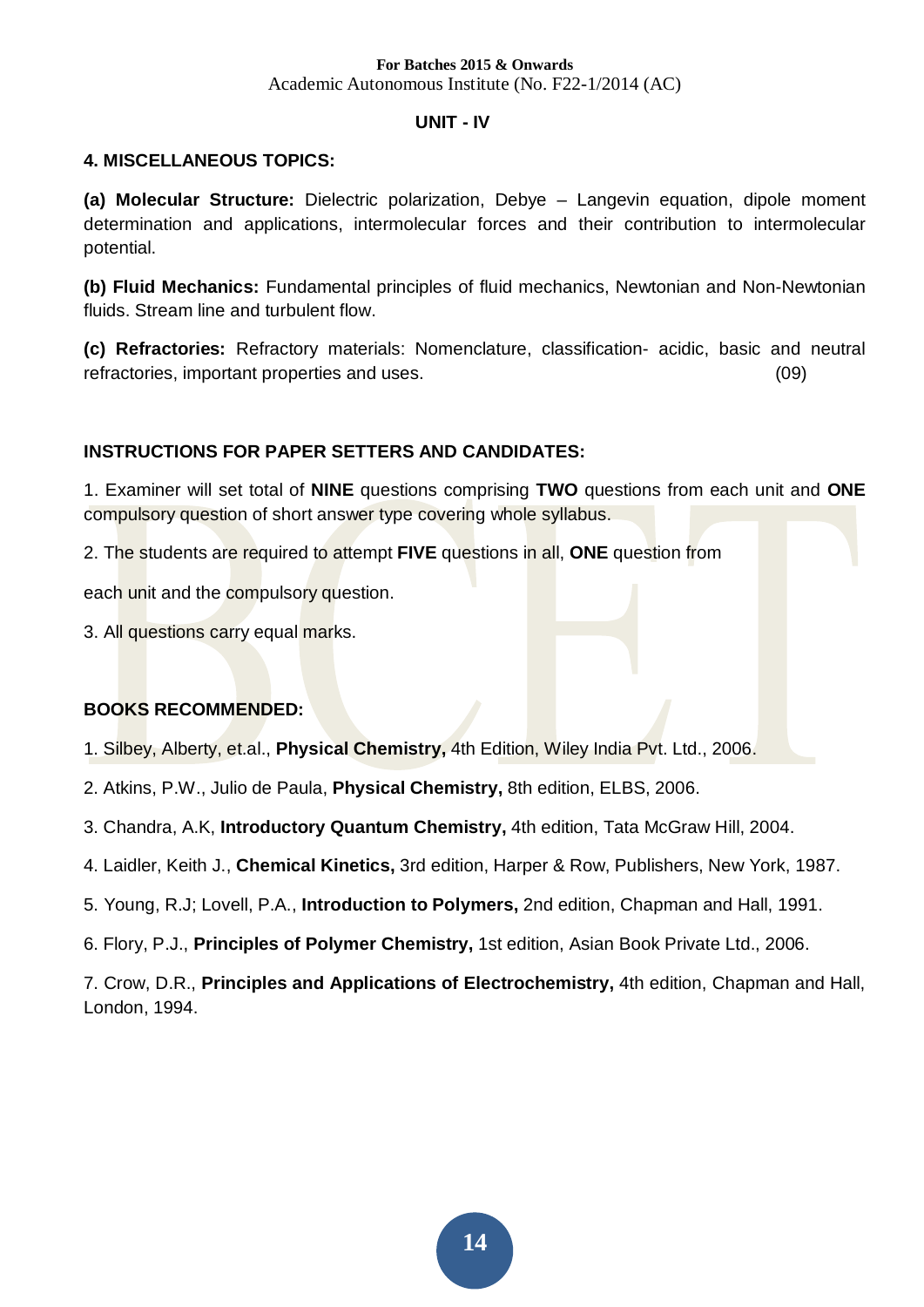## UNIT - IV

### 4. MISCELLANEOUS TOPICS:

**(a) Molecular Structure:** Dielectric polarization, Debye – Langevin equation, dipole moment determination and applications, intermolecular forces and their contribution to intermolecular potential.

**(b) Fluid Mechanics:** Fundamental principles of fluid mechanics, Newtonian and Non-Newtonian fluids. Stream line and turbulent flow.

**(c) Refractories:** Refractory materials: Nomenclature, classification- acidic, basic and neutral refractories, important properties and uses. (09)

### INSTRUCTIONS FOR PAPER SETTERS AND CANDIDATES:

1. Examiner will set total of **NINE** questions comprising **TWO** questions from each unit and **ONE** compulsory question of short answer type covering whole syllabus.

2. The students are required to attempt **FIVE** questions in all, **ONE** question from each unit and the compulsory question.

3. All questions carry equal marks.

### BOOKS RECOMMENDED:

1. Silbey, Alberty, et.al., **Physical Chemistry,** 4th Edition, Wiley India Pvt. Ltd., 2006.

2. Atkins, P.W., Julio de Paula, **Physical Chemistry,** 8th edition, ELBS, 2006.

3. Chandra, A.K, **Introductory Quantum Chemistry,** 4th edition, Tata McGraw Hill, 2004.

4. Laidler, Keith J., **Chemical Kinetics,** 3rd edition, Harper & Row, Publishers, New York, 1987.

5. Young, R.J; Lovell, P.A., **Introduction to Polymers,** 2nd edition, Chapman and Hall, 1991.

6. Flory, P.J., **Principles of Polymer Chemistry,** 1st edition, Asian Book Private Ltd., 2006.

7. Crow, D.R., **Principles and Applications of Electrochemistry,** 4th edition, Chapman and Hall, London, 1994.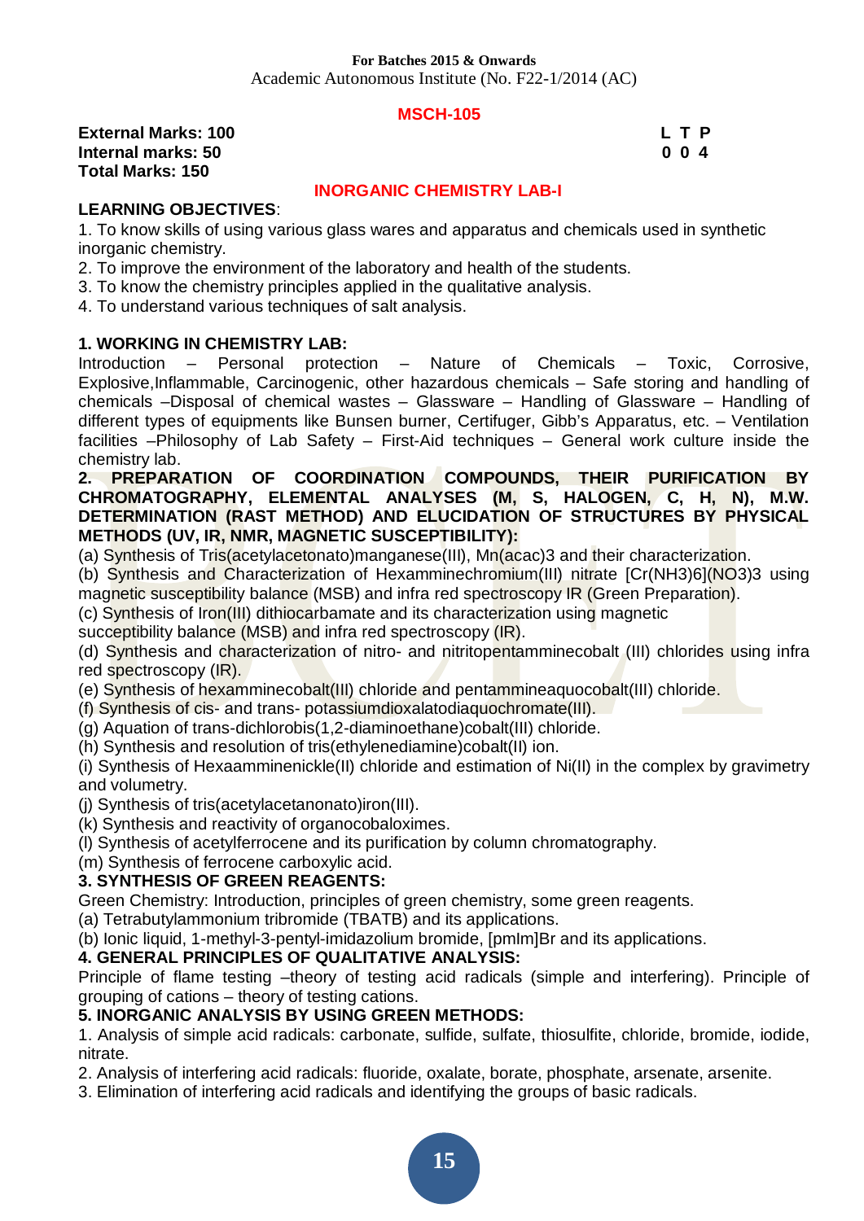For Batches 2015 & Onwards
Academic Autonomous Institute (No. F22-1/2014 (AC)

## MSCH-105

**External Marks: 100** **L T P**
**Internal marks: 50** **0 0 4**
**Total Marks: 150**

## INORGANIC CHEMISTRY LAB-I

**LEARNING OBJECTIVES**:

1. To know skills of using various glass wares and apparatus and chemicals used in synthetic inorganic chemistry.
2. To improve the environment of the laboratory and health of the students.
3. To know the chemistry principles applied in the qualitative analysis.
4. To understand various techniques of salt analysis.

**1. WORKING IN CHEMISTRY LAB:**

Introduction – Personal protection – Nature of Chemicals – Toxic, Corrosive, Explosive,Inflammable, Carcinogenic, other hazardous chemicals – Safe storing and handling of chemicals –Disposal of chemical wastes – Glassware – Handling of Glassware – Handling of different types of equipments like Bunsen burner, Certifuger, Gibb's Apparatus, etc. – Ventilation facilities –Philosophy of Lab Safety – First-Aid techniques – General work culture inside the chemistry lab.

**2. PREPARATION OF COORDINATION COMPOUNDS, THEIR PURIFICATION BY CHROMATOGRAPHY, ELEMENTAL ANALYSES (M, S, HALOGEN, C, H, N), M.W. DETERMINATION (RAST METHOD) AND ELUCIDATION OF STRUCTURES BY PHYSICAL METHODS (UV, IR, NMR, MAGNETIC SUSCEPTIBILITY):**

(a) Synthesis of Tris(acetylacetonato)manganese(III), Mn(acac)3 and their characterization.
(b) Synthesis and Characterization of Hexamminechromium(III) nitrate [Cr(NH3)6](NO3)3 using magnetic susceptibility balance (MSB) and infra red spectroscopy IR (Green Preparation).
(c) Synthesis of Iron(III) dithiocarbamate and its characterization using magnetic succeptibility balance (MSB) and infra red spectroscopy (IR).
(d) Synthesis and characterization of nitro- and nitritopentamminecobalt (III) chlorides using infra red spectroscopy (IR).
(e) Synthesis of hexamminecobalt(III) chloride and pentammineaquocobalt(III) chloride.
(f) Synthesis of cis- and trans- potassiumdioxalatodiaquochromate(III).
(g) Aquation of trans-dichlorobis(1,2-diaminoethane)cobalt(III) chloride.
(h) Synthesis and resolution of tris(ethylenediamine)cobalt(II) ion.
(i) Synthesis of Hexaamminenickle(II) chloride and estimation of Ni(II) in the complex by gravimetry and volumetry.
(j) Synthesis of tris(acetylacetanonato)iron(III).
(k) Synthesis and reactivity of organocobaloximes.
(l) Synthesis of acetylferrocene and its purification by column chromatography.
(m) Synthesis of ferrocene carboxylic acid.

**3. SYNTHESIS OF GREEN REAGENTS:**

Green Chemistry: Introduction, principles of green chemistry, some green reagents.
(a) Tetrabutylammonium tribromide (TBATB) and its applications.
(b) Ionic liquid, 1-methyl-3-pentyl-imidazolium bromide, [pmIm]Br and its applications.

**4. GENERAL PRINCIPLES OF QUALITATIVE ANALYSIS:**

Principle of flame testing –theory of testing acid radicals (simple and interfering). Principle of grouping of cations – theory of testing cations.

**5. INORGANIC ANALYSIS BY USING GREEN METHODS:**

1. Analysis of simple acid radicals: carbonate, sulfide, sulfate, thiosulfite, chloride, bromide, iodide, nitrate.
2. Analysis of interfering acid radicals: fluoride, oxalate, borate, phosphate, arsenate, arsenite.
3. Elimination of interfering acid radicals and identifying the groups of basic radicals.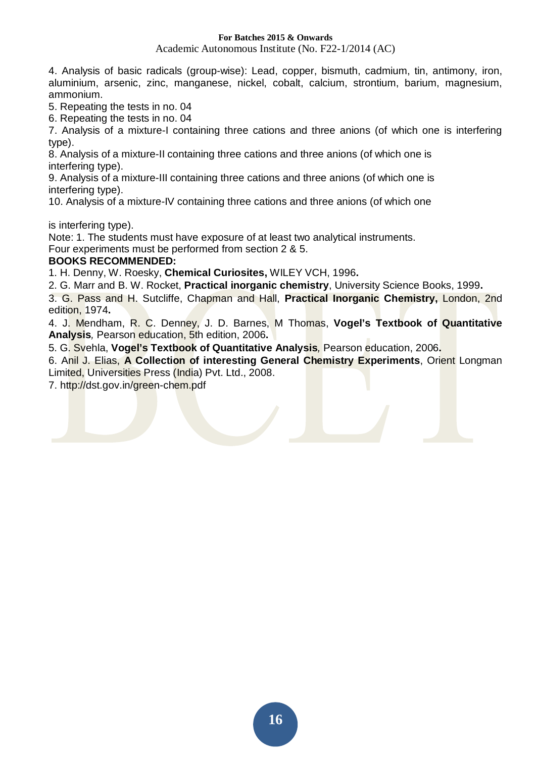4. Analysis of basic radicals (group-wise): Lead, copper, bismuth, cadmium, tin, antimony, iron, aluminium, arsenic, zinc, manganese, nickel, cobalt, calcium, strontium, barium, magnesium, ammonium.

5. Repeating the tests in no. 04

6. Repeating the tests in no. 04

7. Analysis of a mixture-I containing three cations and three anions (of which one is interfering type).

8. Analysis of a mixture-II containing three cations and three anions (of which one is interfering type).

9. Analysis of a mixture-III containing three cations and three anions (of which one is interfering type).

10. Analysis of a mixture-IV containing three cations and three anions (of which one is interfering type).

Note: 1. The students must have exposure of at least two analytical instruments.
Four experiments must be performed from section 2 & 5.

**BOOKS RECOMMENDED:**

1. H. Denny, W. Roesky, **Chemical Curiosites,** WILEY VCH, 1996**.**
2. G. Marr and B. W. Rocket, **Practical inorganic chemistry**, University Science Books, 1999**.**
3. G. Pass and H. Sutcliffe, Chapman and Hall, **Practical Inorganic Chemistry,** London, 2nd edition, 1974**.**
4. J. Mendham, R. C. Denney, J. D. Barnes, M Thomas, **Vogel's Textbook of Quantitative Analysis***,* Pearson education, 5th edition, 2006**.**
5. G. Svehla, **Vogel's Textbook of Quantitative Analysis***,* Pearson education, 2006**.**
6. Anil J. Elias, **A Collection of interesting General Chemistry Experiments**, Orient Longman Limited, Universities Press (India) Pvt. Ltd., 2008.
7. http://dst.gov.in/green-chem.pdf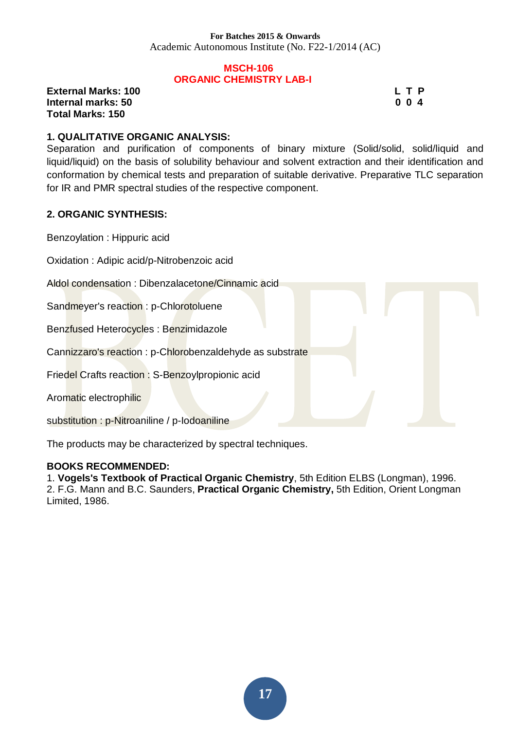For Batches 2015 & Onwards
Academic Autonomous Institute (No. F22-1/2014 (AC)

## MSCH-106
## ORGANIC CHEMISTRY LAB-I

**External Marks: 100**
**Internal marks: 50**
**Total Marks: 150**

| L | T | P |
|---|---|---|
| 0 | 0 | 4 |

### 1. QUALITATIVE ORGANIC ANALYSIS:

Separation and purification of components of binary mixture (Solid/solid, solid/liquid and liquid/liquid) on the basis of solubility behaviour and solvent extraction and their identification and conformation by chemical tests and preparation of suitable derivative. Preparative TLC separation for IR and PMR spectral studies of the respective component.

### 2. ORGANIC SYNTHESIS:

Benzoylation : Hippuric acid

Oxidation : Adipic acid/p-Nitrobenzoic acid

Aldol condensation : Dibenzalacetone/Cinnamic acid

Sandmeyer's reaction : p-Chlorotoluene

Benzfused Heterocycles : Benzimidazole

Cannizzaro's reaction : p-Chlorobenzaldehyde as substrate

Friedel Crafts reaction : S-Benzoylpropionic acid

Aromatic electrophilic

substitution : p-Nitroaniline / p-Iodoaniline

The products may be characterized by spectral techniques.

**BOOKS RECOMMENDED:**

1. **Vogels's Textbook of Practical Organic Chemistry**, 5th Edition ELBS (Longman), 1996.
2. F.G. Mann and B.C. Saunders, **Practical Organic Chemistry,** 5th Edition, Orient Longman Limited, 1986.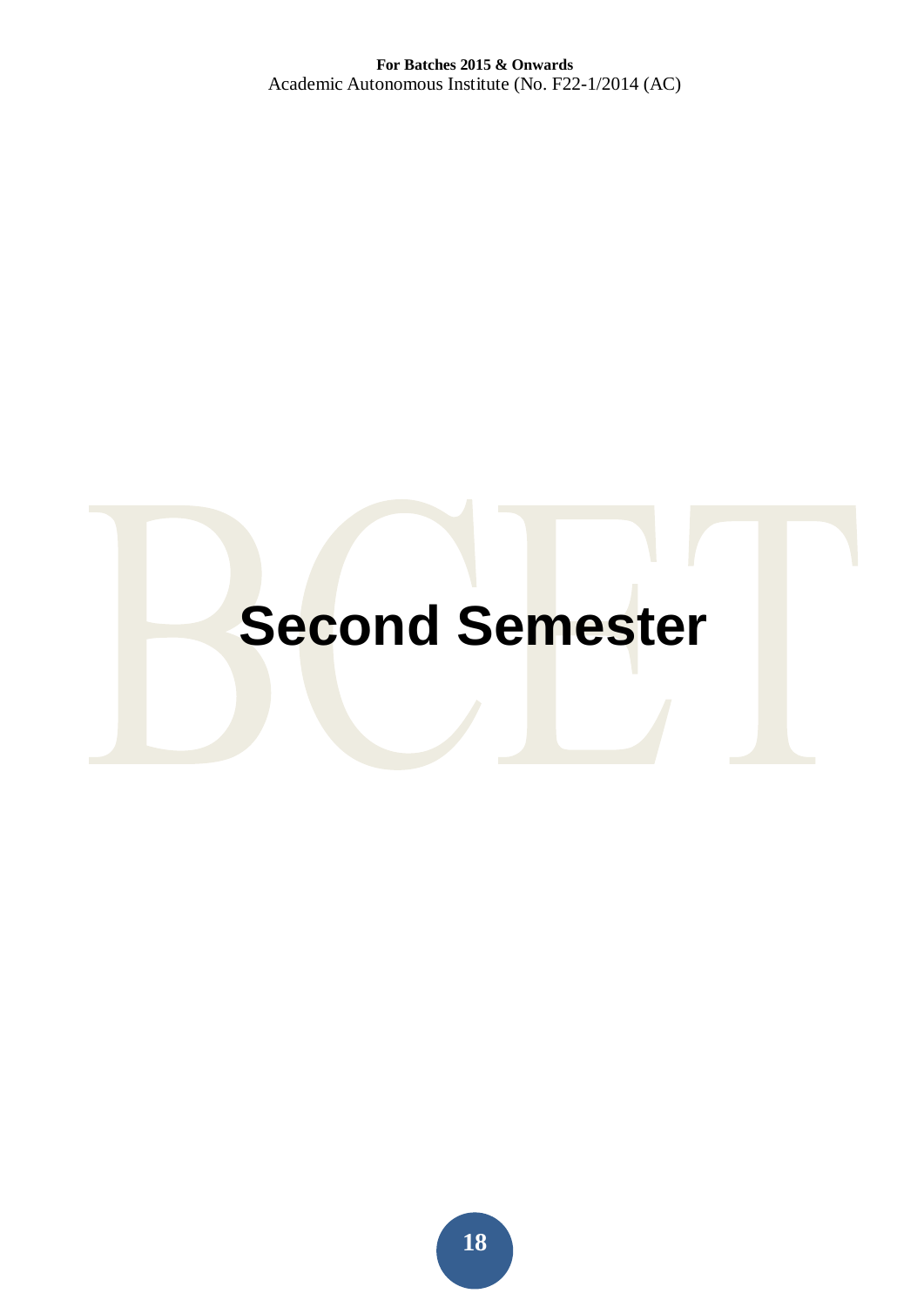# Second Semester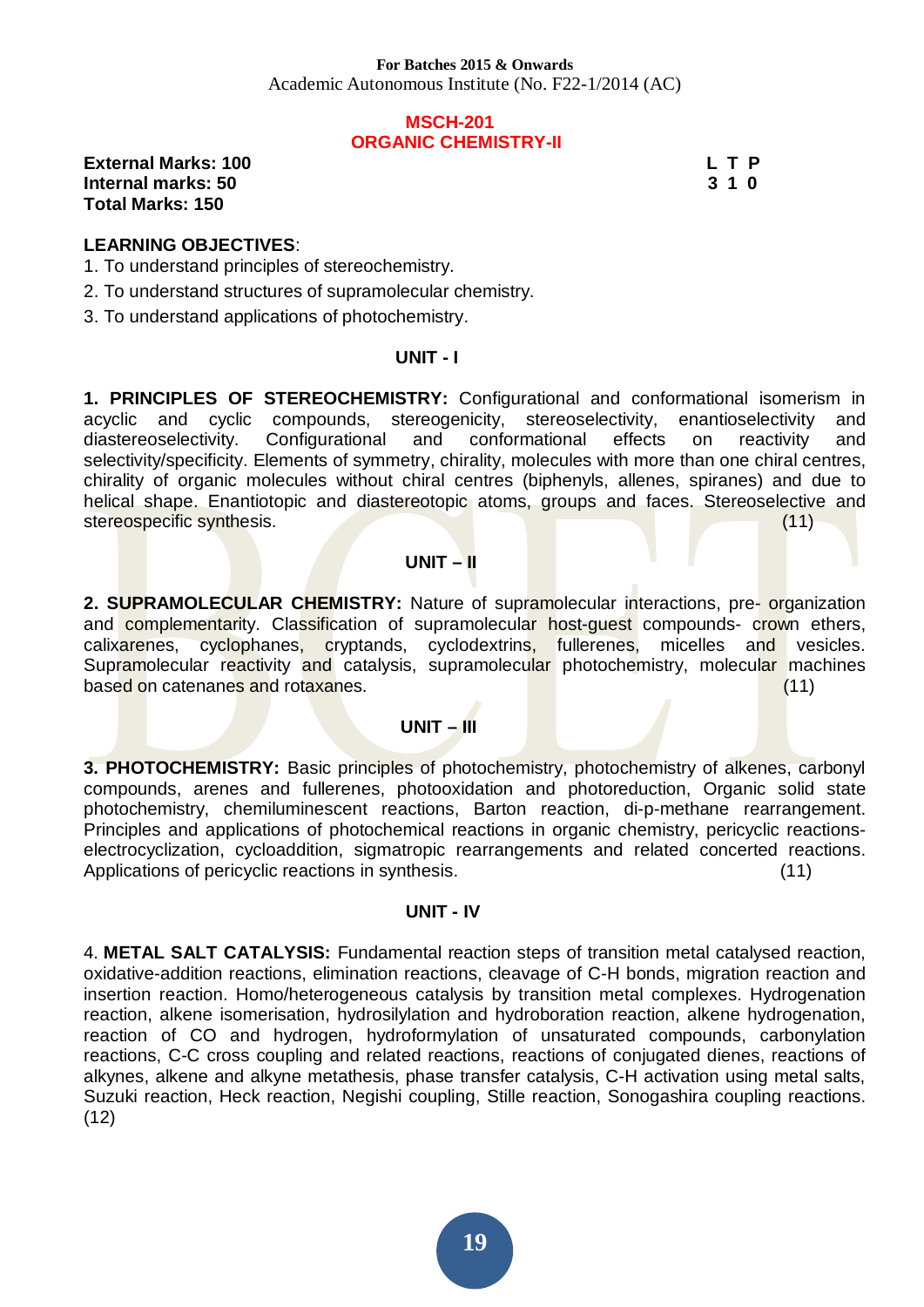For Batches 2015 & Onwards
Academic Autonomous Institute (No. F22-1/2014 (AC)

## MSCH-201
## ORGANIC CHEMISTRY-II

**External Marks: 100**
**Internal marks: 50**
**Total Marks: 150**

**L T P**
**3 1 0**

**LEARNING OBJECTIVES**:

1. To understand principles of stereochemistry.
2. To understand structures of supramolecular chemistry.
3. To understand applications of photochemistry.

### UNIT - I

**1. PRINCIPLES OF STEREOCHEMISTRY:** Configurational and conformational isomerism in acyclic and cyclic compounds, stereogenicity, stereoselectivity, enantioselectivity and diastereoselectivity. Configurational and conformational effects on reactivity and selectivity/specificity. Elements of symmetry, chirality, molecules with more than one chiral centres, chirality of organic molecules without chiral centres (biphenyls, allenes, spiranes) and due to helical shape. Enantiotopic and diastereotopic atoms, groups and faces. Stereoselective and stereospecific synthesis. (11)

### UNIT – II

**2. SUPRAMOLECULAR CHEMISTRY:** Nature of supramolecular interactions, pre- organization and complementarity. Classification of supramolecular host-guest compounds- crown ethers, calixarenes, cyclophanes, cryptands, cyclodextrins, fullerenes, micelles and vesicles. Supramolecular reactivity and catalysis, supramolecular photochemistry, molecular machines based on catenanes and rotaxanes. (11)

### UNIT – III

**3. PHOTOCHEMISTRY:** Basic principles of photochemistry, photochemistry of alkenes, carbonyl compounds, arenes and fullerenes, photooxidation and photoreduction, Organic solid state photochemistry, chemiluminescent reactions, Barton reaction, di-p-methane rearrangement. Principles and applications of photochemical reactions in organic chemistry, pericyclic reactions- electrocyclization, cycloaddition, sigmatropic rearrangements and related concerted reactions. Applications of pericyclic reactions in synthesis. (11)

### UNIT - IV

4. **METAL SALT CATALYSIS:** Fundamental reaction steps of transition metal catalysed reaction, oxidative-addition reactions, elimination reactions, cleavage of C-H bonds, migration reaction and insertion reaction. Homo/heterogeneous catalysis by transition metal complexes. Hydrogenation reaction, alkene isomerisation, hydrosilylation and hydroboration reaction, alkene hydrogenation, reaction of CO and hydrogen, hydroformylation of unsaturated compounds, carbonylation reactions, C-C cross coupling and related reactions, reactions of conjugated dienes, reactions of alkynes, alkene and alkyne metathesis, phase transfer catalysis, C-H activation using metal salts, Suzuki reaction, Heck reaction, Negishi coupling, Stille reaction, Sonogashira coupling reactions. (12)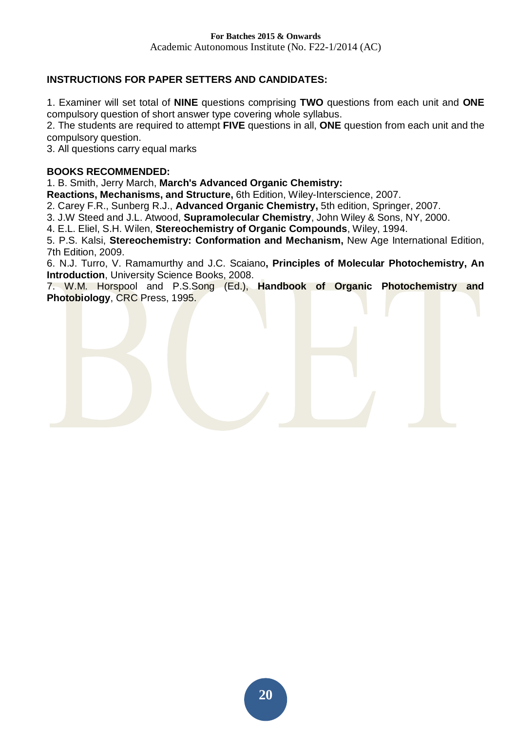## INSTRUCTIONS FOR PAPER SETTERS AND CANDIDATES:

1. Examiner will set total of **NINE** questions comprising **TWO** questions from each unit and **ONE** compulsory question of short answer type covering whole syllabus.
2. The students are required to attempt **FIVE** questions in all, **ONE** question from each unit and the compulsory question.
3. All questions carry equal marks

## BOOKS RECOMMENDED:

1. B. Smith, Jerry March, **March's Advanced Organic Chemistry: Reactions, Mechanisms, and Structure,** 6th Edition, Wiley-Interscience, 2007.
2. Carey F.R., Sunberg R.J., **Advanced Organic Chemistry,** 5th edition, Springer, 2007.
3. J.W Steed and J.L. Atwood, **Supramolecular Chemistry**, John Wiley & Sons, NY, 2000.
4. E.L. Eliel, S.H. Wilen, **Stereochemistry of Organic Compounds**, Wiley, 1994.
5. P.S. Kalsi, **Stereochemistry: Conformation and Mechanism,** New Age International Edition, 7th Edition, 2009.
6. N.J. Turro, V. Ramamurthy and J.C. Scaiano**, Principles of Molecular Photochemistry, An Introduction**, University Science Books, 2008.
7. W.M. Horspool and P.S.Song (Ed.), **Handbook of Organic Photochemistry and Photobiology**, CRC Press, 1995.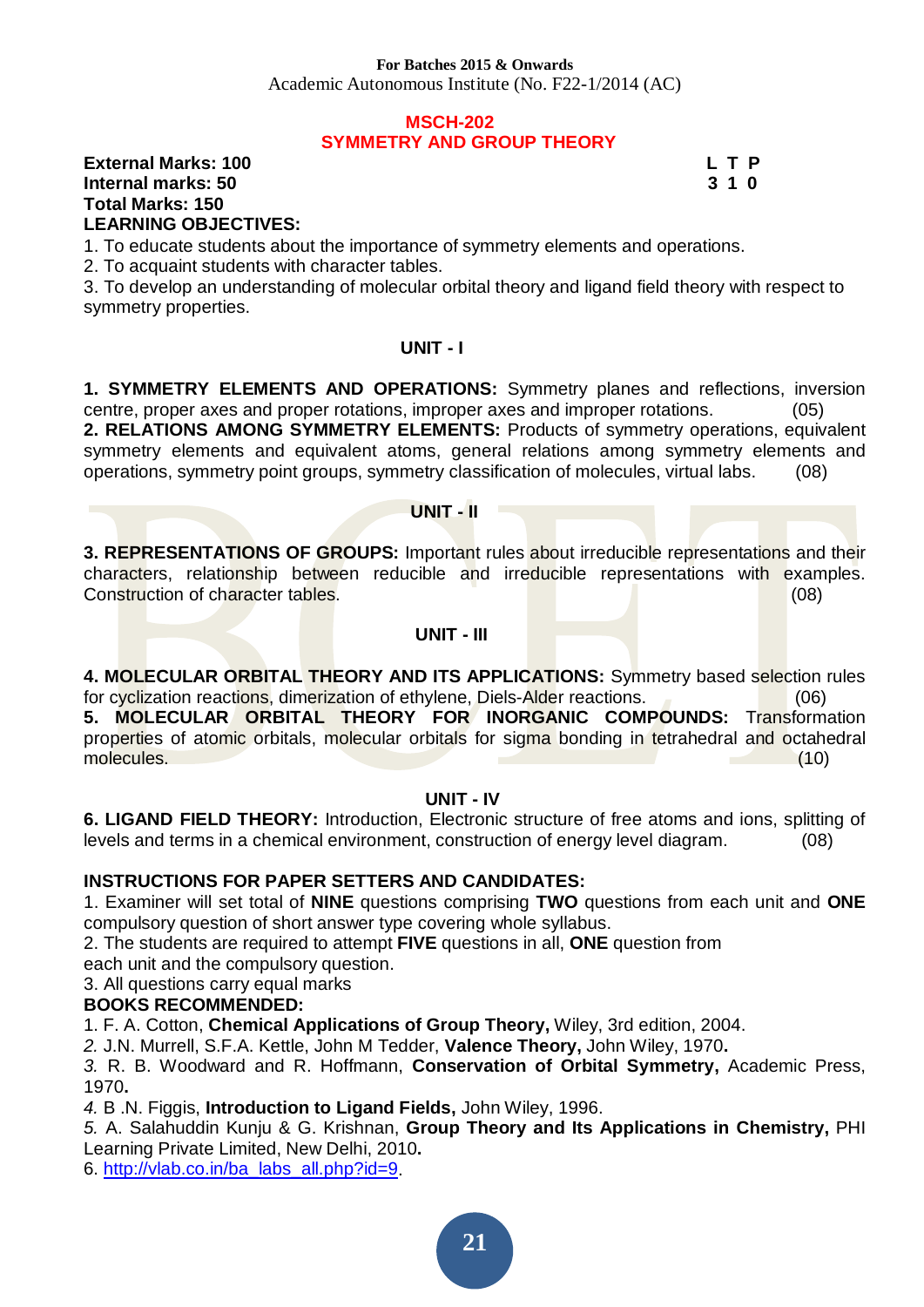**For Batches 2015 & Onwards**
Academic Autonomous Institute (No. F22-1/2014 (AC)

## MSCH-202
## SYMMETRY AND GROUP THEORY

**External Marks: 100** | **L T P**
**Internal marks: 50** | **3 1 0**
**Total Marks: 150**

**LEARNING OBJECTIVES:**

1. To educate students about the importance of symmetry elements and operations.
2. To acquaint students with character tables.
3. To develop an understanding of molecular orbital theory and ligand field theory with respect to symmetry properties.

### UNIT - I

**1. SYMMETRY ELEMENTS AND OPERATIONS:** Symmetry planes and reflections, inversion centre, proper axes and proper rotations, improper axes and improper rotations. (05)

**2. RELATIONS AMONG SYMMETRY ELEMENTS:** Products of symmetry operations, equivalent symmetry elements and equivalent atoms, general relations among symmetry elements and operations, symmetry point groups, symmetry classification of molecules, virtual labs. (08)

### UNIT - II

**3. REPRESENTATIONS OF GROUPS:** Important rules about irreducible representations and their characters, relationship between reducible and irreducible representations with examples. Construction of character tables. (08)

### UNIT - III

**4. MOLECULAR ORBITAL THEORY AND ITS APPLICATIONS:** Symmetry based selection rules for cyclization reactions, dimerization of ethylene, Diels-Alder reactions. (06)

**5. MOLECULAR ORBITAL THEORY FOR INORGANIC COMPOUNDS:** Transformation properties of atomic orbitals, molecular orbitals for sigma bonding in tetrahedral and octahedral molecules. (10)

### UNIT - IV

**6. LIGAND FIELD THEORY:** Introduction, Electronic structure of free atoms and ions, splitting of levels and terms in a chemical environment, construction of energy level diagram. (08)

**INSTRUCTIONS FOR PAPER SETTERS AND CANDIDATES:**

1. Examiner will set total of **NINE** questions comprising **TWO** questions from each unit and **ONE** compulsory question of short answer type covering whole syllabus.
2. The students are required to attempt **FIVE** questions in all, **ONE** question from each unit and the compulsory question.
3. All questions carry equal marks

**BOOKS RECOMMENDED:**

1. F. A. Cotton, **Chemical Applications of Group Theory,** Wiley, 3rd edition, 2004.
2. J.N. Murrell, S.F.A. Kettle, John M Tedder, **Valence Theory,** John Wiley, 1970**.**
3. R. B. Woodward and R. Hoffmann, **Conservation of Orbital Symmetry,** Academic Press, 1970**.**
4. B .N. Figgis, **Introduction to Ligand Fields,** John Wiley, 1996.
5. A. Salahuddin Kunju & G. Krishnan, **Group Theory and Its Applications in Chemistry,** PHI Learning Private Limited, New Delhi, 2010**.**
6. http://vlab.co.in/ba_labs_all.php?id=9.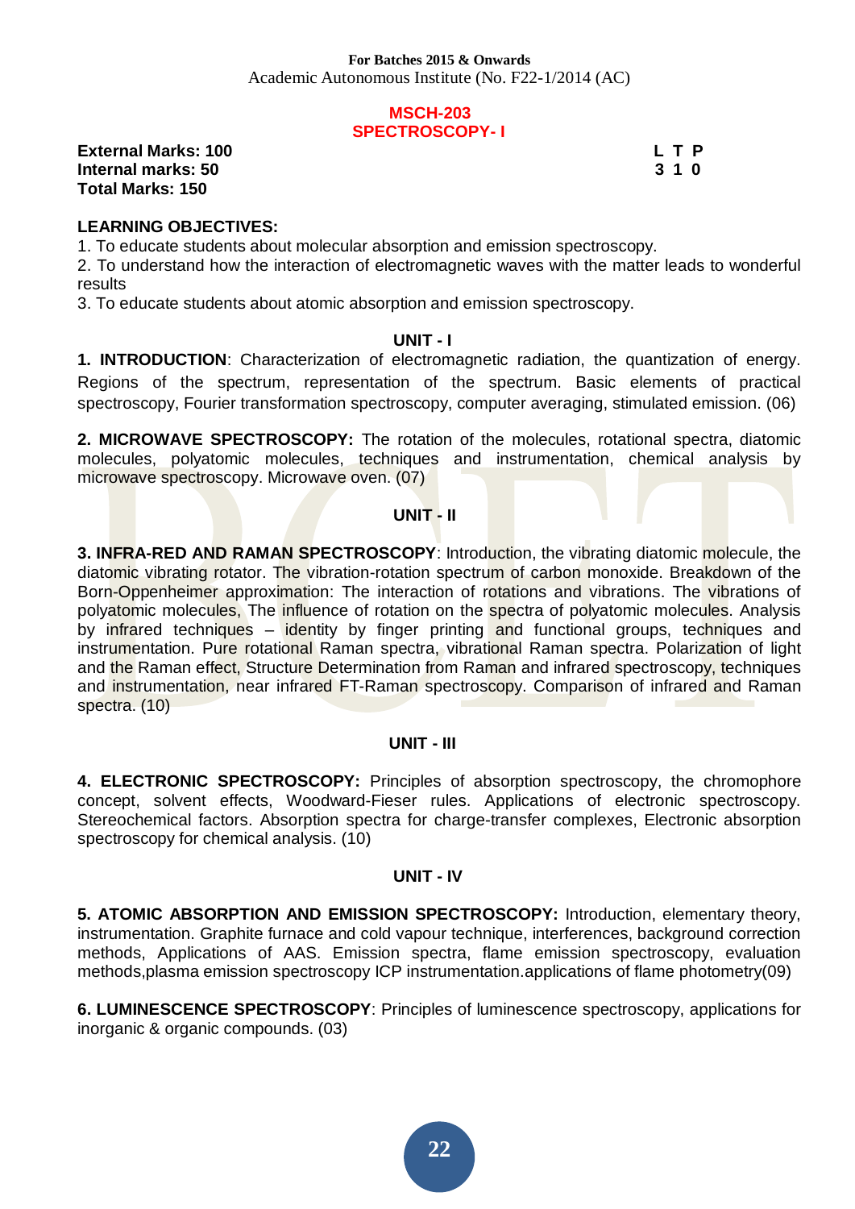**For Batches 2015 & Onwards**
Academic Autonomous Institute (No. F22-1/2014 (AC)

# MSCH-203
# SPECTROSCOPY- I

**External Marks: 100**
**Internal marks: 50**
**Total Marks: 150**

| L | T | P |
|---|---|---|
| 3 | 1 | 0 |

**LEARNING OBJECTIVES:**

1. To educate students about molecular absorption and emission spectroscopy.
2. To understand how the interaction of electromagnetic waves with the matter leads to wonderful results
3. To educate students about atomic absorption and emission spectroscopy.

## UNIT - I

**1. INTRODUCTION**: Characterization of electromagnetic radiation, the quantization of energy. Regions of the spectrum, representation of the spectrum. Basic elements of practical spectroscopy, Fourier transformation spectroscopy, computer averaging, stimulated emission. (06)

**2. MICROWAVE SPECTROSCOPY:** The rotation of the molecules, rotational spectra, diatomic molecules, polyatomic molecules, techniques and instrumentation, chemical analysis by microwave spectroscopy. Microwave oven. (07)

## UNIT - II

**3. INFRA-RED AND RAMAN SPECTROSCOPY**: Introduction, the vibrating diatomic molecule, the diatomic vibrating rotator. The vibration-rotation spectrum of carbon monoxide. Breakdown of the Born-Oppenheimer approximation: The interaction of rotations and vibrations. The vibrations of polyatomic molecules, The influence of rotation on the spectra of polyatomic molecules. Analysis by infrared techniques – identity by finger printing and functional groups, techniques and instrumentation. Pure rotational Raman spectra, vibrational Raman spectra. Polarization of light and the Raman effect, Structure Determination from Raman and infrared spectroscopy, techniques and instrumentation, near infrared FT-Raman spectroscopy. Comparison of infrared and Raman spectra. (10)

## UNIT - III

**4. ELECTRONIC SPECTROSCOPY:** Principles of absorption spectroscopy, the chromophore concept, solvent effects, Woodward-Fieser rules. Applications of electronic spectroscopy. Stereochemical factors. Absorption spectra for charge-transfer complexes, Electronic absorption spectroscopy for chemical analysis. (10)

## UNIT - IV

**5. ATOMIC ABSORPTION AND EMISSION SPECTROSCOPY:** Introduction, elementary theory, instrumentation. Graphite furnace and cold vapour technique, interferences, background correction methods, Applications of AAS. Emission spectra, flame emission spectroscopy, evaluation methods,plasma emission spectroscopy ICP instrumentation.applications of flame photometry(09)

**6. LUMINESCENCE SPECTROSCOPY**: Principles of luminescence spectroscopy, applications for inorganic & organic compounds. (03)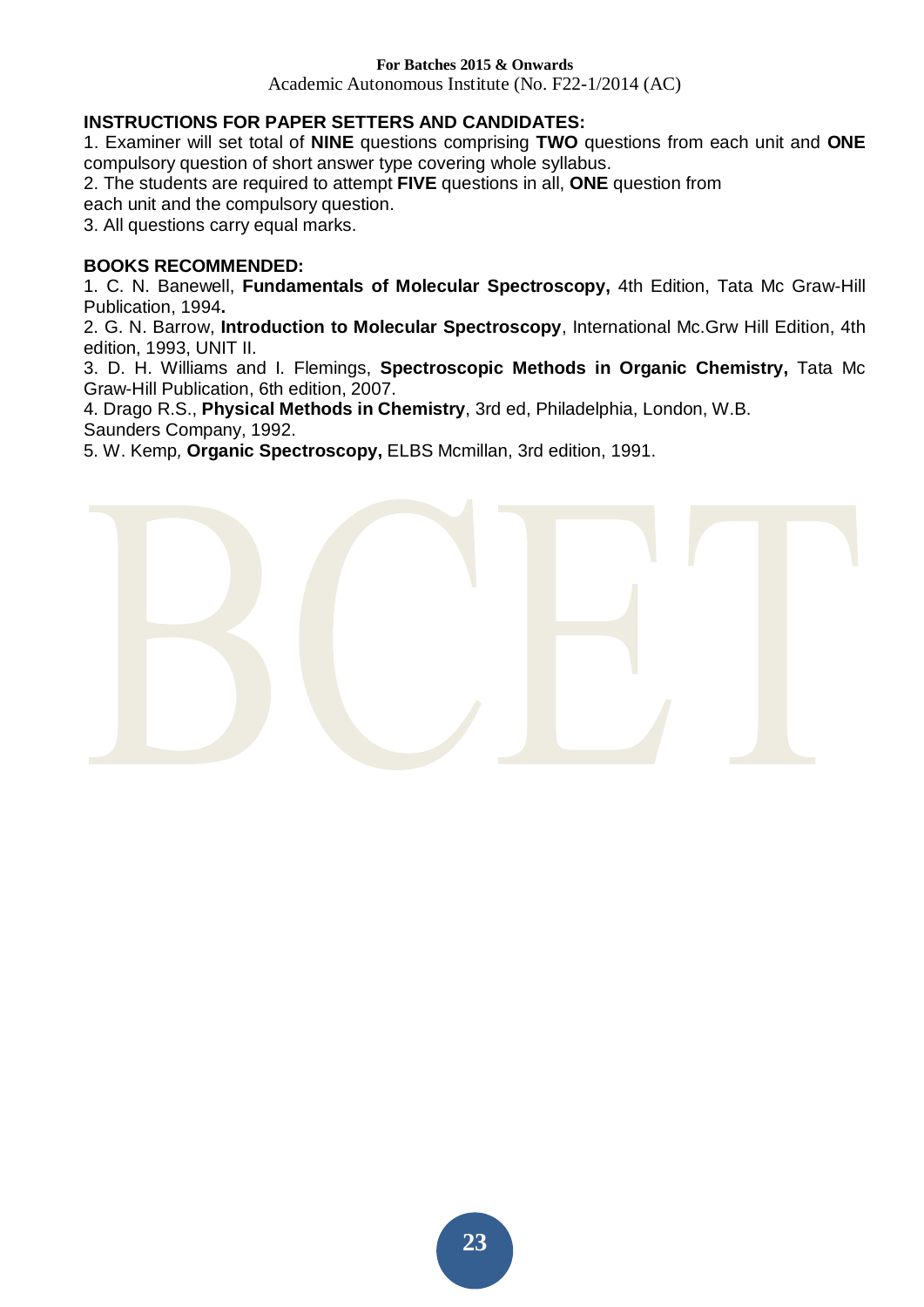**INSTRUCTIONS FOR PAPER SETTERS AND CANDIDATES:**

1. Examiner will set total of **NINE** questions comprising **TWO** questions from each unit and **ONE** compulsory question of short answer type covering whole syllabus.
2. The students are required to attempt **FIVE** questions in all, **ONE** question from each unit and the compulsory question.
3. All questions carry equal marks.

**BOOKS RECOMMENDED:**

1. C. N. Banewell, **Fundamentals of Molecular Spectroscopy,** 4th Edition, Tata Mc Graw-Hill Publication, 1994**.**
2. G. N. Barrow, **Introduction to Molecular Spectroscopy**, International Mc.Grw Hill Edition, 4th edition, 1993, UNIT II.
3. D. H. Williams and I. Flemings, **Spectroscopic Methods in Organic Chemistry,** Tata Mc Graw-Hill Publication, 6th edition, 2007.
4. Drago R.S., **Physical Methods in Chemistry**, 3rd ed, Philadelphia, London, W.B. Saunders Company, 1992.
5. W. Kemp*,* **Organic Spectroscopy,** ELBS Mcmillan, 3rd edition, 1991.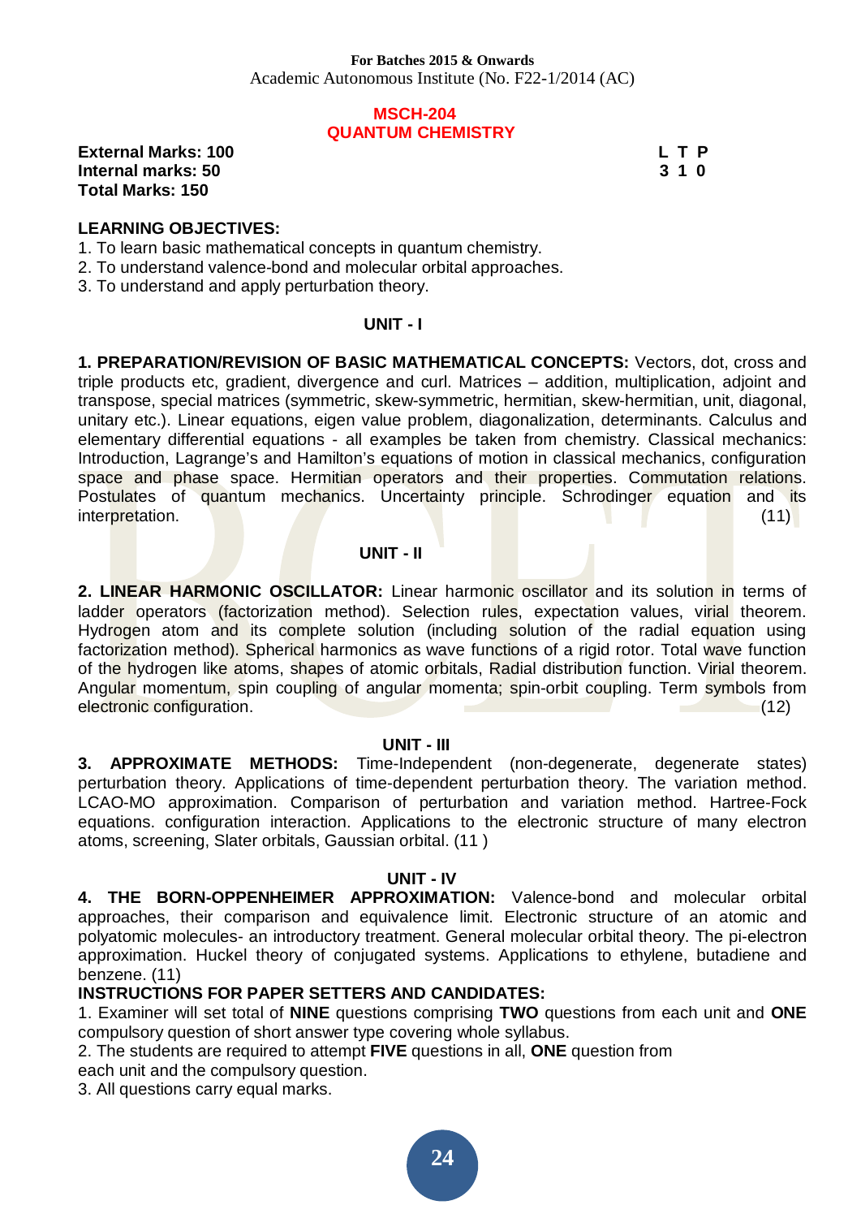For Batches 2015 & Onwards
Academic Autonomous Institute (No. F22-1/2014 (AC)

## MSCH-204
## QUANTUM CHEMISTRY

**External Marks: 100**
**Internal marks: 50**
**Total Marks: 150**

| L | T | P |
|---|---|---|
| 3 | 1 | 0 |

### LEARNING OBJECTIVES:

1. To learn basic mathematical concepts in quantum chemistry.
2. To understand valence-bond and molecular orbital approaches.
3. To understand and apply perturbation theory.

### UNIT - I

**1. PREPARATION/REVISION OF BASIC MATHEMATICAL CONCEPTS:** Vectors, dot, cross and triple products etc, gradient, divergence and curl. Matrices – addition, multiplication, adjoint and transpose, special matrices (symmetric, skew-symmetric, hermitian, skew-hermitian, unit, diagonal, unitary etc.). Linear equations, eigen value problem, diagonalization, determinants. Calculus and elementary differential equations - all examples be taken from chemistry. Classical mechanics: Introduction, Lagrange's and Hamilton's equations of motion in classical mechanics, configuration space and phase space. Hermitian operators and their properties. Commutation relations. Postulates of quantum mechanics. Uncertainty principle. Schrodinger equation and its interpretation. (11)

### UNIT - II

**2. LINEAR HARMONIC OSCILLATOR:** Linear harmonic oscillator and its solution in terms of ladder operators (factorization method). Selection rules, expectation values, virial theorem. Hydrogen atom and its complete solution (including solution of the radial equation using factorization method). Spherical harmonics as wave functions of a rigid rotor. Total wave function of the hydrogen like atoms, shapes of atomic orbitals, Radial distribution function. Virial theorem. Angular momentum, spin coupling of angular momenta; spin-orbit coupling. Term symbols from electronic configuration. (12)

### UNIT - III

**3. APPROXIMATE METHODS:** Time-Independent (non-degenerate, degenerate states) perturbation theory. Applications of time-dependent perturbation theory. The variation method. LCAO-MO approximation. Comparison of perturbation and variation method. Hartree-Fock equations. configuration interaction. Applications to the electronic structure of many electron atoms, screening, Slater orbitals, Gaussian orbital. (11 )

### UNIT - IV

**4. THE BORN-OPPENHEIMER APPROXIMATION:** Valence-bond and molecular orbital approaches, their comparison and equivalence limit. Electronic structure of an atomic and polyatomic molecules- an introductory treatment. General molecular orbital theory. The pi-electron approximation. Huckel theory of conjugated systems. Applications to ethylene, butadiene and benzene. (11)

### INSTRUCTIONS FOR PAPER SETTERS AND CANDIDATES:

1. Examiner will set total of **NINE** questions comprising **TWO** questions from each unit and **ONE** compulsory question of short answer type covering whole syllabus.
2. The students are required to attempt **FIVE** questions in all, **ONE** question from each unit and the compulsory question.
3. All questions carry equal marks.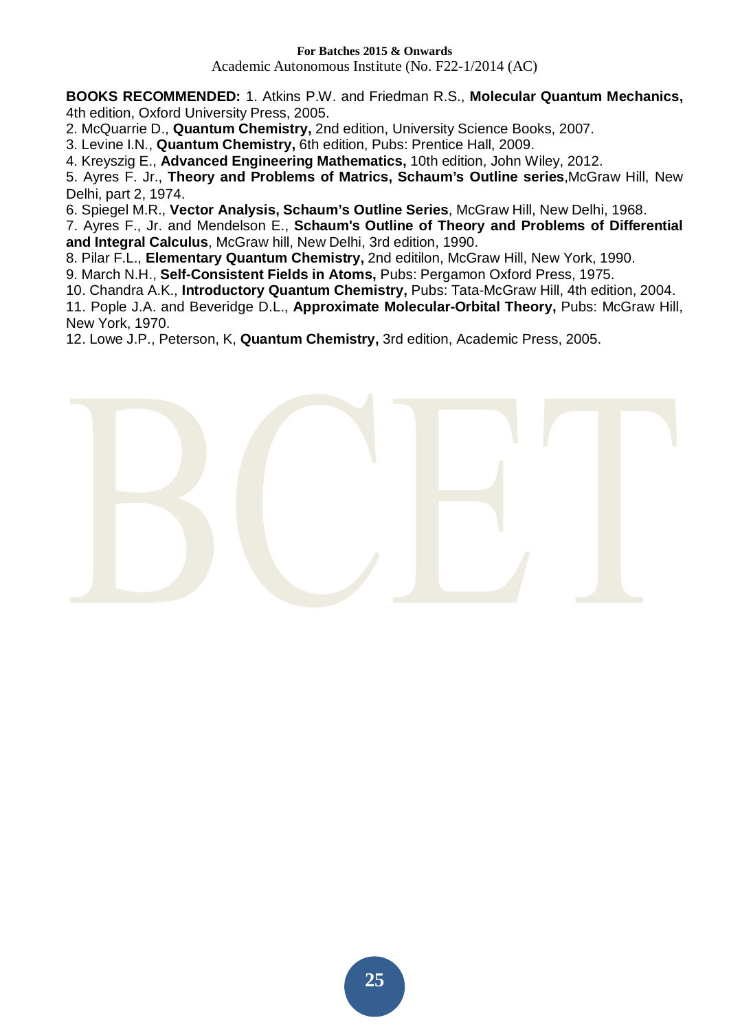**BOOKS RECOMMENDED:** 1. Atkins P.W. and Friedman R.S., **Molecular Quantum Mechanics,** 4th edition, Oxford University Press, 2005.

2. McQuarrie D., **Quantum Chemistry,** 2nd edition, University Science Books, 2007.

3. Levine I.N., **Quantum Chemistry,** 6th edition, Pubs: Prentice Hall, 2009.

4. Kreyszig E., **Advanced Engineering Mathematics,** 10th edition, John Wiley, 2012.

5. Ayres F. Jr., **Theory and Problems of Matrics, Schaum's Outline series**,McGraw Hill, New Delhi, part 2, 1974.

6. Spiegel M.R., **Vector Analysis, Schaum's Outline Series**, McGraw Hill, New Delhi, 1968.

7. Ayres F., Jr. and Mendelson E., **Schaum's Outline of Theory and Problems of Differential and Integral Calculus**, McGraw hill, New Delhi, 3rd edition, 1990.

8. Pilar F.L., **Elementary Quantum Chemistry,** 2nd editilon, McGraw Hill, New York, 1990.

9. March N.H., **Self-Consistent Fields in Atoms,** Pubs: Pergamon Oxford Press, 1975.

10. Chandra A.K., **Introductory Quantum Chemistry,** Pubs: Tata-McGraw Hill, 4th edition, 2004.

11. Pople J.A. and Beveridge D.L., **Approximate Molecular-Orbital Theory,** Pubs: McGraw Hill, New York, 1970.

12. Lowe J.P., Peterson, K, **Quantum Chemistry,** 3rd edition, Academic Press, 2005.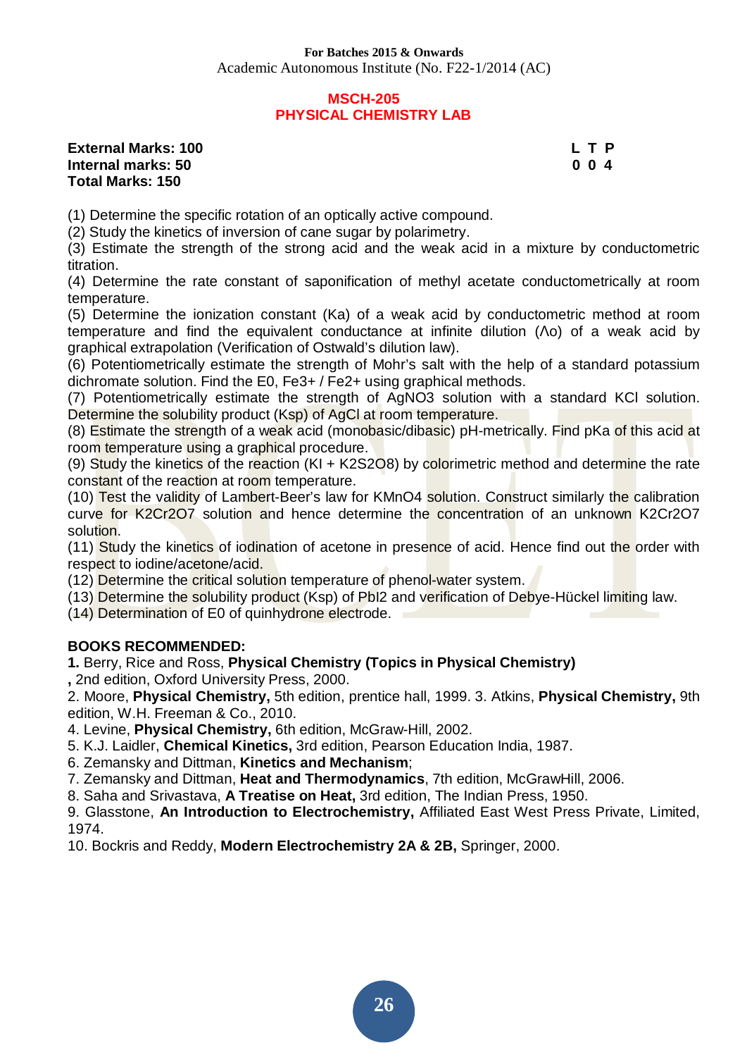**For Batches 2015 & Onwards**
Academic Autonomous Institute (No. F22-1/2014 (AC)

## MSCH-205
## PHYSICAL CHEMISTRY LAB

**External Marks: 100**
**Internal marks: 50**
**Total Marks: 150**

| L | T | P |
|---|---|---|
| 0 | 0 | 4 |

(1) Determine the specific rotation of an optically active compound.
(2) Study the kinetics of inversion of cane sugar by polarimetry.
(3) Estimate the strength of the strong acid and the weak acid in a mixture by conductometric titration.
(4) Determine the rate constant of saponification of methyl acetate conductometrically at room temperature.
(5) Determine the ionization constant (Ka) of a weak acid by conductometric method at room temperature and find the equivalent conductance at infinite dilution ($\Lambda_o$) of a weak acid by graphical extrapolation (Verification of Ostwald's dilution law).
(6) Potentiometrically estimate the strength of Mohr's salt with the help of a standard potassium dichromate solution. Find the E0, $Fe^{3+}$ / $Fe^{2+}$ using graphical methods.
(7) Potentiometrically estimate the strength of $AgNO_3$ solution with a standard KCl solution. Determine the solubility product (Ksp) of AgCl at room temperature.
(8) Estimate the strength of a weak acid (monobasic/dibasic) pH-metrically. Find pKa of this acid at room temperature using a graphical procedure.
(9) Study the kinetics of the reaction (KI + $K_2S_2O_8$) by colorimetric method and determine the rate constant of the reaction at room temperature.
(10) Test the validity of Lambert-Beer's law for $KMnO_4$ solution. Construct similarly the calibration curve for $K_2Cr_2O_7$ solution and hence determine the concentration of an unknown $K_2Cr_2O_7$ solution.
(11) Study the kinetics of iodination of acetone in presence of acid. Hence find out the order with respect to iodine/acetone/acid.
(12) Determine the critical solution temperature of phenol-water system.
(13) Determine the solubility product (Ksp) of $PbI_2$ and verification of Debye-Hückel limiting law.
(14) Determination of E0 of quinhydrone electrode.

**BOOKS RECOMMENDED:**

**1.** Berry, Rice and Ross, **Physical Chemistry (Topics in Physical Chemistry)**
**,** 2nd edition, Oxford University Press, 2000.
2. Moore, **Physical Chemistry,** 5th edition, prentice hall, 1999. 3. Atkins, **Physical Chemistry,** 9th edition, W.H. Freeman & Co., 2010.
4. Levine, **Physical Chemistry,** 6th edition, McGraw-Hill, 2002.
5. K.J. Laidler, **Chemical Kinetics,** 3rd edition, Pearson Education India, 1987.
6. Zemansky and Dittman, **Kinetics and Mechanism**;
7. Zemansky and Dittman, **Heat and Thermodynamics**, 7th edition, McGrawHill, 2006.
8. Saha and Srivastava, **A Treatise on Heat,** 3rd edition, The Indian Press, 1950.
9. Glasstone, **An Introduction to Electrochemistry,** Affiliated East West Press Private, Limited, 1974.
10. Bockris and Reddy, **Modern Electrochemistry 2A & 2B,** Springer, 2000.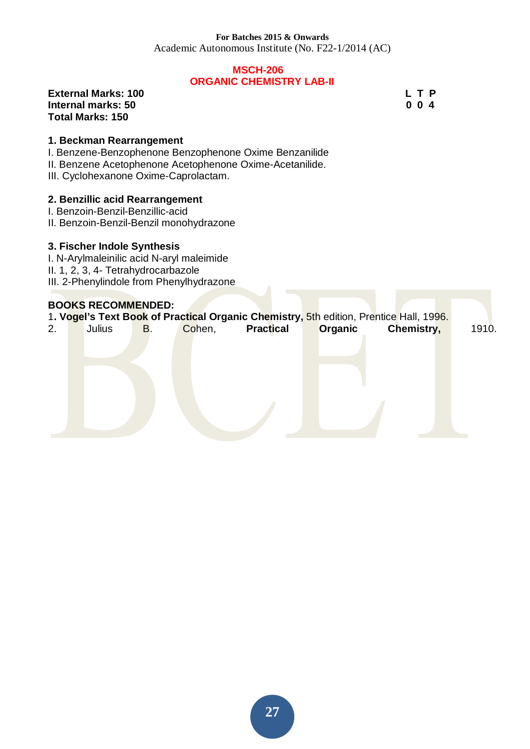**For Batches 2015 & Onwards**
Academic Autonomous Institute (No. F22-1/2014 (AC)

## MSCH-206
## ORGANIC CHEMISTRY LAB-II

**External Marks: 100**
**Internal marks: 50**
**Total Marks: 150**

**L T P**
**0 0 4**

### 1. Beckman Rearrangement

I. Benzene-Benzophenone Benzophenone Oxime Benzanilide
II. Benzene Acetophenone Acetophenone Oxime-Acetanilide.
III. Cyclohexanone Oxime-Caprolactam.

### 2. Benzillic acid Rearrangement

I. Benzoin-Benzil-Benzillic-acid
II. Benzoin-Benzil-Benzil monohydrazone

### 3. Fischer Indole Synthesis

I. N-Arylmaleinilic acid N-aryl maleimide
II. 1, 2, 3, 4- Tetrahydrocarbazole
III. 2-Phenylindole from Phenylhydrazone

### BOOKS RECOMMENDED:

1. **Vogel's Text Book of Practical Organic Chemistry,** 5th edition, Prentice Hall, 1996.
2. Julius B. Cohen, **Practical Organic Chemistry,** 1910.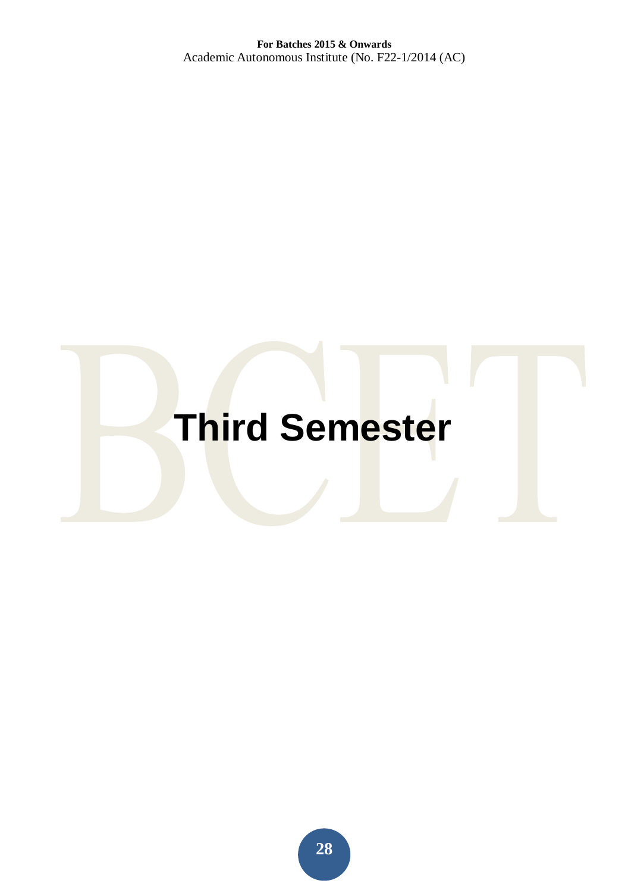# Third Semester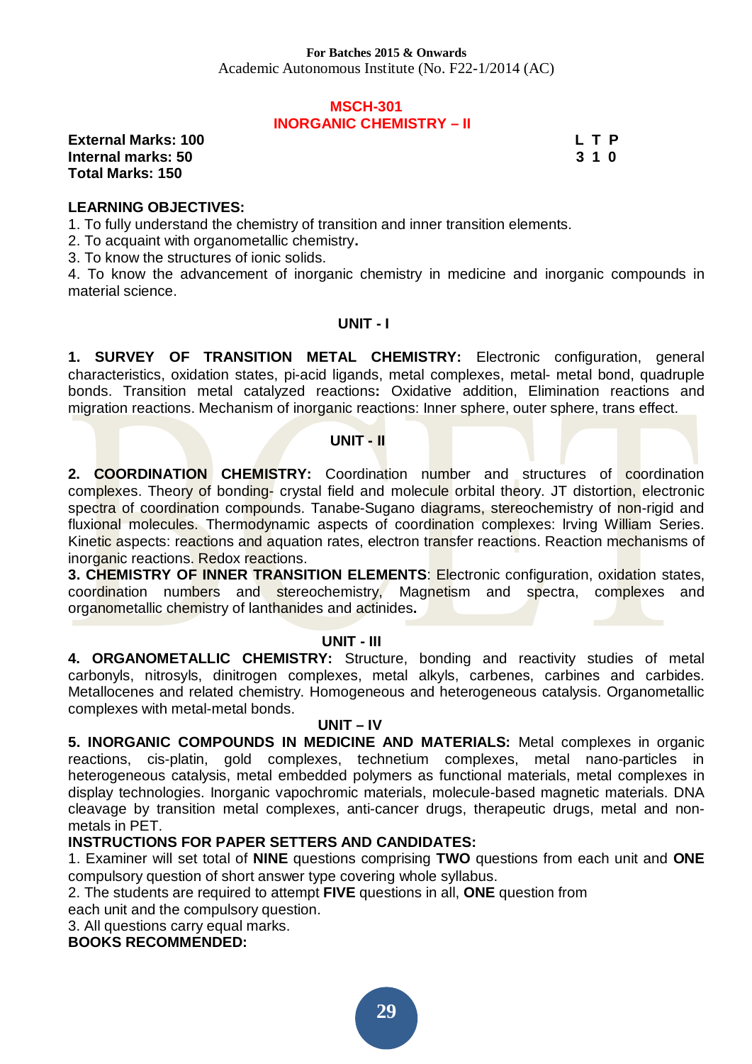**For Batches 2015 & Onwards**
Academic Autonomous Institute (No. F22-1/2014 (AC)

## MSCH-301
## INORGANIC CHEMISTRY – II

**External Marks: 100**
**Internal marks: 50**
**Total Marks: 150**

| L | T | P |
|---|---|---|
| 3 | 1 | 0 |

**LEARNING OBJECTIVES:**

1. To fully understand the chemistry of transition and inner transition elements.
2. To acquaint with organometallic chemistry**.**
3. To know the structures of ionic solids.
4. To know the advancement of inorganic chemistry in medicine and inorganic compounds in material science.

### UNIT - I

**1. SURVEY OF TRANSITION METAL CHEMISTRY:** Electronic configuration, general characteristics, oxidation states, pi-acid ligands, metal complexes, metal- metal bond, quadruple bonds. Transition metal catalyzed reactions**:** Oxidative addition, Elimination reactions and migration reactions. Mechanism of inorganic reactions: Inner sphere, outer sphere, trans effect.

### UNIT - II

**2. COORDINATION CHEMISTRY:** Coordination number and structures of coordination complexes. Theory of bonding- crystal field and molecule orbital theory. JT distortion, electronic spectra of coordination compounds. Tanabe-Sugano diagrams, stereochemistry of non-rigid and fluxional molecules. Thermodynamic aspects of coordination complexes: Irving William Series. Kinetic aspects: reactions and aquation rates, electron transfer reactions. Reaction mechanisms of inorganic reactions. Redox reactions.

**3. CHEMISTRY OF INNER TRANSITION ELEMENTS**: Electronic configuration, oxidation states, coordination numbers and stereochemistry, Magnetism and spectra, complexes and organometallic chemistry of lanthanides and actinides**.**

### UNIT - III

**4. ORGANOMETALLIC CHEMISTRY:** Structure, bonding and reactivity studies of metal carbonyls, nitrosyls, dinitrogen complexes, metal alkyls, carbenes, carbines and carbides. Metallocenes and related chemistry. Homogeneous and heterogeneous catalysis. Organometallic complexes with metal-metal bonds.

### UNIT – IV

**5. INORGANIC COMPOUNDS IN MEDICINE AND MATERIALS:** Metal complexes in organic reactions, cis-platin, gold complexes, technetium complexes, metal nano-particles in heterogeneous catalysis, metal embedded polymers as functional materials, metal complexes in display technologies. Inorganic vapochromic materials, molecule-based magnetic materials. DNA cleavage by transition metal complexes, anti-cancer drugs, therapeutic drugs, metal and non-metals in PET.

**INSTRUCTIONS FOR PAPER SETTERS AND CANDIDATES:**

1. Examiner will set total of **NINE** questions comprising **TWO** questions from each unit and **ONE** compulsory question of short answer type covering whole syllabus.
2. The students are required to attempt **FIVE** questions in all, **ONE** question from each unit and the compulsory question.
3. All questions carry equal marks.

**BOOKS RECOMMENDED:**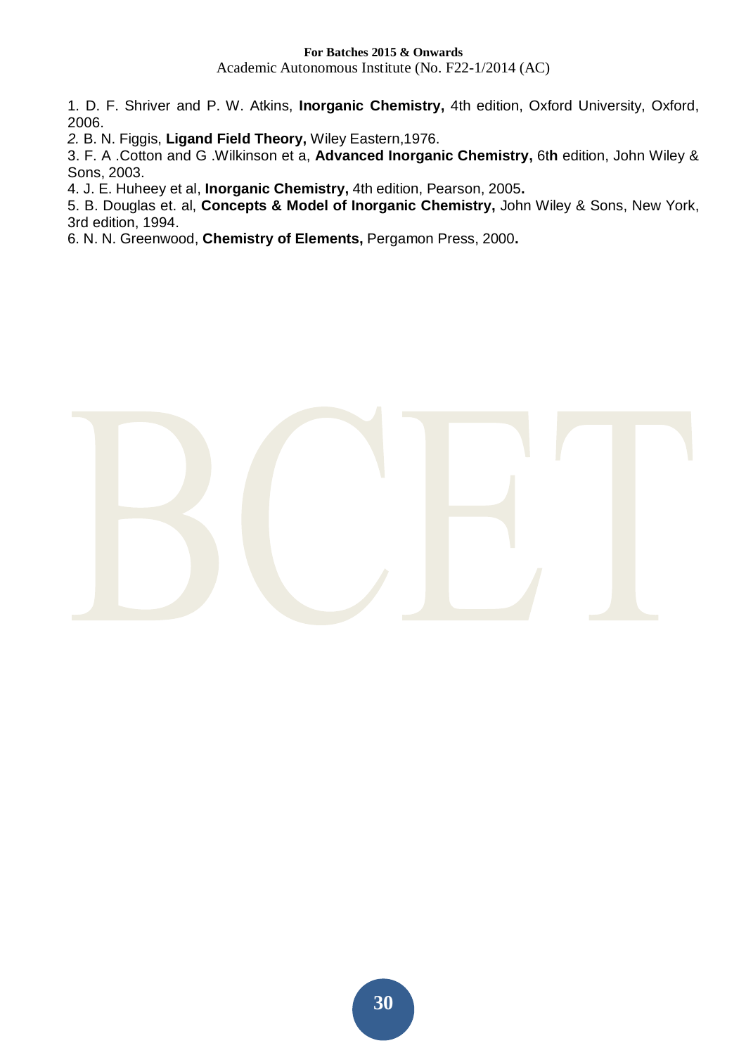1. D. F. Shriver and P. W. Atkins, **Inorganic Chemistry,** 4th edition, Oxford University, Oxford, 2006.
*2.* B. N. Figgis, **Ligand Field Theory,** Wiley Eastern,1976.
3. F. A .Cotton and G .Wilkinson et a, **Advanced Inorganic Chemistry,** 6t**h** edition, John Wiley & Sons, 2003.
4. J. E. Huheey et al, **Inorganic Chemistry,** 4th edition, Pearson, 2005**.**
5. B. Douglas et. al, **Concepts & Model of Inorganic Chemistry,** John Wiley & Sons, New York, 3rd edition, 1994.
6. N. N. Greenwood, **Chemistry of Elements,** Pergamon Press, 2000**.**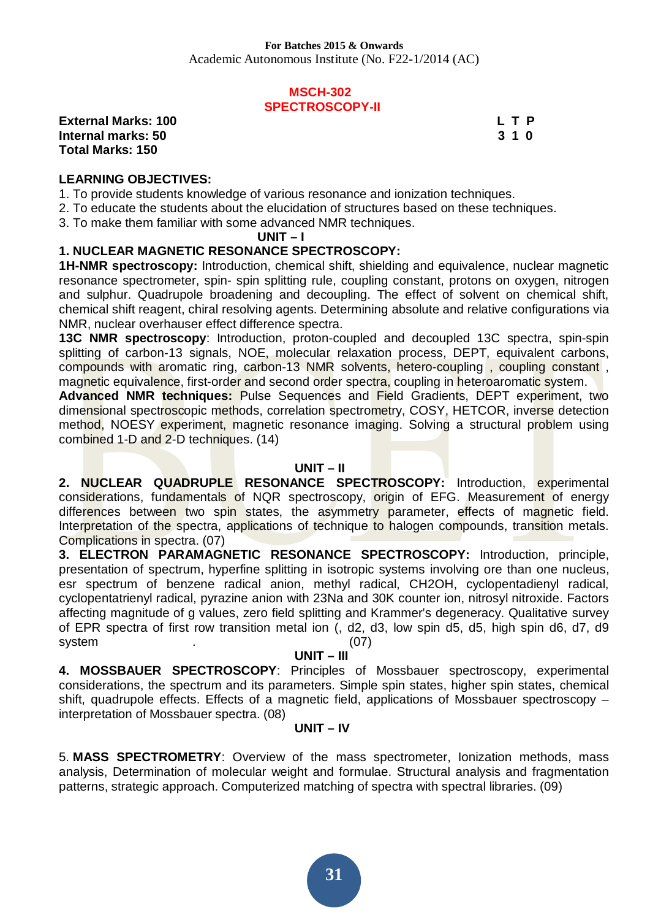**For Batches 2015 & Onwards**
Academic Autonomous Institute (No. F22-1/2014 (AC)

## MSCH-302
## SPECTROSCOPY-II

**External Marks: 100**
**Internal marks: 50**
**Total Marks: 150**

| L | T | P |
|---|---|---|
| 3 | 1 | 0 |

**LEARNING OBJECTIVES:**

1. To provide students knowledge of various resonance and ionization techniques.
2. To educate the students about the elucidation of structures based on these techniques.
3. To make them familiar with some advanced NMR techniques.

### UNIT – I

**1. NUCLEAR MAGNETIC RESONANCE SPECTROSCOPY:**

**1H-NMR spectroscopy:** Introduction, chemical shift, shielding and equivalence, nuclear magnetic resonance spectrometer, spin- spin splitting rule, coupling constant, protons on oxygen, nitrogen and sulphur. Quadrupole broadening and decoupling. The effect of solvent on chemical shift, chemical shift reagent, chiral resolving agents. Determining absolute and relative configurations via NMR, nuclear overhauser effect difference spectra.

**13C NMR spectroscopy**: Introduction, proton-coupled and decoupled 13C spectra, spin-spin splitting of carbon-13 signals, NOE, molecular relaxation process, DEPT, equivalent carbons, compounds with aromatic ring, carbon-13 NMR solvents, hetero-coupling , coupling constant , magnetic equivalence, first-order and second order spectra, coupling in heteroaromatic system.

**Advanced NMR techniques:** Pulse Sequences and Field Gradients, DEPT experiment, two dimensional spectroscopic methods, correlation spectrometry, COSY, HETCOR, inverse detection method, NOESY experiment, magnetic resonance imaging. Solving a structural problem using combined 1-D and 2-D techniques. (14)

### UNIT – II

**2. NUCLEAR QUADRUPLE RESONANCE SPECTROSCOPY:** Introduction, experimental considerations, fundamentals of NQR spectroscopy, origin of EFG. Measurement of energy differences between two spin states, the asymmetry parameter, effects of magnetic field. Interpretation of the spectra, applications of technique to halogen compounds, transition metals. Complications in spectra. (07)

**3. ELECTRON PARAMAGNETIC RESONANCE SPECTROSCOPY:** Introduction, principle, presentation of spectrum, hyperfine splitting in isotropic systems involving ore than one nucleus, esr spectrum of benzene radical anion, methyl radical, CH2OH, cyclopentadienyl radical, cyclopentatrienyl radical, pyrazine anion with 23Na and 30K counter ion, nitrosyl nitroxide. Factors affecting magnitude of g values, zero field splitting and Krammer's degeneracy. Qualitative survey of EPR spectra of first row transition metal ion (, d2, d3, low spin d5, d5, high spin d6, d7, d9 system . (07)

### UNIT – III

**4. MOSSBAUER SPECTROSCOPY**: Principles of Mossbauer spectroscopy, experimental considerations, the spectrum and its parameters. Simple spin states, higher spin states, chemical shift, quadrupole effects. Effects of a magnetic field, applications of Mossbauer spectroscopy – interpretation of Mossbauer spectra. (08)

### UNIT – IV

5. **MASS SPECTROMETRY**: Overview of the mass spectrometer, Ionization methods, mass analysis, Determination of molecular weight and formulae. Structural analysis and fragmentation patterns, strategic approach. Computerized matching of spectra with spectral libraries. (09)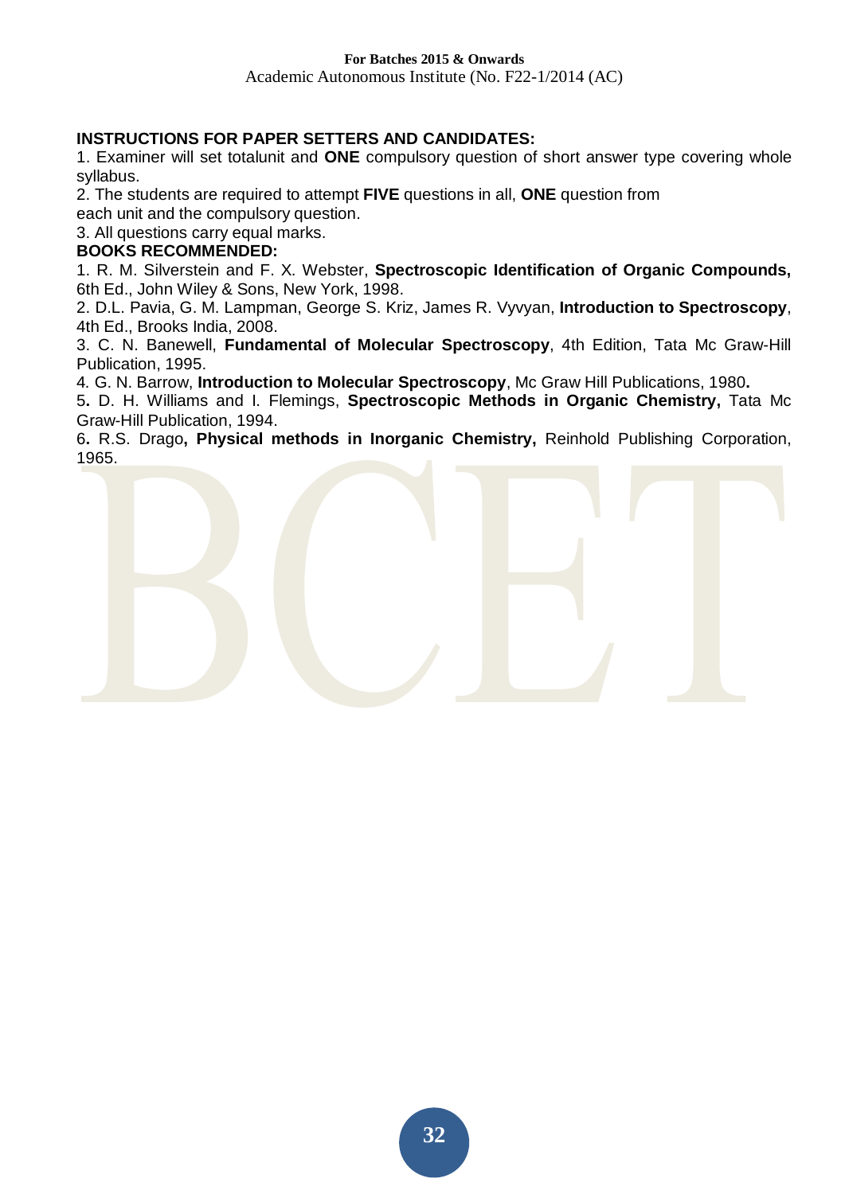**INSTRUCTIONS FOR PAPER SETTERS AND CANDIDATES:**

1. Examiner will set totalunit and **ONE** compulsory question of short answer type covering whole syllabus.
2. The students are required to attempt **FIVE** questions in all, **ONE** question from each unit and the compulsory question.
3. All questions carry equal marks.

**BOOKS RECOMMENDED:**

1. R. M. Silverstein and F. X. Webster, **Spectroscopic Identification of Organic Compounds,** 6th Ed., John Wiley & Sons, New York, 1998.
2. D.L. Pavia, G. M. Lampman, George S. Kriz, James R. Vyvyan, **Introduction to Spectroscopy**, 4th Ed., Brooks India, 2008.
3. C. N. Banewell, **Fundamental of Molecular Spectroscopy**, 4th Edition, Tata Mc Graw-Hill Publication, 1995.
4. G. N. Barrow, **Introduction to Molecular Spectroscopy**, Mc Graw Hill Publications, 1980**.**
5. D. H. Williams and I. Flemings, **Spectroscopic Methods in Organic Chemistry,** Tata Mc Graw-Hill Publication, 1994.
6. R.S. Drago**, Physical methods in Inorganic Chemistry,** Reinhold Publishing Corporation, 1965.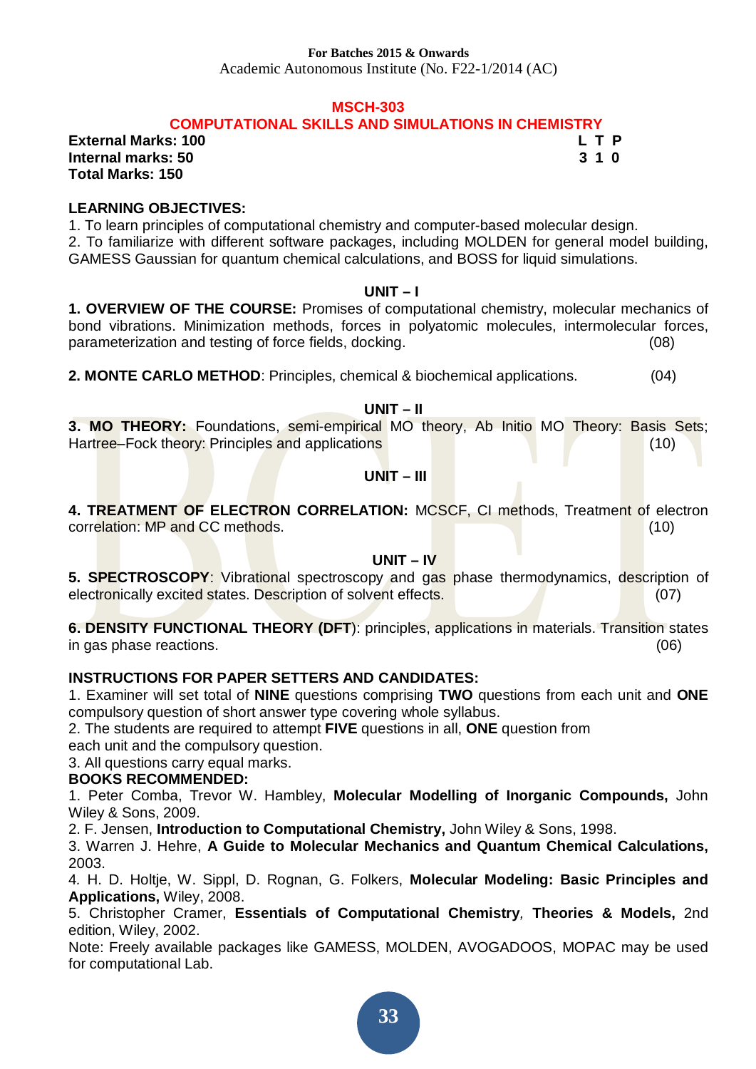**For Batches 2015 & Onwards**
Academic Autonomous Institute (No. F22-1/2014 (AC)

# MSCH-303

## COMPUTATIONAL SKILLS AND SIMULATIONS IN CHEMISTRY

**External Marks: 100** | **L T P**
**Internal marks: 50** | **3 1 0**
**Total Marks: 150**

**LEARNING OBJECTIVES:**

1. To learn principles of computational chemistry and computer-based molecular design.
2. To familiarize with different software packages, including MOLDEN for general model building, GAMESS Gaussian for quantum chemical calculations, and BOSS for liquid simulations.

### UNIT – I

**1. OVERVIEW OF THE COURSE:** Promises of computational chemistry, molecular mechanics of bond vibrations. Minimization methods, forces in polyatomic molecules, intermolecular forces, parameterization and testing of force fields, docking. (08)

**2. MONTE CARLO METHOD**: Principles, chemical & biochemical applications. (04)

### UNIT – II

**3. MO THEORY:** Foundations, semi-empirical MO theory, Ab Initio MO Theory: Basis Sets; Hartree–Fock theory: Principles and applications (10)

### UNIT – III

**4. TREATMENT OF ELECTRON CORRELATION:** MCSCF, CI methods, Treatment of electron correlation: MP and CC methods. (10)

### UNIT – IV

**5. SPECTROSCOPY**: Vibrational spectroscopy and gas phase thermodynamics, description of electronically excited states. Description of solvent effects. (07)

**6. DENSITY FUNCTIONAL THEORY (DFT**): principles, applications in materials. Transition states in gas phase reactions. (06)

**INSTRUCTIONS FOR PAPER SETTERS AND CANDIDATES:**

1. Examiner will set total of **NINE** questions comprising **TWO** questions from each unit and **ONE** compulsory question of short answer type covering whole syllabus.
2. The students are required to attempt **FIVE** questions in all, **ONE** question from each unit and the compulsory question.
3. All questions carry equal marks.

**BOOKS RECOMMENDED:**

1. Peter Comba, Trevor W. Hambley, **Molecular Modelling of Inorganic Compounds,** John Wiley & Sons, 2009.
2. F. Jensen, **Introduction to Computational Chemistry,** John Wiley & Sons, 1998.
3. Warren J. Hehre, **A Guide to Molecular Mechanics and Quantum Chemical Calculations,** 2003.
4. H. D. Holtje, W. Sippl, D. Rognan, G. Folkers, **Molecular Modeling: Basic Principles and Applications,** Wiley, 2008.
5. Christopher Cramer, **Essentials of Computational Chemistry***,* **Theories & Models,** 2nd edition, Wiley, 2002.

Note: Freely available packages like GAMESS, MOLDEN, AVOGADOOS, MOPAC may be used for computational Lab.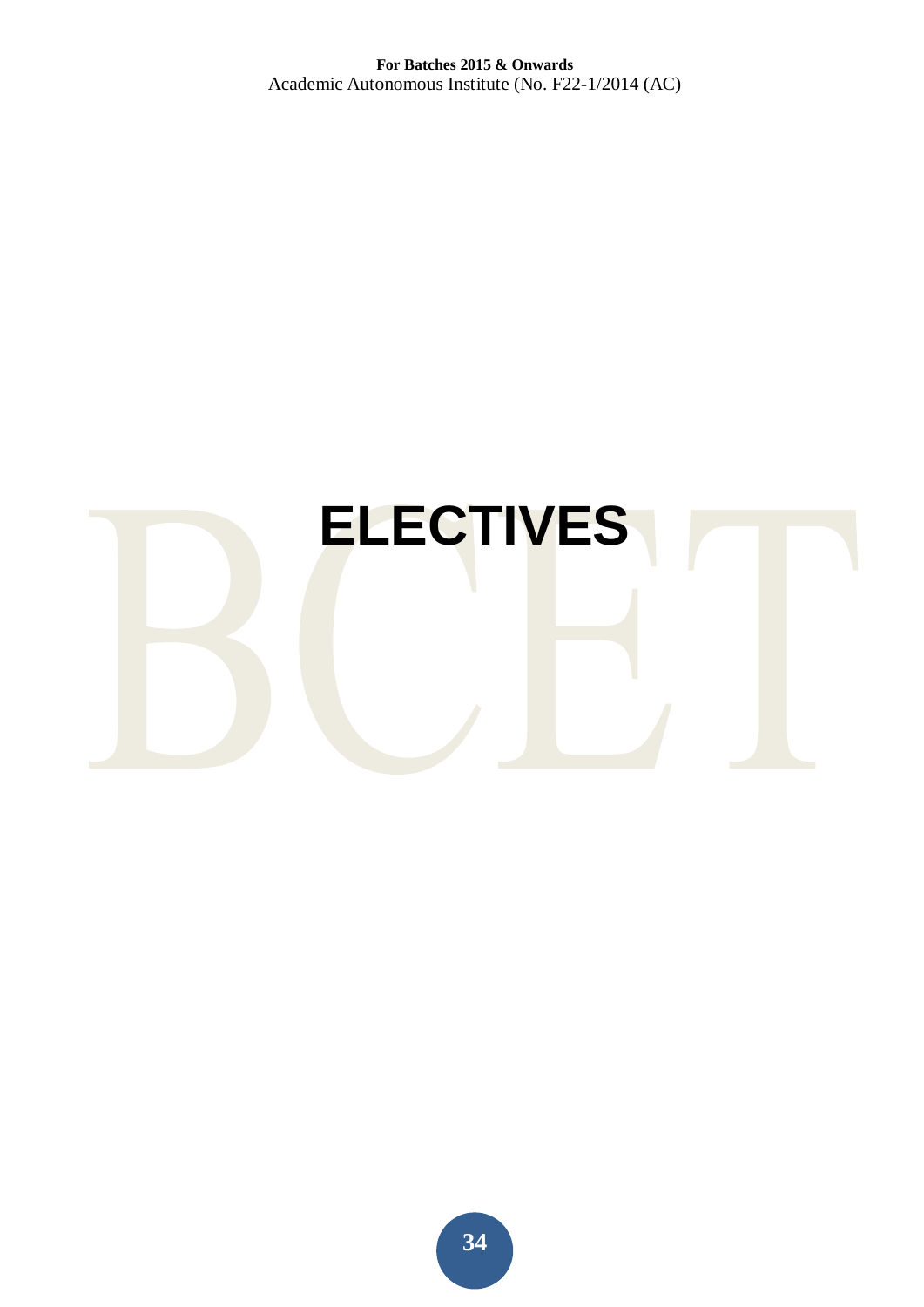# ELECTIVES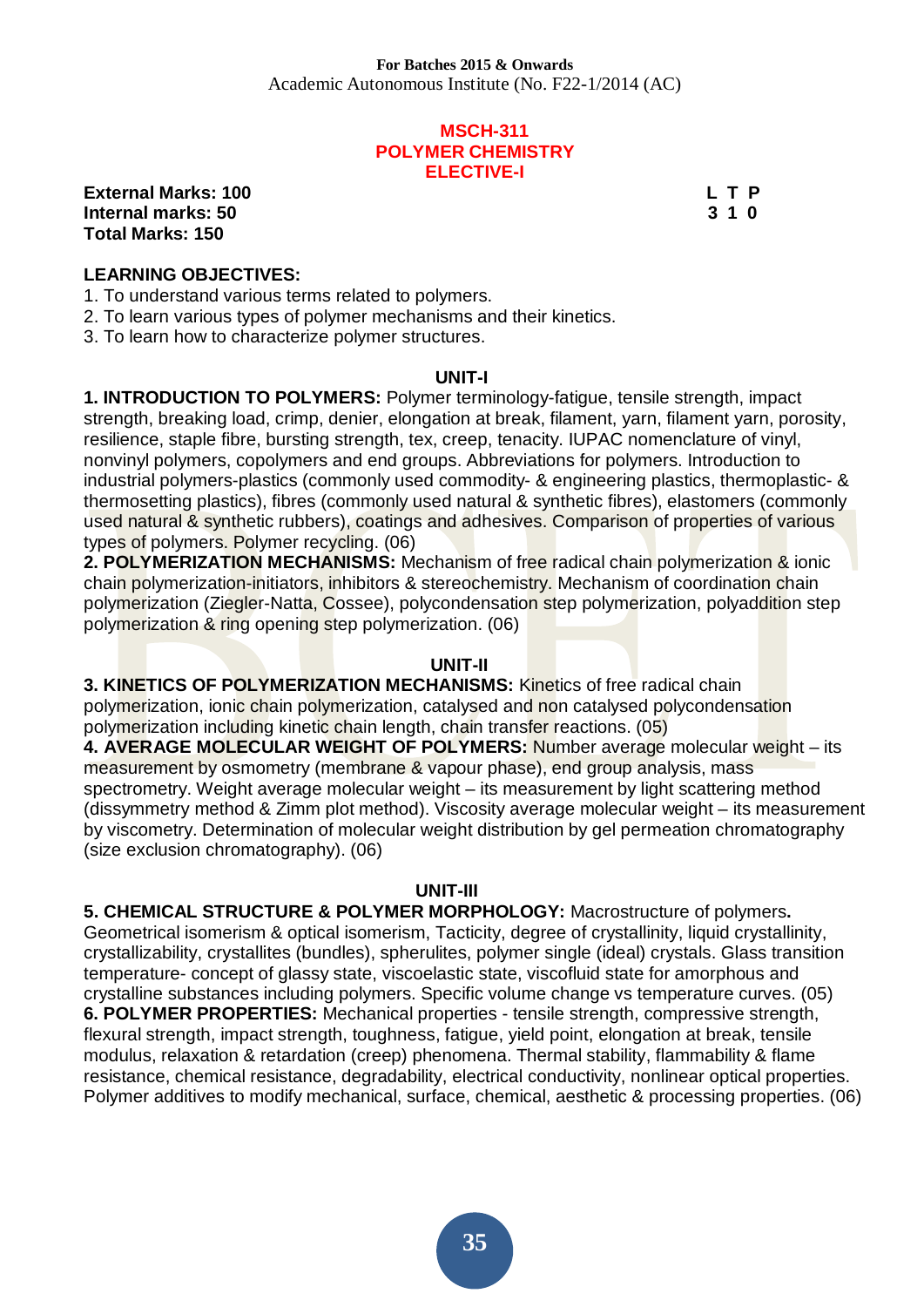**For Batches 2015 & Onwards**
Academic Autonomous Institute (No. F22-1/2014 (AC)

# MSCH-311
# POLYMER CHEMISTRY
# ELECTIVE-I

**External Marks: 100**
**Internal marks: 50**
**Total Marks: 150**

| L | T | P |
|---|---|---|
| 3 | 1 | 0 |

**LEARNING OBJECTIVES:**

1. To understand various terms related to polymers.
2. To learn various types of polymer mechanisms and their kinetics.
3. To learn how to characterize polymer structures.

## UNIT-I

**1. INTRODUCTION TO POLYMERS:** Polymer terminology-fatigue, tensile strength, impact strength, breaking load, crimp, denier, elongation at break, filament, yarn, filament yarn, porosity, resilience, staple fibre, bursting strength, tex, creep, tenacity. IUPAC nomenclature of vinyl, nonvinyl polymers, copolymers and end groups. Abbreviations for polymers. Introduction to industrial polymers-plastics (commonly used commodity- & engineering plastics, thermoplastic- & thermosetting plastics), fibres (commonly used natural & synthetic fibres), elastomers (commonly used natural & synthetic rubbers), coatings and adhesives. Comparison of properties of various types of polymers. Polymer recycling. (06)

**2. POLYMERIZATION MECHANISMS:** Mechanism of free radical chain polymerization & ionic chain polymerization-initiators, inhibitors & stereochemistry. Mechanism of coordination chain polymerization (Ziegler-Natta, Cossee), polycondensation step polymerization, polyaddition step polymerization & ring opening step polymerization. (06)

## UNIT-II

**3. KINETICS OF POLYMERIZATION MECHANISMS:** Kinetics of free radical chain polymerization, ionic chain polymerization, catalysed and non catalysed polycondensation polymerization including kinetic chain length, chain transfer reactions. (05)

**4. AVERAGE MOLECULAR WEIGHT OF POLYMERS:** Number average molecular weight – its measurement by osmometry (membrane & vapour phase), end group analysis, mass spectrometry. Weight average molecular weight – its measurement by light scattering method (dissymmetry method & Zimm plot method). Viscosity average molecular weight – its measurement by viscometry. Determination of molecular weight distribution by gel permeation chromatography (size exclusion chromatography). (06)

## UNIT-III

**5. CHEMICAL STRUCTURE & POLYMER MORPHOLOGY:** Macrostructure of polymers**.** Geometrical isomerism & optical isomerism, Tacticity, degree of crystallinity, liquid crystallinity, crystallizability, crystallites (bundles), spherulites, polymer single (ideal) crystals. Glass transition temperature- concept of glassy state, viscoelastic state, viscofluid state for amorphous and crystalline substances including polymers. Specific volume change vs temperature curves. (05)

**6. POLYMER PROPERTIES:** Mechanical properties - tensile strength, compressive strength, flexural strength, impact strength, toughness, fatigue, yield point, elongation at break, tensile modulus, relaxation & retardation (creep) phenomena. Thermal stability, flammability & flame resistance, chemical resistance, degradability, electrical conductivity, nonlinear optical properties. Polymer additives to modify mechanical, surface, chemical, aesthetic & processing properties. (06)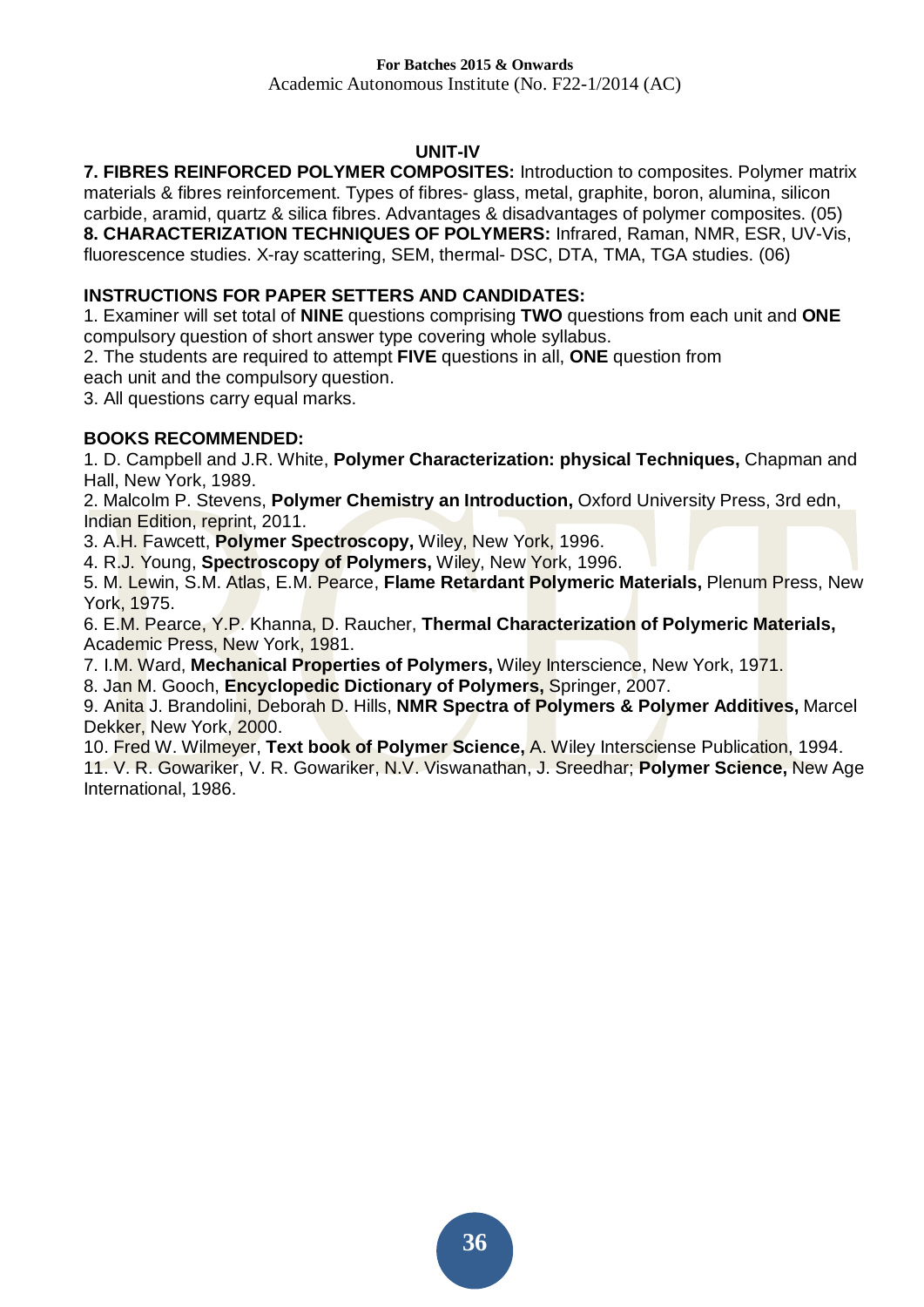## UNIT-IV

**7. FIBRES REINFORCED POLYMER COMPOSITES:** Introduction to composites. Polymer matrix materials & fibres reinforcement. Types of fibres- glass, metal, graphite, boron, alumina, silicon carbide, aramid, quartz & silica fibres. Advantages & disadvantages of polymer composites. (05)

**8. CHARACTERIZATION TECHNIQUES OF POLYMERS:** Infrared, Raman, NMR, ESR, UV-Vis, fluorescence studies. X-ray scattering, SEM, thermal- DSC, DTA, TMA, TGA studies. (06)

**INSTRUCTIONS FOR PAPER SETTERS AND CANDIDATES:**

1. Examiner will set total of **NINE** questions comprising **TWO** questions from each unit and **ONE** compulsory question of short answer type covering whole syllabus.
2. The students are required to attempt **FIVE** questions in all, **ONE** question from each unit and the compulsory question.
3. All questions carry equal marks.

**BOOKS RECOMMENDED:**

1. D. Campbell and J.R. White, **Polymer Characterization: physical Techniques,** Chapman and Hall, New York, 1989.
2. Malcolm P. Stevens, **Polymer Chemistry an Introduction,** Oxford University Press, 3rd edn, Indian Edition, reprint, 2011.
3. A.H. Fawcett, **Polymer Spectroscopy,** Wiley, New York, 1996.
4. R.J. Young, **Spectroscopy of Polymers,** Wiley, New York, 1996.
5. M. Lewin, S.M. Atlas, E.M. Pearce, **Flame Retardant Polymeric Materials,** Plenum Press, New York, 1975.
6. E.M. Pearce, Y.P. Khanna, D. Raucher, **Thermal Characterization of Polymeric Materials,** Academic Press, New York, 1981.
7. I.M. Ward, **Mechanical Properties of Polymers,** Wiley Interscience, New York, 1971.
8. Jan M. Gooch, **Encyclopedic Dictionary of Polymers,** Springer, 2007.
9. Anita J. Brandolini, Deborah D. Hills, **NMR Spectra of Polymers & Polymer Additives,** Marcel Dekker, New York, 2000.
10. Fred W. Wilmeyer, **Text book of Polymer Science,** A. Wiley Intersciense Publication, 1994.
11. V. R. Gowariker, V. R. Gowariker, N.V. Viswanathan, J. Sreedhar; **Polymer Science,** New Age International, 1986.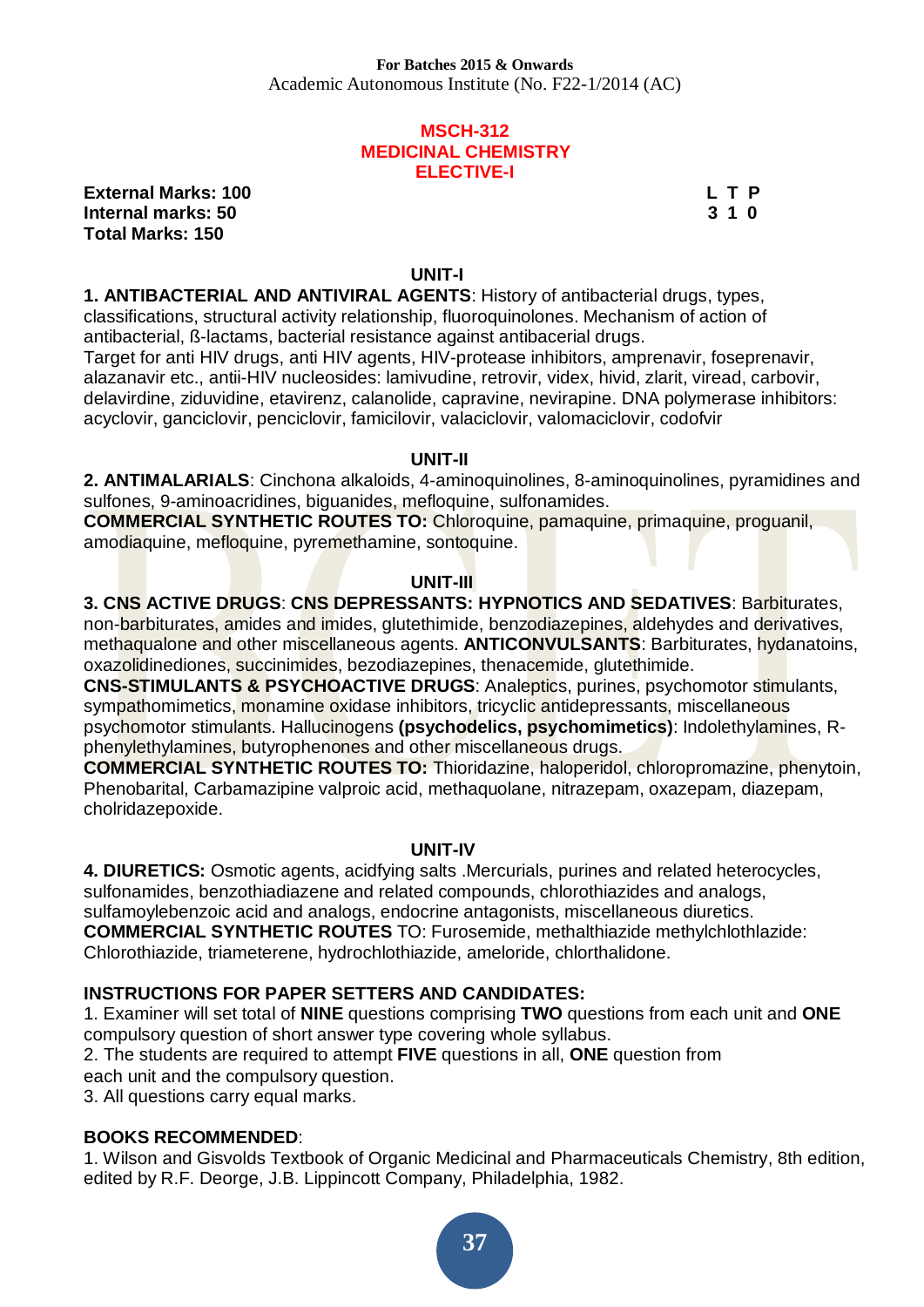**For Batches 2015 & Onwards**
Academic Autonomous Institute (No. F22-1/2014 (AC)

# MSCH-312
# MEDICINAL CHEMISTRY
# ELECTIVE-I

**External Marks: 100**
**Internal marks: 50**
**Total Marks: 150**

| L | T | P |
|---|---|---|
| 3 | 1 | 0 |

## UNIT-I

**1. ANTIBACTERIAL AND ANTIVIRAL AGENTS**: History of antibacterial drugs, types, classifications, structural activity relationship, fluoroquinolones. Mechanism of action of antibacterial, ß-lactams, bacterial resistance against antibacerial drugs.
Target for anti HIV drugs, anti HIV agents, HIV-protease inhibitors, amprenavir, foseprenavir, alazanavir etc., antii-HIV nucleosides: lamivudine, retrovir, videx, hivid, zlarit, viread, carbovir, delavirdine, ziduvidine, etavirenz, calanolide, capravine, nevirapine. DNA polymerase inhibitors: acyclovir, ganciclovir, penciclovir, famicilovir, valaciclovir, valomaciclovir, codofvir

## UNIT-II

**2. ANTIMALARIALS**: Cinchona alkaloids, 4-aminoquinolines, 8-aminoquinolines, pyramidines and sulfones, 9-aminoacridines, biguanides, mefloquine, sulfonamides.
**COMMERCIAL SYNTHETIC ROUTES TO:** Chloroquine, pamaquine, primaquine, proguanil, amodiaquine, mefloquine, pyremethamine, sontoquine.

## UNIT-III

**3. CNS ACTIVE DRUGS**: **CNS DEPRESSANTS: HYPNOTICS AND SEDATIVES**: Barbiturates, non-barbiturates, amides and imides, glutethimide, benzodiazepines, aldehydes and derivatives, methaqualone and other miscellaneous agents. **ANTICONVULSANTS**: Barbiturates, hydanatoins, oxazolidinediones, succinimides, bezodiazepines, thenacemide, glutethimide.
**CNS-STIMULANTS & PSYCHOACTIVE DRUGS**: Analeptics, purines, psychomotor stimulants, sympathomimetics, monamine oxidase inhibitors, tricyclic antidepressants, miscellaneous psychomotor stimulants. Hallucinogens **(psychodelics, psychomimetics)**: Indolethylamines, R-phenylethylamines, butyrophenones and other miscellaneous drugs.
**COMMERCIAL SYNTHETIC ROUTES TO:** Thioridazine, haloperidol, chloropromazine, phenytoin, Phenobarital, Carbamazipine valproic acid, methaquolane, nitrazepam, oxazepam, diazepam, cholridazepoxide.

## UNIT-IV

**4. DIURETICS:** Osmotic agents, acidfying salts .Mercurials, purines and related heterocycles, sulfonamides, benzothiadiazene and related compounds, chlorothiazides and analogs, sulfamoylebenzoic acid and analogs, endocrine antagonists, miscellaneous diuretics.
**COMMERCIAL SYNTHETIC ROUTES** TO: Furosemide, methalthiazide methylchlothlazide: Chlorothiazide, triameterene, hydrochlothiazide, ameloride, chlorthalidone.

**INSTRUCTIONS FOR PAPER SETTERS AND CANDIDATES:**
1. Examiner will set total of **NINE** questions comprising **TWO** questions from each unit and **ONE** compulsory question of short answer type covering whole syllabus.
2. The students are required to attempt **FIVE** questions in all, **ONE** question from each unit and the compulsory question.
3. All questions carry equal marks.

**BOOKS RECOMMENDED**:
1. Wilson and Gisvolds Textbook of Organic Medicinal and Pharmaceuticals Chemistry, 8th edition, edited by R.F. Deorge, J.B. Lippincott Company, Philadelphia, 1982.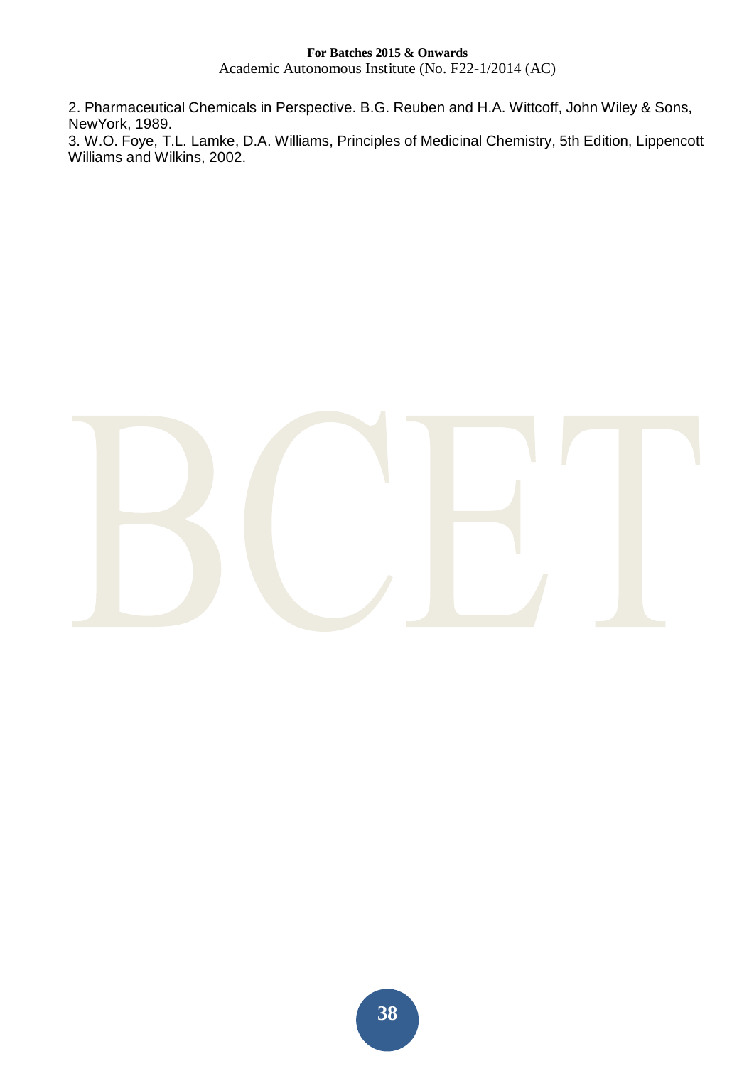2. Pharmaceutical Chemicals in Perspective. B.G. Reuben and H.A. Wittcoff, John Wiley & Sons, NewYork, 1989.

3. W.O. Foye, T.L. Lamke, D.A. Williams, Principles of Medicinal Chemistry, 5th Edition, Lippencott Williams and Wilkins, 2002.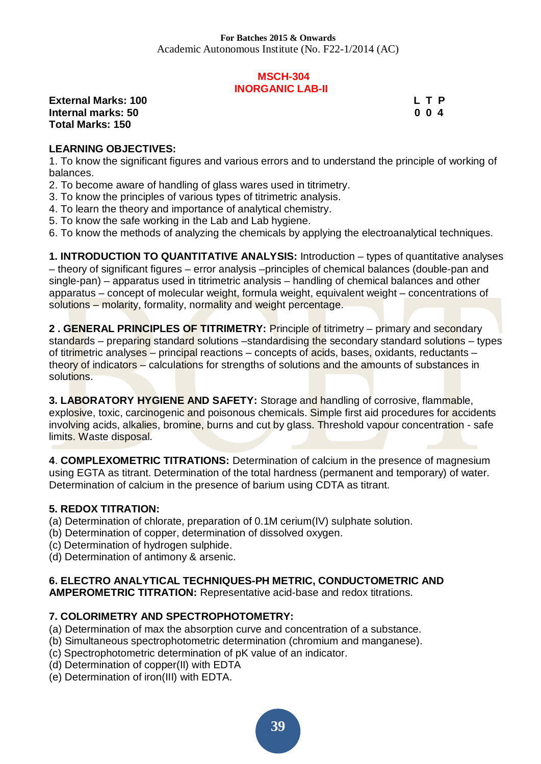**For Batches 2015 & Onwards**
Academic Autonomous Institute (No. F22-1/2014 (AC)

## MSCH-304
## INORGANIC LAB-II

**External Marks: 100**
**Internal marks: 50**
**Total Marks: 150**

| L | T | P |
|---|---|---|
| 0 | 0 | 4 |

**LEARNING OBJECTIVES:**

1. To know the significant figures and various errors and to understand the principle of working of balances.
2. To become aware of handling of glass wares used in titrimetry.
3. To know the principles of various types of titrimetric analysis.
4. To learn the theory and importance of analytical chemistry.
5. To know the safe working in the Lab and Lab hygiene.
6. To know the methods of analyzing the chemicals by applying the electroanalytical techniques.

**1. INTRODUCTION TO QUANTITATIVE ANALYSIS:** Introduction – types of quantitative analyses – theory of significant figures – error analysis –principles of chemical balances (double-pan and single-pan) – apparatus used in titrimetric analysis – handling of chemical balances and other apparatus – concept of molecular weight, formula weight, equivalent weight – concentrations of solutions – molarity, formality, normality and weight percentage.

**2 . GENERAL PRINCIPLES OF TITRIMETRY:** Principle of titrimetry – primary and secondary standards – preparing standard solutions –standardising the secondary standard solutions – types of titrimetric analyses – principal reactions – concepts of acids, bases, oxidants, reductants – theory of indicators – calculations for strengths of solutions and the amounts of substances in solutions.

**3. LABORATORY HYGIENE AND SAFETY:** Storage and handling of corrosive, flammable, explosive, toxic, carcinogenic and poisonous chemicals. Simple first aid procedures for accidents involving acids, alkalies, bromine, burns and cut by glass. Threshold vapour concentration - safe limits. Waste disposal.

**4**. **COMPLEXOMETRIC TITRATIONS:** Determination of calcium in the presence of magnesium using EGTA as titrant. Determination of the total hardness (permanent and temporary) of water. Determination of calcium in the presence of barium using CDTA as titrant.

**5. REDOX TITRATION:**

(a) Determination of chlorate, preparation of 0.1M cerium(IV) sulphate solution.
(b) Determination of copper, determination of dissolved oxygen.
(c) Determination of hydrogen sulphide.
(d) Determination of antimony & arsenic.

**6. ELECTRO ANALYTICAL TECHNIQUES-PH METRIC, CONDUCTOMETRIC AND AMPEROMETRIC TITRATION:** Representative acid-base and redox titrations.

**7. COLORIMETRY AND SPECTROPHOTOMETRY:**

(a) Determination of max the absorption curve and concentration of a substance.
(b) Simultaneous spectrophotometric determination (chromium and manganese).
(c) Spectrophotometric determination of pK value of an indicator.
(d) Determination of copper(II) with EDTA
(e) Determination of iron(III) with EDTA.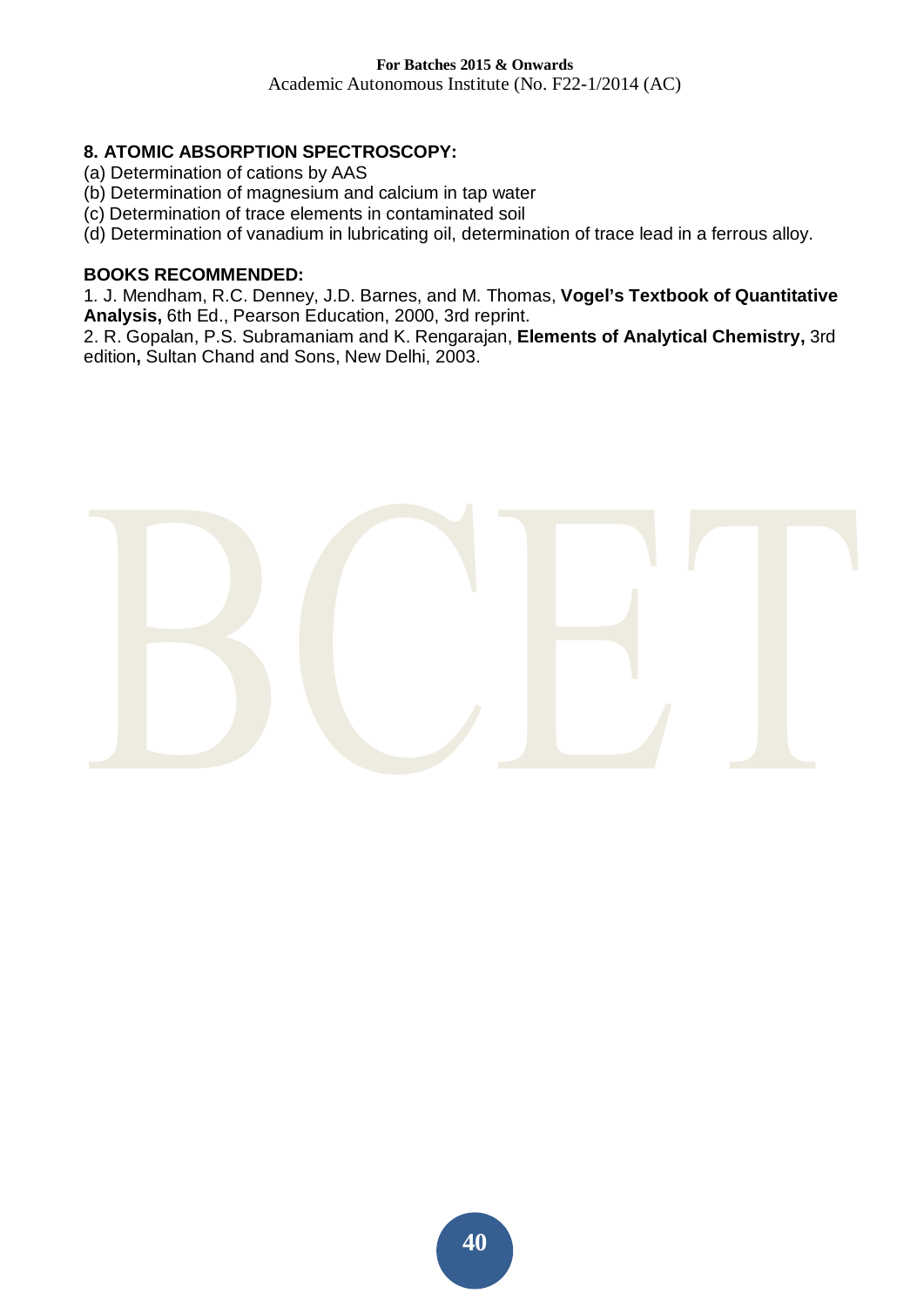**8. ATOMIC ABSORPTION SPECTROSCOPY:**

(a) Determination of cations by AAS

(b) Determination of magnesium and calcium in tap water

(c) Determination of trace elements in contaminated soil

(d) Determination of vanadium in lubricating oil, determination of trace lead in a ferrous alloy.

**BOOKS RECOMMENDED:**

1. J. Mendham, R.C. Denney, J.D. Barnes, and M. Thomas, **Vogel's Textbook of Quantitative Analysis,** 6th Ed., Pearson Education, 2000, 3rd reprint.
2. R. Gopalan, P.S. Subramaniam and K. Rengarajan, **Elements of Analytical Chemistry,** 3rd edition**,** Sultan Chand and Sons, New Delhi, 2003.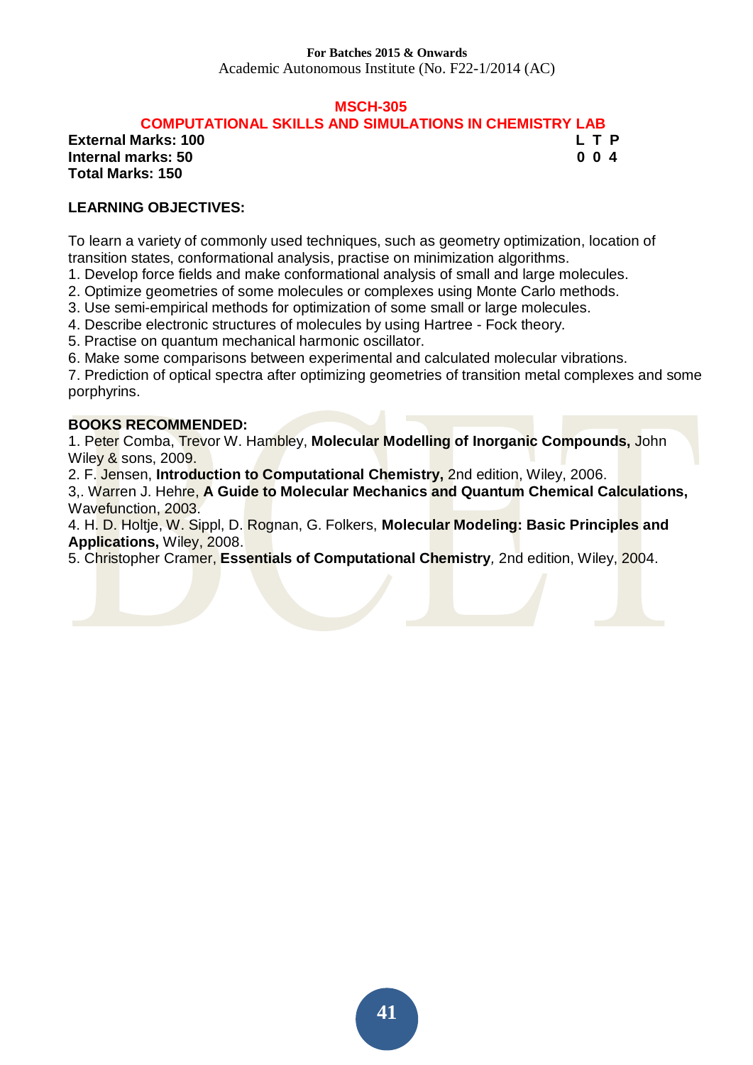For Batches 2015 & Onwards
Academic Autonomous Institute (No. F22-1/2014 (AC)

# MSCH-305
## COMPUTATIONAL SKILLS AND SIMULATIONS IN CHEMISTRY LAB

**External Marks: 100** **L T P**
**Internal marks: 50** **0 0 4**
**Total Marks: 150**

### LEARNING OBJECTIVES:

To learn a variety of commonly used techniques, such as geometry optimization, location of transition states, conformational analysis, practise on minimization algorithms.

1. Develop force fields and make conformational analysis of small and large molecules.
2. Optimize geometries of some molecules or complexes using Monte Carlo methods.
3. Use semi-empirical methods for optimization of some small or large molecules.
4. Describe electronic structures of molecules by using Hartree - Fock theory.
5. Practise on quantum mechanical harmonic oscillator.
6. Make some comparisons between experimental and calculated molecular vibrations.
7. Prediction of optical spectra after optimizing geometries of transition metal complexes and some porphyrins.

### BOOKS RECOMMENDED:

1. Peter Comba, Trevor W. Hambley, **Molecular Modelling of Inorganic Compounds,** John Wiley & sons, 2009.
2. F. Jensen, **Introduction to Computational Chemistry,** 2nd edition, Wiley, 2006.
3,. Warren J. Hehre, **A Guide to Molecular Mechanics and Quantum Chemical Calculations,** Wavefunction, 2003.
4. H. D. Holtje, W. Sippl, D. Rognan, G. Folkers, **Molecular Modeling: Basic Principles and Applications,** Wiley, 2008.
5. Christopher Cramer, **Essentials of Computational Chemistry***,* 2nd edition, Wiley, 2004.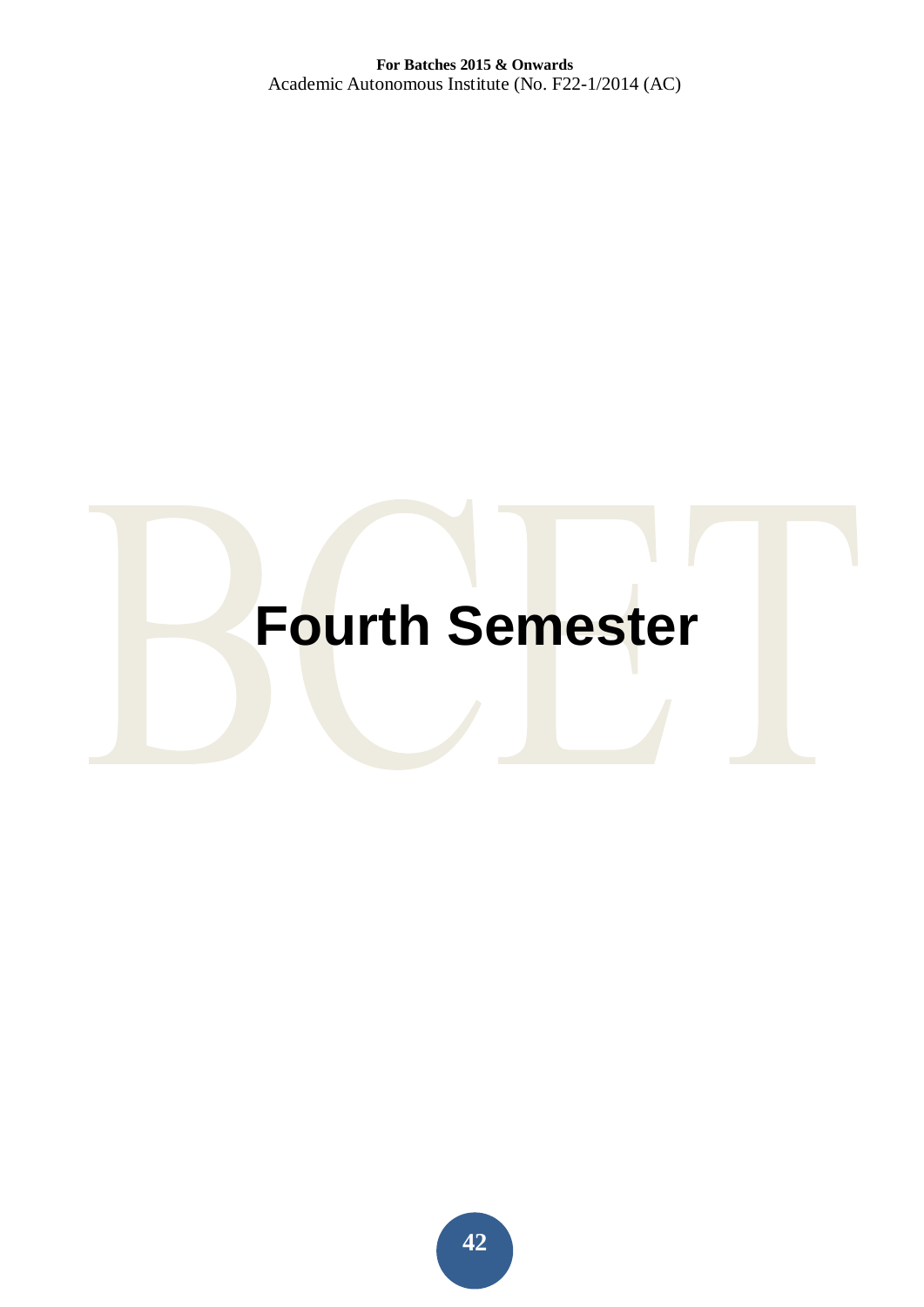# Fourth Semester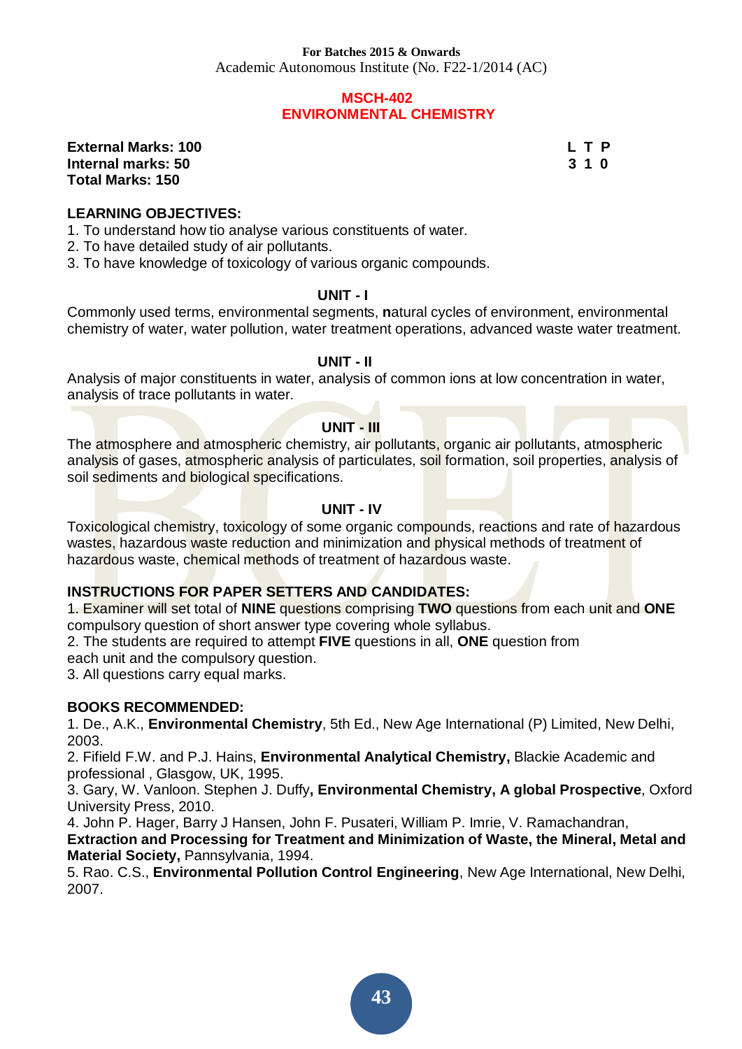**For Batches 2015 & Onwards**
Academic Autonomous Institute (No. F22-1/2014 (AC)

## MSCH-402
## ENVIRONMENTAL CHEMISTRY

**External Marks: 100**
**Internal marks: 50**
**Total Marks: 150**

| L | T | P |
|---|---|---|
| 3 | 1 | 0 |

**LEARNING OBJECTIVES:**

1. To understand how tio analyse various constituents of water.
2. To have detailed study of air pollutants.
3. To have knowledge of toxicology of various organic compounds.

### UNIT - I

Commonly used terms, environmental segments, **n**atural cycles of environment, environmental chemistry of water, water pollution, water treatment operations, advanced waste water treatment.

### UNIT - II

Analysis of major constituents in water, analysis of common ions at low concentration in water, analysis of trace pollutants in water.

### UNIT - III

The atmosphere and atmospheric chemistry, air pollutants, organic air pollutants, atmospheric analysis of gases, atmospheric analysis of particulates, soil formation, soil properties, analysis of soil sediments and biological specifications.

### UNIT - IV

Toxicological chemistry, toxicology of some organic compounds, reactions and rate of hazardous wastes, hazardous waste reduction and minimization and physical methods of treatment of hazardous waste, chemical methods of treatment of hazardous waste.

**INSTRUCTIONS FOR PAPER SETTERS AND CANDIDATES:**

1. Examiner will set total of **NINE** questions comprising **TWO** questions from each unit and **ONE** compulsory question of short answer type covering whole syllabus.
2. The students are required to attempt **FIVE** questions in all, **ONE** question from each unit and the compulsory question.
3. All questions carry equal marks.

**BOOKS RECOMMENDED:**

1. De., A.K., **Environmental Chemistry**, 5th Ed., New Age International (P) Limited, New Delhi, 2003.
2. Fifield F.W. and P.J. Hains, **Environmental Analytical Chemistry,** Blackie Academic and professional , Glasgow, UK, 1995.
3. Gary, W. Vanloon. Stephen J. Duffy**, Environmental Chemistry, A global Prospective**, Oxford University Press, 2010.
4. John P. Hager, Barry J Hansen, John F. Pusateri, William P. Imrie, V. Ramachandran, **Extraction and Processing for Treatment and Minimization of Waste, the Mineral, Metal and Material Society,** Pannsylvania, 1994.
5. Rao. C.S., **Environmental Pollution Control Engineering**, New Age International, New Delhi, 2007.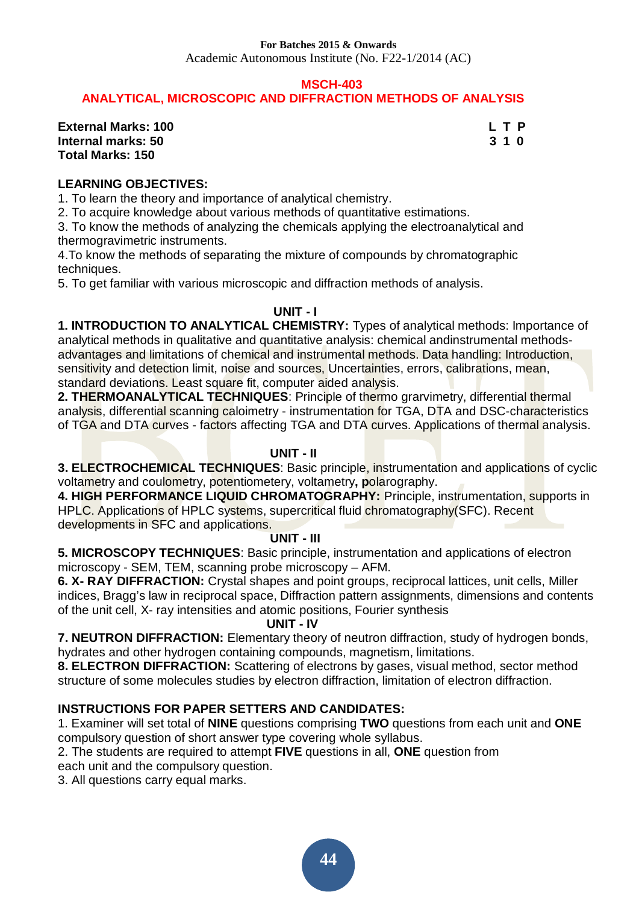**For Batches 2015 & Onwards**
Academic Autonomous Institute (No. F22-1/2014 (AC)

## MSCH-403
## ANALYTICAL, MICROSCOPIC AND DIFFRACTION METHODS OF ANALYSIS

**External Marks: 100**
**Internal marks: 50**
**Total Marks: 150**

| L | T | P |
|---|---|---|
| 3 | 1 | 0 |

**LEARNING OBJECTIVES:**

1. To learn the theory and importance of analytical chemistry.
2. To acquire knowledge about various methods of quantitative estimations.
3. To know the methods of analyzing the chemicals applying the electroanalytical and thermogravimetric instruments.
4. To know the methods of separating the mixture of compounds by chromatographic techniques.
5. To get familiar with various microscopic and diffraction methods of analysis.

### UNIT - I

**1. INTRODUCTION TO ANALYTICAL CHEMISTRY:** Types of analytical methods: Importance of analytical methods in qualitative and quantitative analysis: chemical andinstrumental methods-advantages and limitations of chemical and instrumental methods. Data handling: Introduction, sensitivity and detection limit, noise and sources, Uncertainties, errors, calibrations, mean, standard deviations. Least square fit, computer aided analysis.

**2. THERMOANALYTICAL TECHNIQUES**: Principle of thermo grarvimetry, differential thermal analysis, differential scanning caloimetry - instrumentation for TGA, DTA and DSC-characteristics of TGA and DTA curves - factors affecting TGA and DTA curves. Applications of thermal analysis.

### UNIT - II

**3. ELECTROCHEMICAL TECHNIQUES**: Basic principle, instrumentation and applications of cyclic voltametry and coulometry, potentiometery, voltametry**, p**olarography.

**4. HIGH PERFORMANCE LIQUID CHROMATOGRAPHY:** Principle, instrumentation, supports in HPLC. Applications of HPLC systems, supercritical fluid chromatography(SFC). Recent developments in SFC and applications.

### UNIT - III

**5. MICROSCOPY TECHNIQUES**: Basic principle, instrumentation and applications of electron microscopy - SEM, TEM, scanning probe microscopy – AFM.

**6. X- RAY DIFFRACTION:** Crystal shapes and point groups, reciprocal lattices, unit cells, Miller indices, Bragg's law in reciprocal space, Diffraction pattern assignments, dimensions and contents of the unit cell, X- ray intensities and atomic positions, Fourier synthesis

### UNIT - IV

**7. NEUTRON DIFFRACTION:** Elementary theory of neutron diffraction, study of hydrogen bonds, hydrates and other hydrogen containing compounds, magnetism, limitations.

**8. ELECTRON DIFFRACTION:** Scattering of electrons by gases, visual method, sector method structure of some molecules studies by electron diffraction, limitation of electron diffraction.

**INSTRUCTIONS FOR PAPER SETTERS AND CANDIDATES:**

1. Examiner will set total of **NINE** questions comprising **TWO** questions from each unit and **ONE** compulsory question of short answer type covering whole syllabus.
2. The students are required to attempt **FIVE** questions in all, **ONE** question from each unit and the compulsory question.
3. All questions carry equal marks.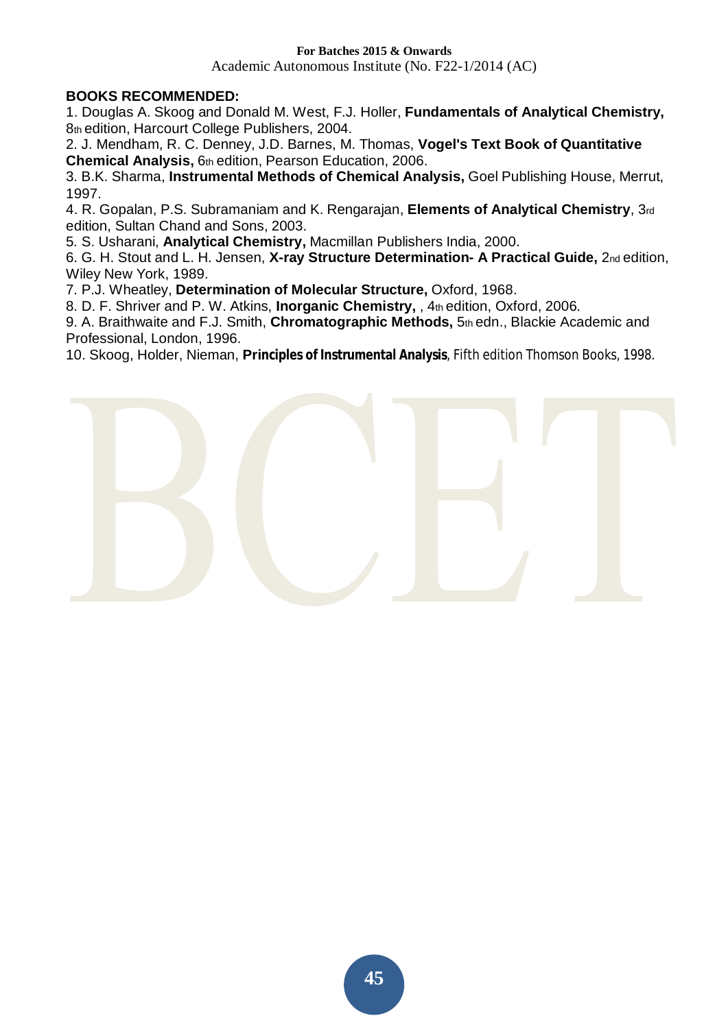**BOOKS RECOMMENDED:**

1. Douglas A. Skoog and Donald M. West, F.J. Holler, **Fundamentals of Analytical Chemistry,** 8th edition, Harcourt College Publishers, 2004.
2. J. Mendham, R. C. Denney, J.D. Barnes, M. Thomas, **Vogel's Text Book of Quantitative Chemical Analysis,** 6th edition, Pearson Education, 2006.
3. B.K. Sharma, **Instrumental Methods of Chemical Analysis,** Goel Publishing House, Merrut, 1997.
4. R. Gopalan, P.S. Subramaniam and K. Rengarajan, **Elements of Analytical Chemistry**, 3rd edition, Sultan Chand and Sons, 2003.
5. S. Usharani, **Analytical Chemistry,** Macmillan Publishers India, 2000.
6. G. H. Stout and L. H. Jensen, **X-ray Structure Determination- A Practical Guide,** 2nd edition, Wiley New York, 1989.
7. P.J. Wheatley, **Determination of Molecular Structure,** Oxford, 1968.
8. D. F. Shriver and P. W. Atkins, **Inorganic Chemistry,** , 4th edition, Oxford, 2006.
9. A. Braithwaite and F.J. Smith, **Chromatographic Methods,** 5th edn., Blackie Academic and Professional, London, 1996.
10. Skoog, Holder, Nieman, **Principles of Instrumental Analysis**, Fifth edition Thomson Books, 1998.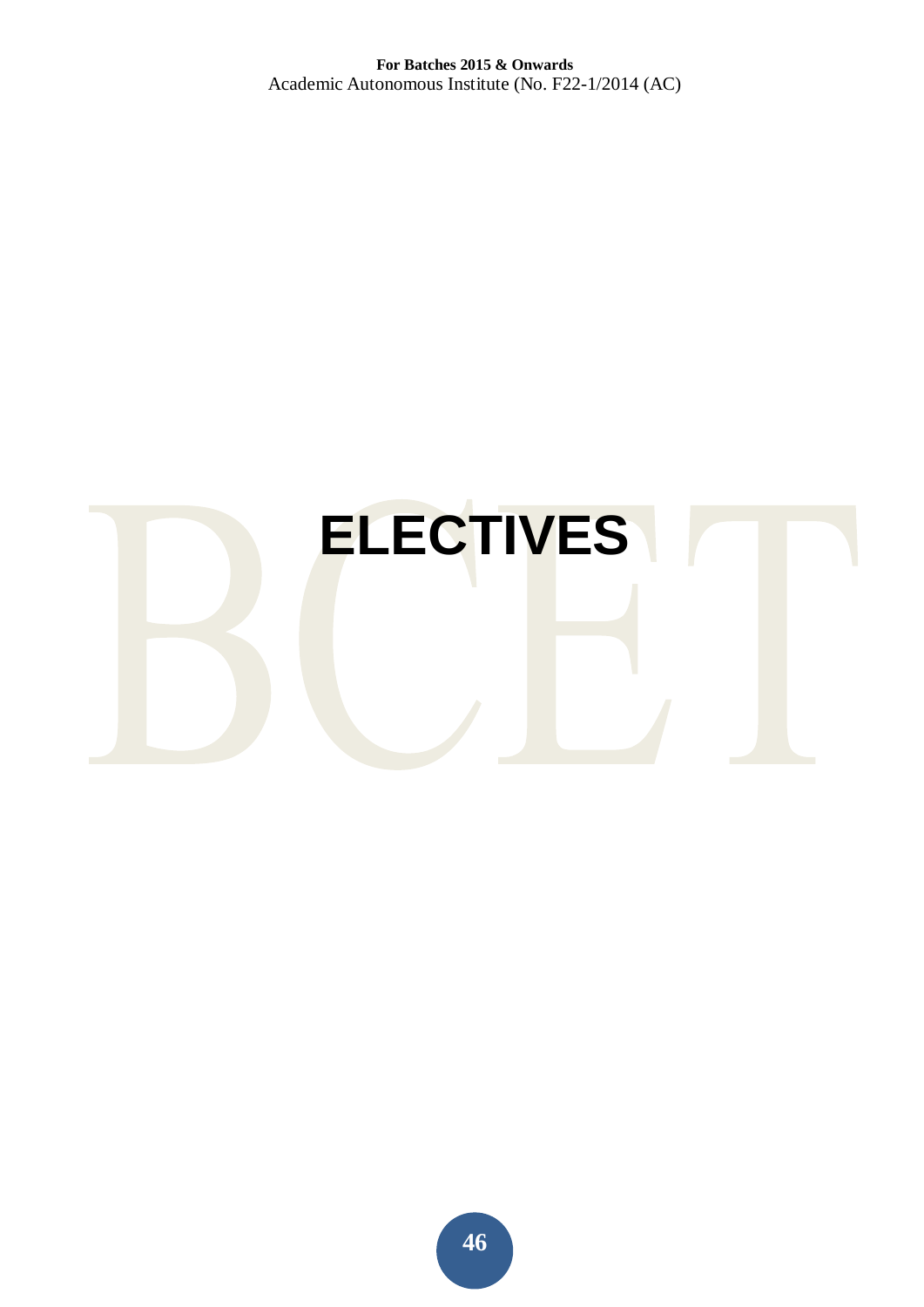# ELECTIVES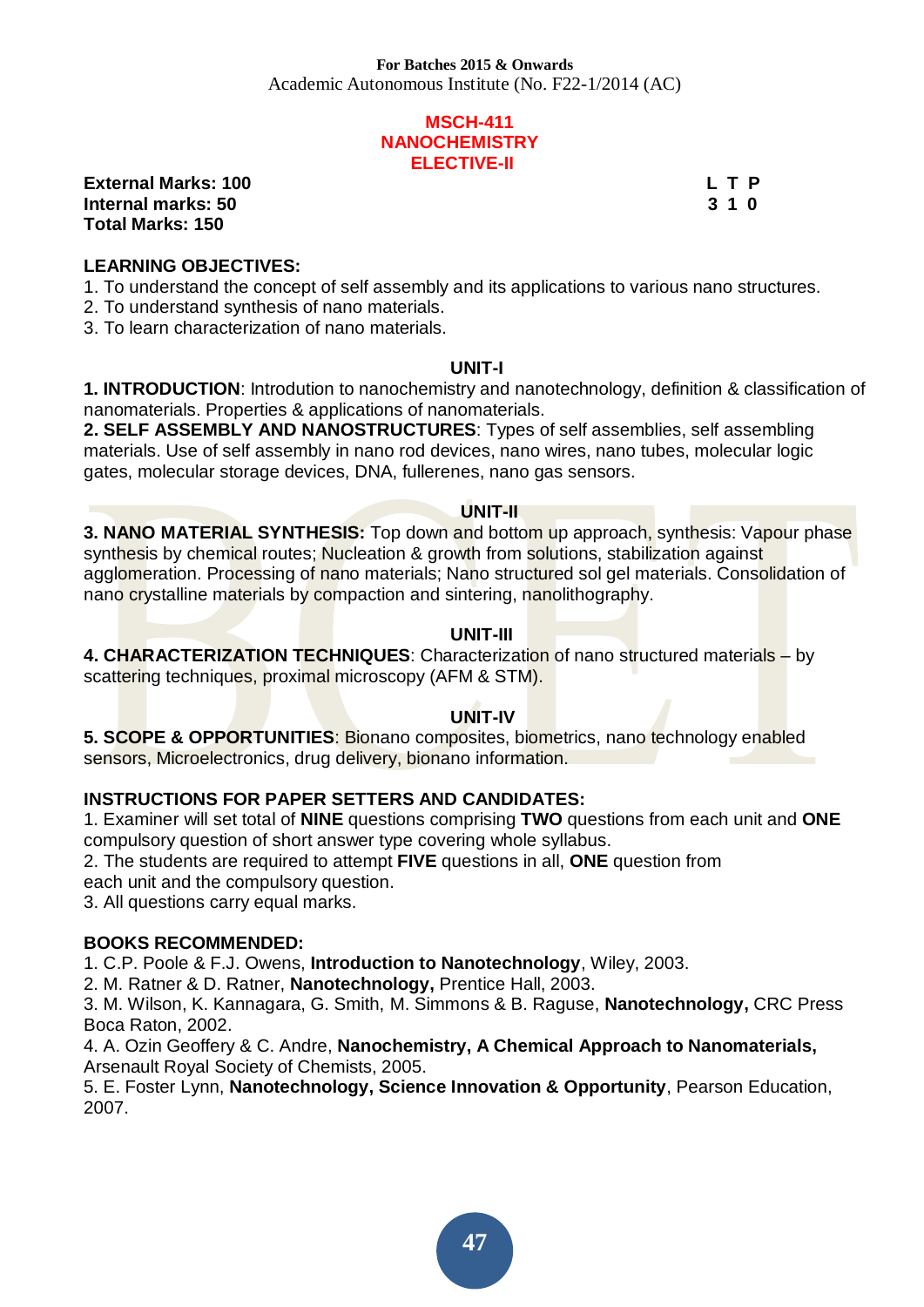**For Batches 2015 & Onwards**
Academic Autonomous Institute (No. F22-1/2014 (AC)

# MSCH-411
# NANOCHEMISTRY
# ELECTIVE-II

**External Marks: 100** | **L T P**
**Internal marks: 50** | **3 1 0**
**Total Marks: 150**

**LEARNING OBJECTIVES:**

1. To understand the concept of self assembly and its applications to various nano structures.
2. To understand synthesis of nano materials.
3. To learn characterization of nano materials.

## UNIT-I

**1. INTRODUCTION**: Introdution to nanochemistry and nanotechnology, definition & classification of nanomaterials. Properties & applications of nanomaterials.

**2. SELF ASSEMBLY AND NANOSTRUCTURES**: Types of self assemblies, self assembling materials. Use of self assembly in nano rod devices, nano wires, nano tubes, molecular logic gates, molecular storage devices, DNA, fullerenes, nano gas sensors.

## UNIT-II

**3. NANO MATERIAL SYNTHESIS:** Top down and bottom up approach, synthesis: Vapour phase synthesis by chemical routes; Nucleation & growth from solutions, stabilization against agglomeration. Processing of nano materials; Nano structured sol gel materials. Consolidation of nano crystalline materials by compaction and sintering, nanolithography.

## UNIT-III

**4. CHARACTERIZATION TECHNIQUES**: Characterization of nano structured materials – by scattering techniques, proximal microscopy (AFM & STM).

## UNIT-IV

**5. SCOPE & OPPORTUNITIES**: Bionano composites, biometrics, nano technology enabled sensors, Microelectronics, drug delivery, bionano information.

**INSTRUCTIONS FOR PAPER SETTERS AND CANDIDATES:**

1. Examiner will set total of **NINE** questions comprising **TWO** questions from each unit and **ONE** compulsory question of short answer type covering whole syllabus.
2. The students are required to attempt **FIVE** questions in all, **ONE** question from each unit and the compulsory question.
3. All questions carry equal marks.

**BOOKS RECOMMENDED:**

1. C.P. Poole & F.J. Owens, **Introduction to Nanotechnology**, Wiley, 2003.
2. M. Ratner & D. Ratner, **Nanotechnology,** Prentice Hall, 2003.
3. M. Wilson, K. Kannagara, G. Smith, M. Simmons & B. Raguse, **Nanotechnology,** CRC Press Boca Raton, 2002.
4. A. Ozin Geoffery & C. Andre, **Nanochemistry, A Chemical Approach to Nanomaterials,** Arsenault Royal Society of Chemists, 2005.
5. E. Foster Lynn, **Nanotechnology, Science Innovation & Opportunity**, Pearson Education, 2007.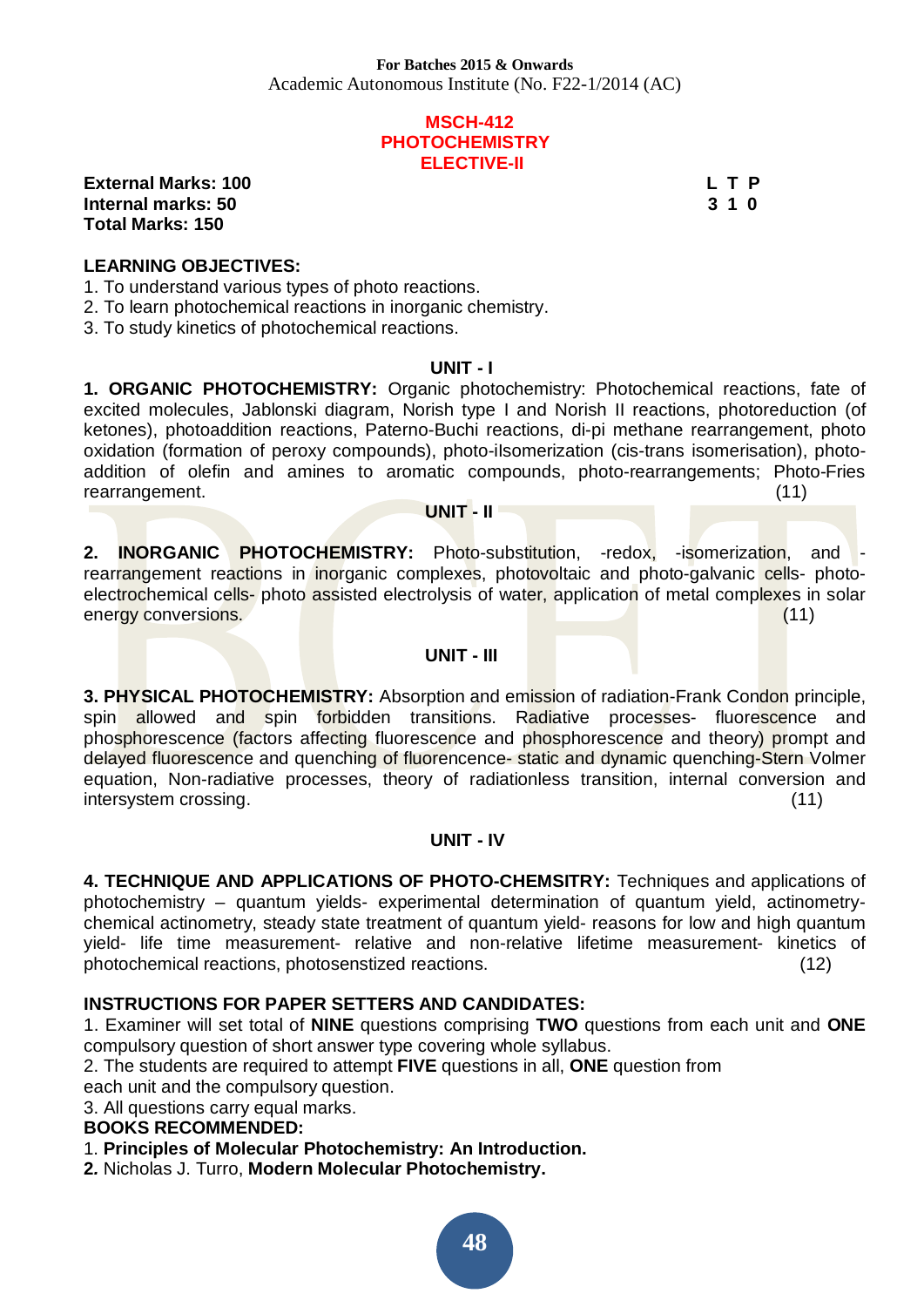For Batches 2015 & Onwards
Academic Autonomous Institute (No. F22-1/2014 (AC)

# MSCH-412
# PHOTOCHEMISTRY
# ELECTIVE-II

**External Marks: 100** | **L T P**
**Internal marks: 50** | **3 1 0**
**Total Marks: 150**

## LEARNING OBJECTIVES:

1. To understand various types of photo reactions.
2. To learn photochemical reactions in inorganic chemistry.
3. To study kinetics of photochemical reactions.

## UNIT - I

**1. ORGANIC PHOTOCHEMISTRY:** Organic photochemistry: Photochemical reactions, fate of excited molecules, Jablonski diagram, Norish type I and Norish II reactions, photoreduction (of ketones), photoaddition reactions, Paterno-Buchi reactions, di-pi methane rearrangement, photo oxidation (formation of peroxy compounds), photo-iIsomerization (cis-trans isomerisation), photo-addition of olefin and amines to aromatic compounds, photo-rearrangements; Photo-Fries rearrangement. (11)

## UNIT - II

**2. INORGANIC PHOTOCHEMISTRY:** Photo-substitution, -redox, -isomerization, and -rearrangement reactions in inorganic complexes, photovoltaic and photo-galvanic cells- photo-electrochemical cells- photo assisted electrolysis of water, application of metal complexes in solar energy conversions. (11)

## UNIT - III

**3. PHYSICAL PHOTOCHEMISTRY:** Absorption and emission of radiation-Frank Condon principle, spin allowed and spin forbidden transitions. Radiative processes- fluorescence and phosphorescence (factors affecting fluorescence and phosphorescence and theory) prompt and delayed fluorescence and quenching of fluorencence- static and dynamic quenching-Stern Volmer equation, Non-radiative processes, theory of radiationless transition, internal conversion and intersystem crossing. (11)

## UNIT - IV

**4. TECHNIQUE AND APPLICATIONS OF PHOTO-CHEMSITRY:** Techniques and applications of photochemistry – quantum yields- experimental determination of quantum yield, actinometry-chemical actinometry, steady state treatment of quantum yield- reasons for low and high quantum yield- life time measurement- relative and non-relative lifetime measurement- kinetics of photochemical reactions, photosenstized reactions. (12)

## INSTRUCTIONS FOR PAPER SETTERS AND CANDIDATES:

1. Examiner will set total of **NINE** questions comprising **TWO** questions from each unit and **ONE** compulsory question of short answer type covering whole syllabus.
2. The students are required to attempt **FIVE** questions in all, **ONE** question from each unit and the compulsory question.
3. All questions carry equal marks.

## BOOKS RECOMMENDED:

1. **Principles of Molecular Photochemistry: An Introduction.**
2. Nicholas J. Turro, **Modern Molecular Photochemistry.**